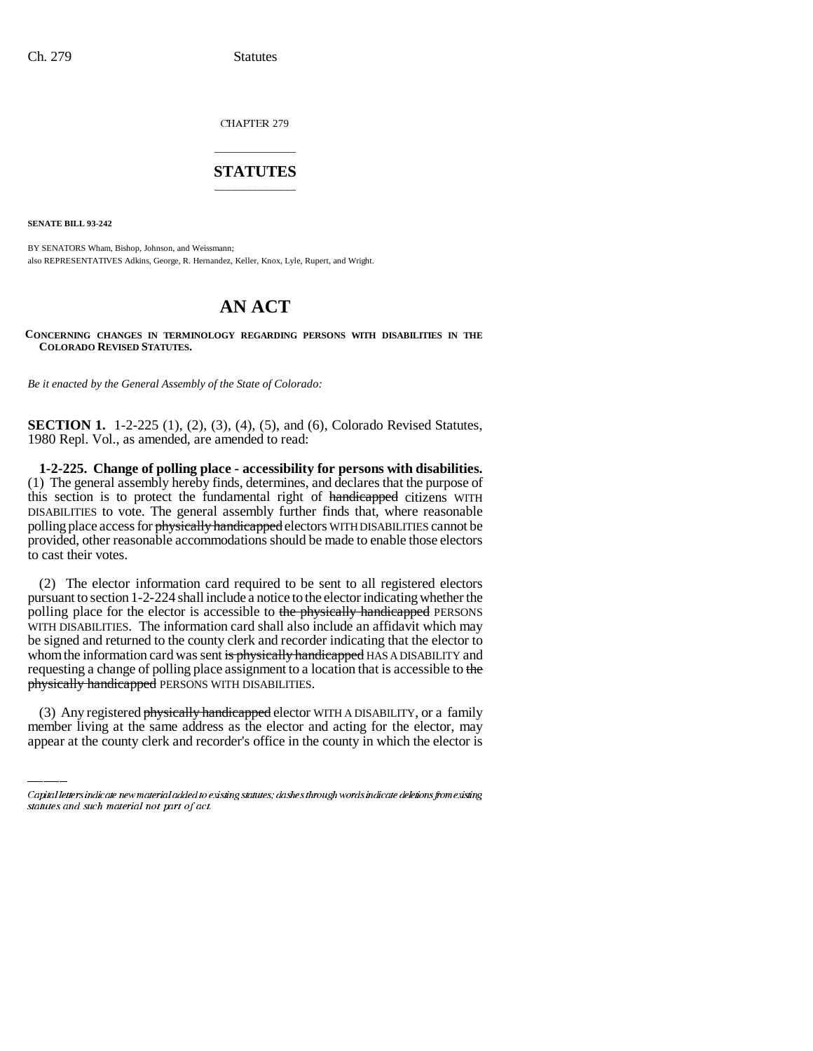CHAPTER 279

## STATUTES

**SENATE BILL 93-242**

BY SENATORS Wham, Bishop, Johnson, and Weissmann;
also REPRESENTATIVES Adkins, George, R. Hernandez, Keller, Knox, Lyle, Rupert, and Wright.

# AN ACT

**CONCERNING CHANGES IN TERMINOLOGY REGARDING PERSONS WITH DISABILITIES IN THE COLORADO REVISED STATUTES.**

*Be it enacted by the General Assembly of the State of Colorado:*

**SECTION 1.** 1-2-225 (1), (2), (3), (4), (5), and (6), Colorado Revised Statutes, 1980 Repl. Vol., as amended, are amended to read:

**1-2-225. Change of polling place - accessibility for persons with disabilities.** (1) The general assembly hereby finds, determines, and declares that the purpose of this section is to protect the fundamental right of ~~handicapped~~ citizens WITH DISABILITIES to vote. The general assembly further finds that, where reasonable polling place access for ~~physically handicapped~~ electors WITH DISABILITIES cannot be provided, other reasonable accommodations should be made to enable those electors to cast their votes.

(2) The elector information card required to be sent to all registered electors pursuant to section 1-2-224 shall include a notice to the elector indicating whether the polling place for the elector is accessible to ~~the physically handicapped~~ PERSONS WITH DISABILITIES. The information card shall also include an affidavit which may be signed and returned to the county clerk and recorder indicating that the elector to whom the information card was sent ~~is physically handicapped~~ HAS A DISABILITY and requesting a change of polling place assignment to a location that is accessible to ~~the physically handicapped~~ PERSONS WITH DISABILITIES.

(3) Any registered ~~physically handicapped~~ elector WITH A DISABILITY, or a family member living at the same address as the elector and acting for the elector, may appear at the county clerk and recorder's office in the county in which the elector is

Capital letters indicate new material added to existing statutes; dashes through words indicate deletions from existing statutes and such material not part of act.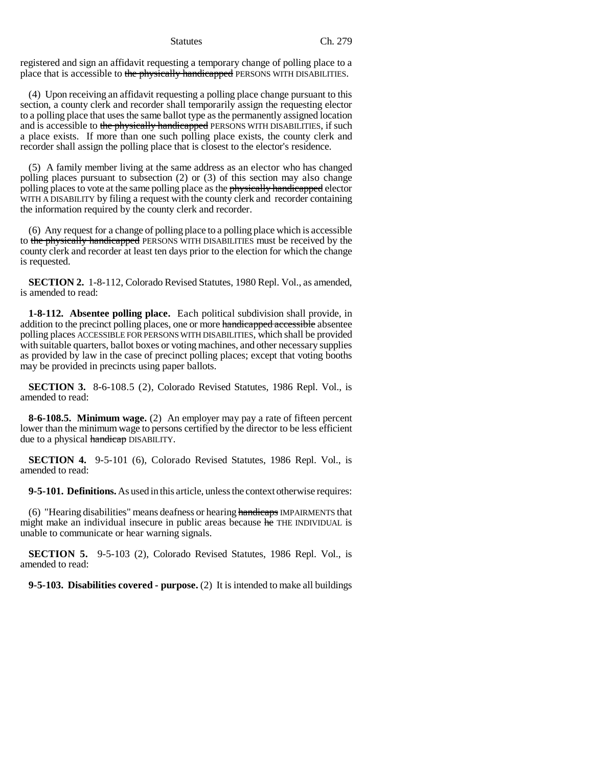registered and sign an affidavit requesting a temporary change of polling place to a place that is accessible to ~~the physically handicapped~~ PERSONS WITH DISABILITIES.

(4) Upon receiving an affidavit requesting a polling place change pursuant to this section, a county clerk and recorder shall temporarily assign the requesting elector to a polling place that uses the same ballot type as the permanently assigned location and is accessible to ~~the physically handicapped~~ PERSONS WITH DISABILITIES, if such a place exists. If more than one such polling place exists, the county clerk and recorder shall assign the polling place that is closest to the elector's residence.

(5) A family member living at the same address as an elector who has changed polling places pursuant to subsection (2) or (3) of this section may also change polling places to vote at the same polling place as the ~~physically handicapped~~ elector WITH A DISABILITY by filing a request with the county clerk and recorder containing the information required by the county clerk and recorder.

(6) Any request for a change of polling place to a polling place which is accessible to ~~the physically handicapped~~ PERSONS WITH DISABILITIES must be received by the county clerk and recorder at least ten days prior to the election for which the change is requested.

**SECTION 2.** 1-8-112, Colorado Revised Statutes, 1980 Repl. Vol., as amended, is amended to read:

**1-8-112. Absentee polling place.** Each political subdivision shall provide, in addition to the precinct polling places, one or more ~~handicapped accessible~~ absentee polling places ACCESSIBLE FOR PERSONS WITH DISABILITIES, which shall be provided with suitable quarters, ballot boxes or voting machines, and other necessary supplies as provided by law in the case of precinct polling places; except that voting booths may be provided in precincts using paper ballots.

**SECTION 3.** 8-6-108.5 (2), Colorado Revised Statutes, 1986 Repl. Vol., is amended to read:

**8-6-108.5. Minimum wage.** (2) An employer may pay a rate of fifteen percent lower than the minimum wage to persons certified by the director to be less efficient due to a physical ~~handicap~~ DISABILITY.

**SECTION 4.** 9-5-101 (6), Colorado Revised Statutes, 1986 Repl. Vol., is amended to read:

**9-5-101. Definitions.** As used in this article, unless the context otherwise requires:

(6) "Hearing disabilities" means deafness or hearing ~~handicaps~~ IMPAIRMENTS that might make an individual insecure in public areas because ~~he~~ THE INDIVIDUAL is unable to communicate or hear warning signals.

**SECTION 5.** 9-5-103 (2), Colorado Revised Statutes, 1986 Repl. Vol., is amended to read:

**9-5-103. Disabilities covered - purpose.** (2) It is intended to make all buildings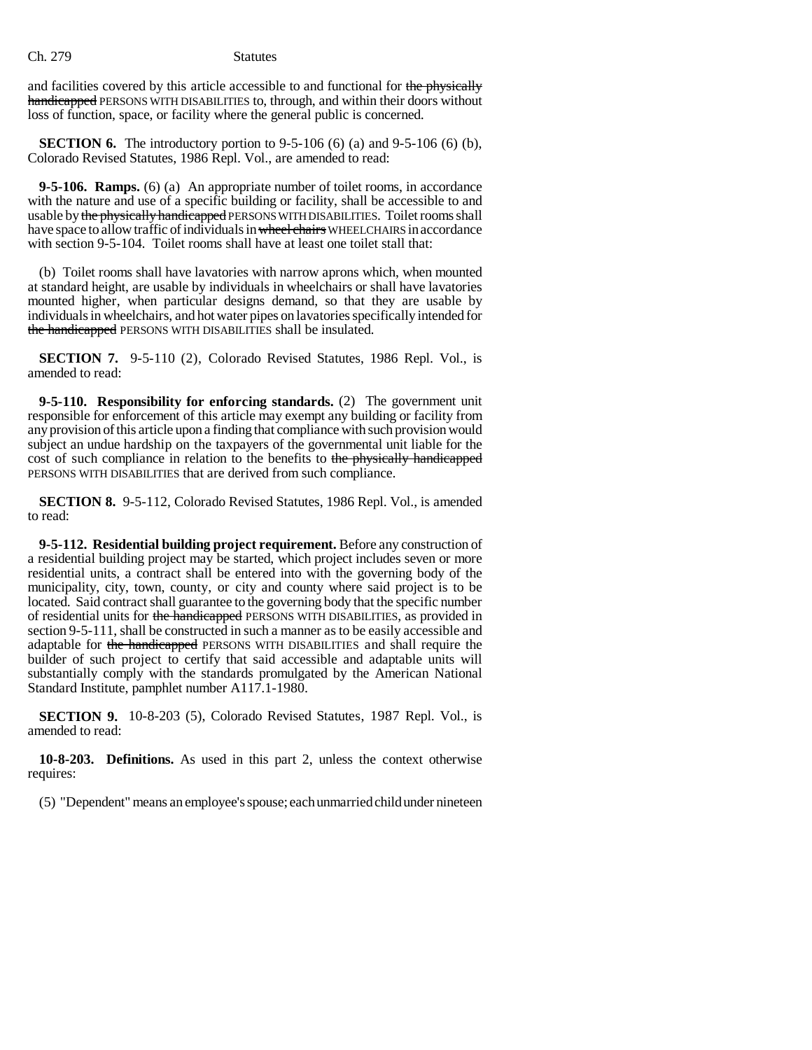and facilities covered by this article accessible to and functional for ~~the physically handicapped~~ PERSONS WITH DISABILITIES to, through, and within their doors without loss of function, space, or facility where the general public is concerned.

**SECTION 6.** The introductory portion to 9-5-106 (6) (a) and 9-5-106 (6) (b), Colorado Revised Statutes, 1986 Repl. Vol., are amended to read:

**9-5-106. Ramps.** (6) (a) An appropriate number of toilet rooms, in accordance with the nature and use of a specific building or facility, shall be accessible to and usable by ~~the physically handicapped~~ PERSONS WITH DISABILITIES. Toilet rooms shall have space to allow traffic of individuals in ~~wheel chairs~~ WHEELCHAIRS in accordance with section 9-5-104. Toilet rooms shall have at least one toilet stall that:

(b) Toilet rooms shall have lavatories with narrow aprons which, when mounted at standard height, are usable by individuals in wheelchairs or shall have lavatories mounted higher, when particular designs demand, so that they are usable by individuals in wheelchairs, and hot water pipes on lavatories specifically intended for ~~the handicapped~~ PERSONS WITH DISABILITIES shall be insulated.

**SECTION 7.** 9-5-110 (2), Colorado Revised Statutes, 1986 Repl. Vol., is amended to read:

**9-5-110. Responsibility for enforcing standards.** (2) The government unit responsible for enforcement of this article may exempt any building or facility from any provision of this article upon a finding that compliance with such provision would subject an undue hardship on the taxpayers of the governmental unit liable for the cost of such compliance in relation to the benefits to ~~the physically handicapped~~ PERSONS WITH DISABILITIES that are derived from such compliance.

**SECTION 8.** 9-5-112, Colorado Revised Statutes, 1986 Repl. Vol., is amended to read:

**9-5-112. Residential building project requirement.** Before any construction of a residential building project may be started, which project includes seven or more residential units, a contract shall be entered into with the governing body of the municipality, city, town, county, or city and county where said project is to be located. Said contract shall guarantee to the governing body that the specific number of residential units for ~~the handicapped~~ PERSONS WITH DISABILITIES, as provided in section 9-5-111, shall be constructed in such a manner as to be easily accessible and adaptable for ~~the handicapped~~ PERSONS WITH DISABILITIES and shall require the builder of such project to certify that said accessible and adaptable units will substantially comply with the standards promulgated by the American National Standard Institute, pamphlet number A117.1-1980.

**SECTION 9.** 10-8-203 (5), Colorado Revised Statutes, 1987 Repl. Vol., is amended to read:

**10-8-203. Definitions.** As used in this part 2, unless the context otherwise requires:

(5) "Dependent" means an employee's spouse; each unmarried child under nineteen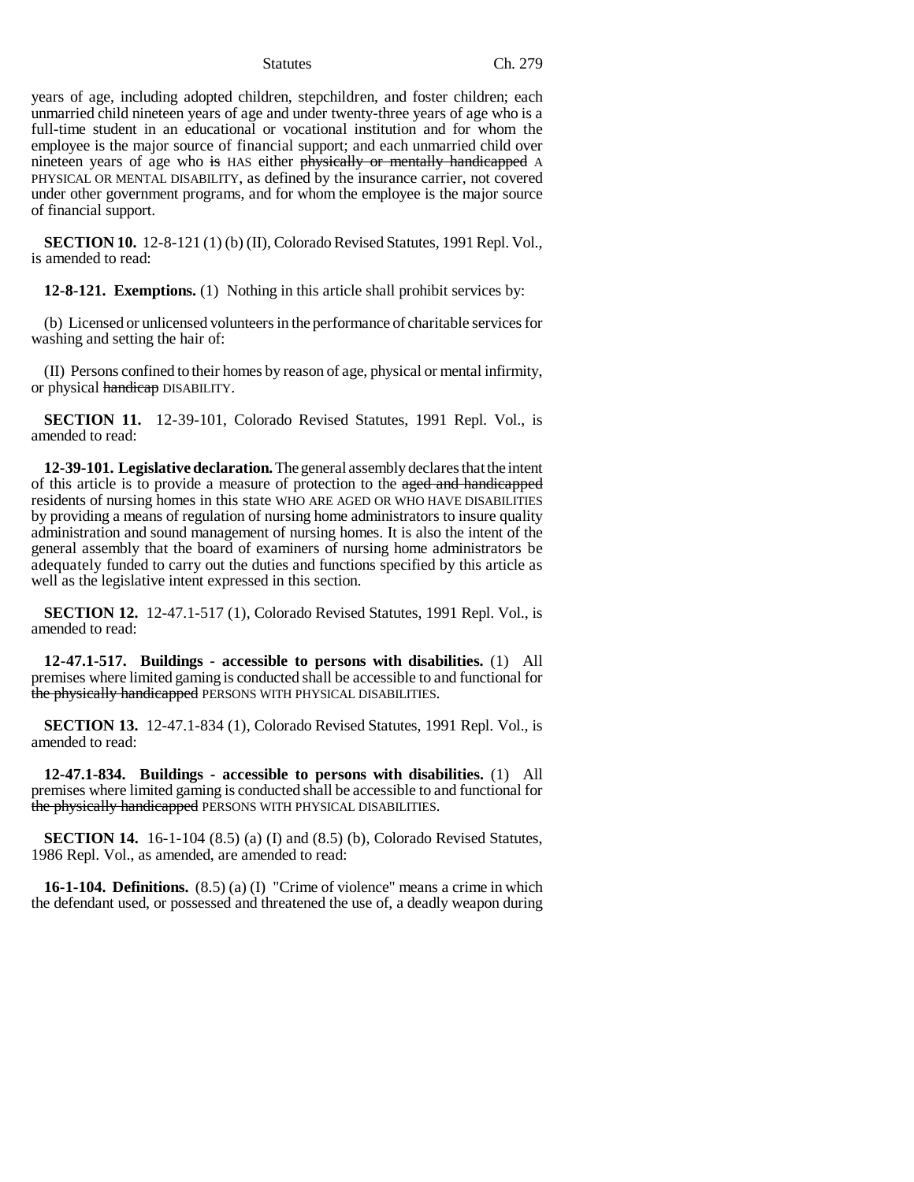years of age, including adopted children, stepchildren, and foster children; each unmarried child nineteen years of age and under twenty-three years of age who is a full-time student in an educational or vocational institution and for whom the employee is the major source of financial support; and each unmarried child over nineteen years of age who ~~is~~ HAS either ~~physically or mentally handicapped~~ A PHYSICAL OR MENTAL DISABILITY, as defined by the insurance carrier, not covered under other government programs, and for whom the employee is the major source of financial support.

**SECTION 10.** 12-8-121 (1) (b) (II), Colorado Revised Statutes, 1991 Repl. Vol., is amended to read:

**12-8-121. Exemptions.** (1) Nothing in this article shall prohibit services by:

(b) Licensed or unlicensed volunteers in the performance of charitable services for washing and setting the hair of:

(II) Persons confined to their homes by reason of age, physical or mental infirmity, or physical ~~handicap~~ DISABILITY.

**SECTION 11.** 12-39-101, Colorado Revised Statutes, 1991 Repl. Vol., is amended to read:

**12-39-101. Legislative declaration.** The general assembly declares that the intent of this article is to provide a measure of protection to the ~~aged and handicapped~~ residents of nursing homes in this state WHO ARE AGED OR WHO HAVE DISABILITIES by providing a means of regulation of nursing home administrators to insure quality administration and sound management of nursing homes. It is also the intent of the general assembly that the board of examiners of nursing home administrators be adequately funded to carry out the duties and functions specified by this article as well as the legislative intent expressed in this section.

**SECTION 12.** 12-47.1-517 (1), Colorado Revised Statutes, 1991 Repl. Vol., is amended to read:

**12-47.1-517. Buildings - accessible to persons with disabilities.** (1) All premises where limited gaming is conducted shall be accessible to and functional for ~~the physically handicapped~~ PERSONS WITH PHYSICAL DISABILITIES.

**SECTION 13.** 12-47.1-834 (1), Colorado Revised Statutes, 1991 Repl. Vol., is amended to read:

**12-47.1-834. Buildings - accessible to persons with disabilities.** (1) All premises where limited gaming is conducted shall be accessible to and functional for ~~the physically handicapped~~ PERSONS WITH PHYSICAL DISABILITIES.

**SECTION 14.** 16-1-104 (8.5) (a) (I) and (8.5) (b), Colorado Revised Statutes, 1986 Repl. Vol., as amended, are amended to read:

**16-1-104. Definitions.** (8.5) (a) (I) "Crime of violence" means a crime in which the defendant used, or possessed and threatened the use of, a deadly weapon during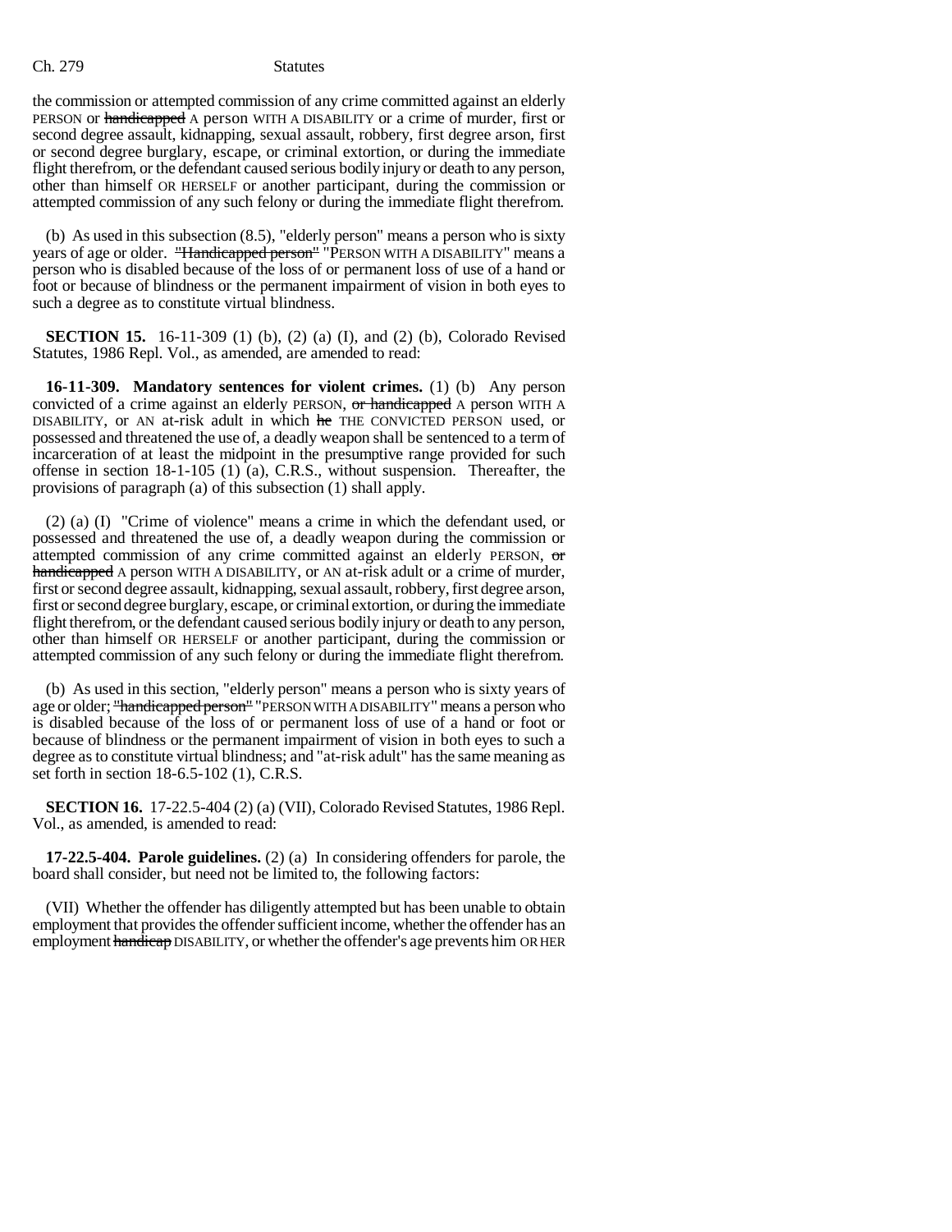the commission or attempted commission of any crime committed against an elderly PERSON or ~~handicapped~~ A person WITH A DISABILITY or a crime of murder, first or second degree assault, kidnapping, sexual assault, robbery, first degree arson, first or second degree burglary, escape, or criminal extortion, or during the immediate flight therefrom, or the defendant caused serious bodily injury or death to any person, other than himself OR HERSELF or another participant, during the commission or attempted commission of any such felony or during the immediate flight therefrom.

(b) As used in this subsection (8.5), "elderly person" means a person who is sixty years of age or older. ~~"Handicapped person"~~ "PERSON WITH A DISABILITY" means a person who is disabled because of the loss of or permanent loss of use of a hand or foot or because of blindness or the permanent impairment of vision in both eyes to such a degree as to constitute virtual blindness.

**SECTION 15.** 16-11-309 (1) (b), (2) (a) (I), and (2) (b), Colorado Revised Statutes, 1986 Repl. Vol., as amended, are amended to read:

**16-11-309. Mandatory sentences for violent crimes.** (1) (b) Any person convicted of a crime against an elderly PERSON, ~~or handicapped~~ A person WITH A DISABILITY, or AN at-risk adult in which ~~he~~ THE CONVICTED PERSON used, or possessed and threatened the use of, a deadly weapon shall be sentenced to a term of incarceration of at least the midpoint in the presumptive range provided for such offense in section 18-1-105 (1) (a), C.R.S., without suspension. Thereafter, the provisions of paragraph (a) of this subsection (1) shall apply.

(2) (a) (I) "Crime of violence" means a crime in which the defendant used, or possessed and threatened the use of, a deadly weapon during the commission or attempted commission of any crime committed against an elderly PERSON, ~~or handicapped~~ A person WITH A DISABILITY, or AN at-risk adult or a crime of murder, first or second degree assault, kidnapping, sexual assault, robbery, first degree arson, first or second degree burglary, escape, or criminal extortion, or during the immediate flight therefrom, or the defendant caused serious bodily injury or death to any person, other than himself OR HERSELF or another participant, during the commission or attempted commission of any such felony or during the immediate flight therefrom.

(b) As used in this section, "elderly person" means a person who is sixty years of age or older; ~~"handicapped person"~~ "PERSON WITH A DISABILITY" means a person who is disabled because of the loss of or permanent loss of use of a hand or foot or because of blindness or the permanent impairment of vision in both eyes to such a degree as to constitute virtual blindness; and "at-risk adult" has the same meaning as set forth in section 18-6.5-102 (1), C.R.S.

**SECTION 16.** 17-22.5-404 (2) (a) (VII), Colorado Revised Statutes, 1986 Repl. Vol., as amended, is amended to read:

**17-22.5-404. Parole guidelines.** (2) (a) In considering offenders for parole, the board shall consider, but need not be limited to, the following factors:

(VII) Whether the offender has diligently attempted but has been unable to obtain employment that provides the offender sufficient income, whether the offender has an employment ~~handicap~~ DISABILITY, or whether the offender's age prevents him OR HER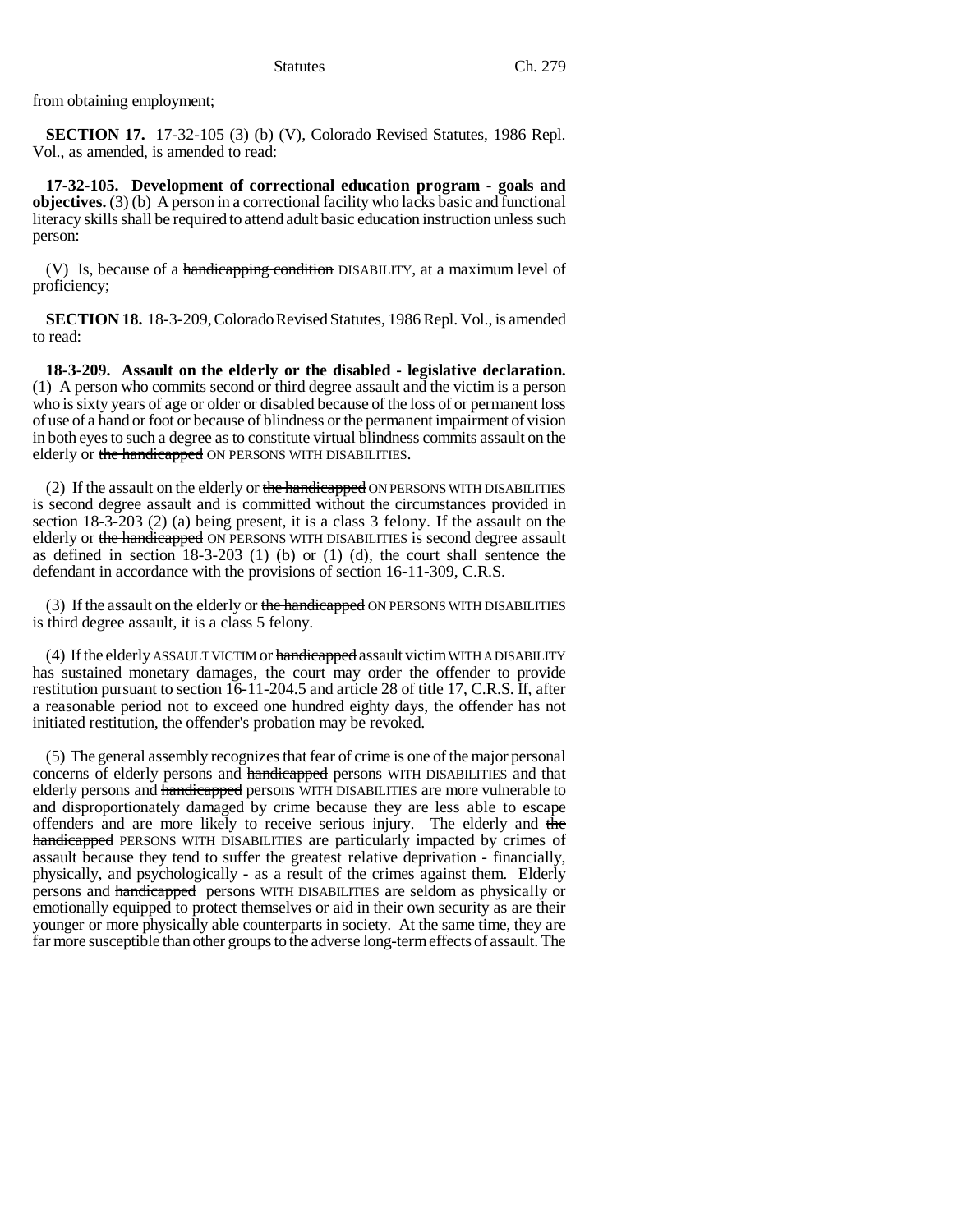from obtaining employment;

**SECTION 17.** 17-32-105 (3) (b) (V), Colorado Revised Statutes, 1986 Repl. Vol., as amended, is amended to read:

**17-32-105. Development of correctional education program - goals and objectives.** (3) (b) A person in a correctional facility who lacks basic and functional literacy skills shall be required to attend adult basic education instruction unless such person:

(V) Is, because of a ~~handicapping condition~~ DISABILITY, at a maximum level of proficiency;

**SECTION 18.** 18-3-209, Colorado Revised Statutes, 1986 Repl. Vol., is amended to read:

**18-3-209. Assault on the elderly or the disabled - legislative declaration.** (1) A person who commits second or third degree assault and the victim is a person who is sixty years of age or older or disabled because of the loss of or permanent loss of use of a hand or foot or because of blindness or the permanent impairment of vision in both eyes to such a degree as to constitute virtual blindness commits assault on the elderly or ~~the handicapped~~ ON PERSONS WITH DISABILITIES.

(2) If the assault on the elderly or ~~the handicapped~~ ON PERSONS WITH DISABILITIES is second degree assault and is committed without the circumstances provided in section 18-3-203 (2) (a) being present, it is a class 3 felony. If the assault on the elderly or ~~the handicapped~~ ON PERSONS WITH DISABILITIES is second degree assault as defined in section 18-3-203 (1) (b) or (1) (d), the court shall sentence the defendant in accordance with the provisions of section 16-11-309, C.R.S.

(3) If the assault on the elderly or ~~the handicapped~~ ON PERSONS WITH DISABILITIES is third degree assault, it is a class 5 felony.

(4) If the elderly ASSAULT VICTIM or ~~handicapped~~ assault victim WITH A DISABILITY has sustained monetary damages, the court may order the offender to provide restitution pursuant to section 16-11-204.5 and article 28 of title 17, C.R.S. If, after a reasonable period not to exceed one hundred eighty days, the offender has not initiated restitution, the offender's probation may be revoked.

(5) The general assembly recognizes that fear of crime is one of the major personal concerns of elderly persons and ~~handicapped~~ persons WITH DISABILITIES and that elderly persons and ~~handicapped~~ persons WITH DISABILITIES are more vulnerable to and disproportionately damaged by crime because they are less able to escape offenders and are more likely to receive serious injury. The elderly and ~~the handicapped~~ PERSONS WITH DISABILITIES are particularly impacted by crimes of assault because they tend to suffer the greatest relative deprivation - financially, physically, and psychologically - as a result of the crimes against them. Elderly persons and ~~handicapped~~ persons WITH DISABILITIES are seldom as physically or emotionally equipped to protect themselves or aid in their own security as are their younger or more physically able counterparts in society. At the same time, they are far more susceptible than other groups to the adverse long-term effects of assault. The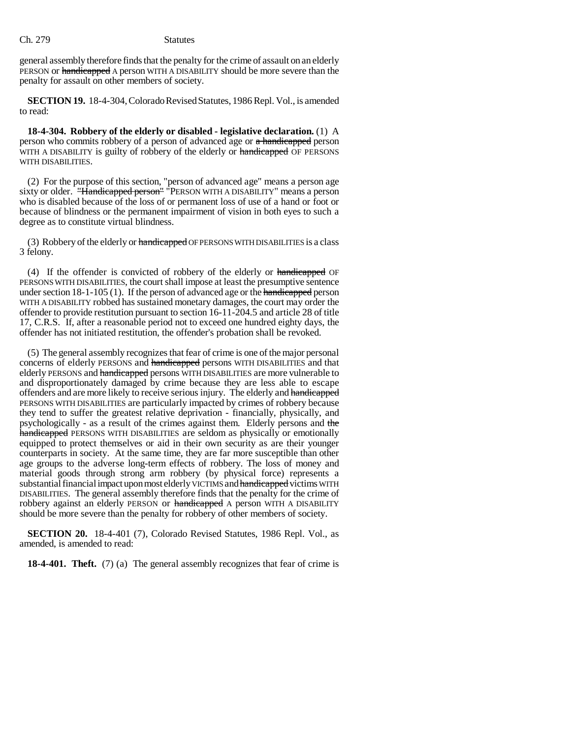general assembly therefore finds that the penalty for the crime of assault on an elderly PERSON or ~~handicapped~~ A person WITH A DISABILITY should be more severe than the penalty for assault on other members of society.

**SECTION 19.** 18-4-304, Colorado Revised Statutes, 1986 Repl. Vol., is amended to read:

**18-4-304. Robbery of the elderly or disabled - legislative declaration.** (1) A person who commits robbery of a person of advanced age or ~~a handicapped~~ person WITH A DISABILITY is guilty of robbery of the elderly or ~~handicapped~~ OF PERSONS WITH DISABILITIES.

(2) For the purpose of this section, "person of advanced age" means a person age sixty or older. ~~"Handicapped person"~~ "PERSON WITH A DISABILITY" means a person who is disabled because of the loss of or permanent loss of use of a hand or foot or because of blindness or the permanent impairment of vision in both eyes to such a degree as to constitute virtual blindness.

(3) Robbery of the elderly or ~~handicapped~~ OF PERSONS WITH DISABILITIES is a class 3 felony.

(4) If the offender is convicted of robbery of the elderly or ~~handicapped~~ OF PERSONS WITH DISABILITIES, the court shall impose at least the presumptive sentence under section 18-1-105 (1). If the person of advanced age or the ~~handicapped~~ person WITH A DISABILITY robbed has sustained monetary damages, the court may order the offender to provide restitution pursuant to section 16-11-204.5 and article 28 of title 17, C.R.S. If, after a reasonable period not to exceed one hundred eighty days, the offender has not initiated restitution, the offender's probation shall be revoked.

(5) The general assembly recognizes that fear of crime is one of the major personal concerns of elderly PERSONS and ~~handicapped~~ persons WITH DISABILITIES and that elderly PERSONS and ~~handicapped~~ persons WITH DISABILITIES are more vulnerable to and disproportionately damaged by crime because they are less able to escape offenders and are more likely to receive serious injury. The elderly and ~~handicapped~~ PERSONS WITH DISABILITIES are particularly impacted by crimes of robbery because they tend to suffer the greatest relative deprivation - financially, physically, and psychologically - as a result of the crimes against them. Elderly persons and ~~the handicapped~~ PERSONS WITH DISABILITIES are seldom as physically or emotionally equipped to protect themselves or aid in their own security as are their younger counterparts in society. At the same time, they are far more susceptible than other age groups to the adverse long-term effects of robbery. The loss of money and material goods through strong arm robbery (by physical force) represents a substantial financial impact upon most elderly VICTIMS and ~~handicapped~~ victims WITH DISABILITIES. The general assembly therefore finds that the penalty for the crime of robbery against an elderly PERSON or ~~handicapped~~ A person WITH A DISABILITY should be more severe than the penalty for robbery of other members of society.

**SECTION 20.** 18-4-401 (7), Colorado Revised Statutes, 1986 Repl. Vol., as amended, is amended to read:

**18-4-401. Theft.** (7) (a) The general assembly recognizes that fear of crime is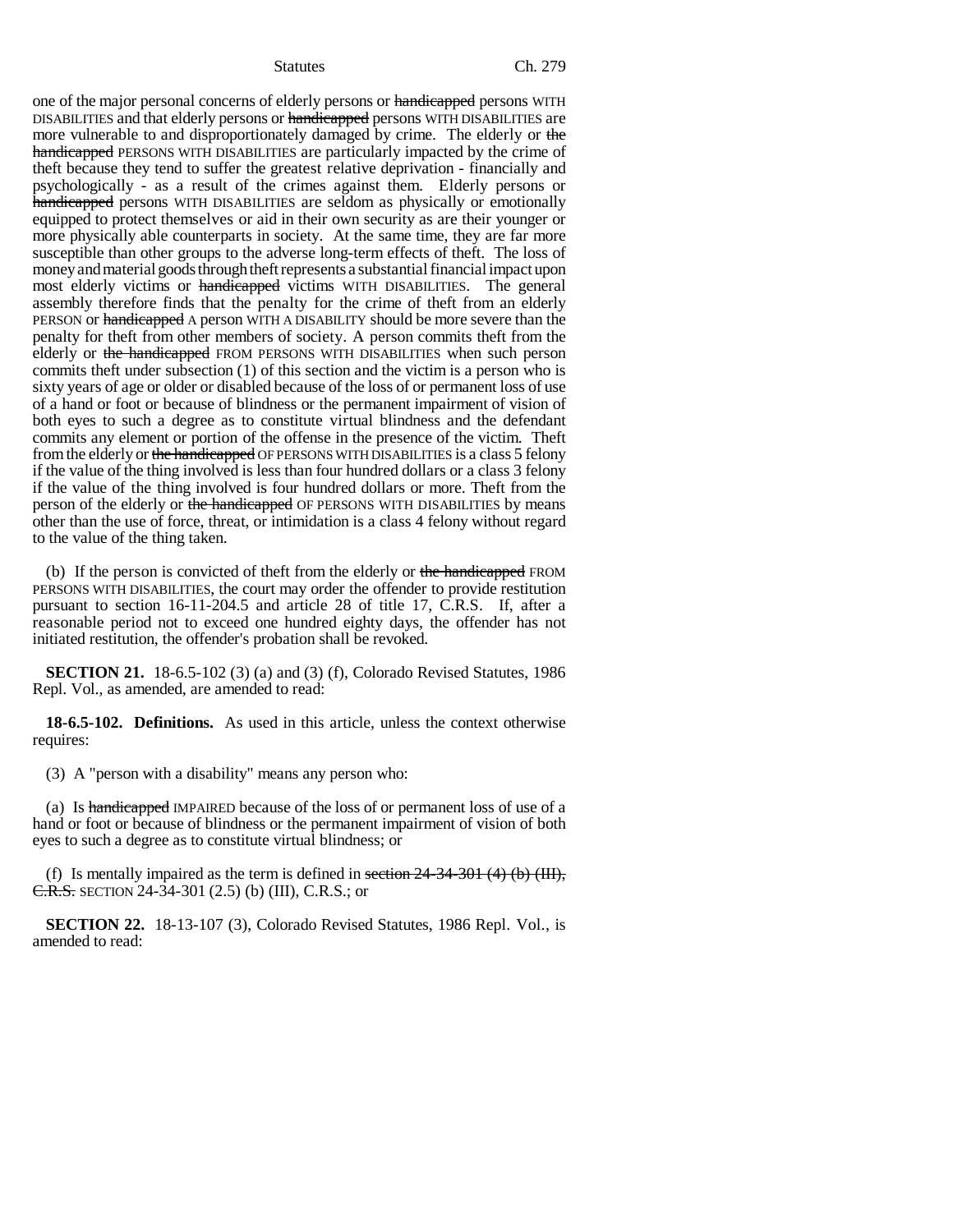one of the major personal concerns of elderly persons or ~~handicapped~~ persons WITH DISABILITIES and that elderly persons or ~~handicapped~~ persons WITH DISABILITIES are more vulnerable to and disproportionately damaged by crime. The elderly or ~~the handicapped~~ PERSONS WITH DISABILITIES are particularly impacted by the crime of theft because they tend to suffer the greatest relative deprivation - financially and psychologically - as a result of the crimes against them. Elderly persons or ~~handicapped~~ persons WITH DISABILITIES are seldom as physically or emotionally equipped to protect themselves or aid in their own security as are their younger or more physically able counterparts in society. At the same time, they are far more susceptible than other groups to the adverse long-term effects of theft. The loss of money and material goods through theft represents a substantial financial impact upon most elderly victims or ~~handicapped~~ victims WITH DISABILITIES. The general assembly therefore finds that the penalty for the crime of theft from an elderly PERSON or ~~handicapped~~ A person WITH A DISABILITY should be more severe than the penalty for theft from other members of society. A person commits theft from the elderly or ~~the handicapped~~ FROM PERSONS WITH DISABILITIES when such person commits theft under subsection (1) of this section and the victim is a person who is sixty years of age or older or disabled because of the loss of or permanent loss of use of a hand or foot or because of blindness or the permanent impairment of vision of both eyes to such a degree as to constitute virtual blindness and the defendant commits any element or portion of the offense in the presence of the victim. Theft from the elderly or ~~the handicapped~~ OF PERSONS WITH DISABILITIES is a class 5 felony if the value of the thing involved is less than four hundred dollars or a class 3 felony if the value of the thing involved is four hundred dollars or more. Theft from the person of the elderly or ~~the handicapped~~ OF PERSONS WITH DISABILITIES by means other than the use of force, threat, or intimidation is a class 4 felony without regard to the value of the thing taken.

(b) If the person is convicted of theft from the elderly or ~~the handicapped~~ FROM PERSONS WITH DISABILITIES, the court may order the offender to provide restitution pursuant to section 16-11-204.5 and article 28 of title 17, C.R.S. If, after a reasonable period not to exceed one hundred eighty days, the offender has not initiated restitution, the offender's probation shall be revoked.

**SECTION 21.** 18-6.5-102 (3) (a) and (3) (f), Colorado Revised Statutes, 1986 Repl. Vol., as amended, are amended to read:

**18-6.5-102. Definitions.** As used in this article, unless the context otherwise requires:

(3) A "person with a disability" means any person who:

(a) Is ~~handicapped~~ IMPAIRED because of the loss of or permanent loss of use of a hand or foot or because of blindness or the permanent impairment of vision of both eyes to such a degree as to constitute virtual blindness; or

(f) Is mentally impaired as the term is defined in ~~section 24-34-301 (4) (b) (III), C.R.S.~~ SECTION 24-34-301 (2.5) (b) (III), C.R.S.; or

**SECTION 22.** 18-13-107 (3), Colorado Revised Statutes, 1986 Repl. Vol., is amended to read: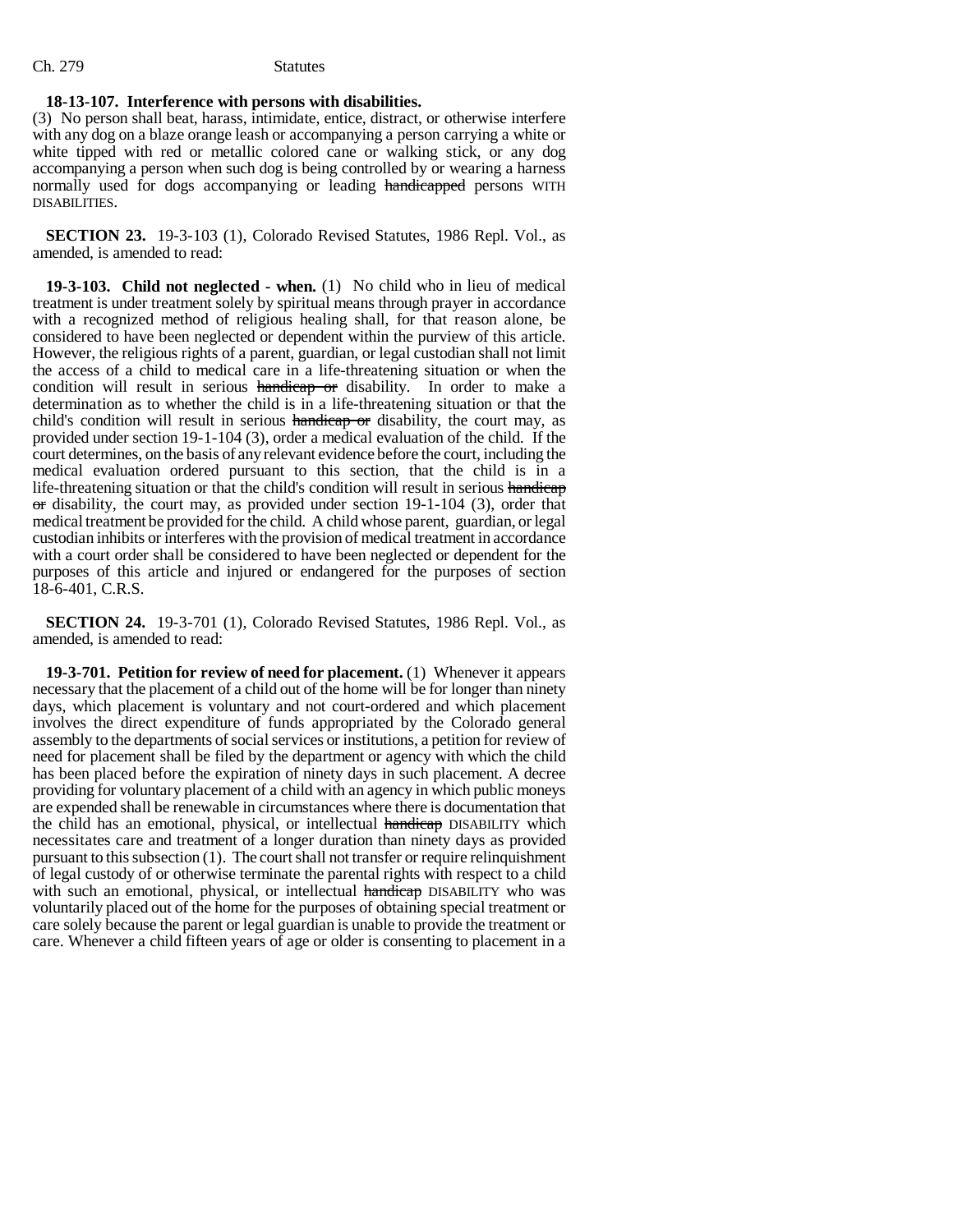**18-13-107. Interference with persons with disabilities.**
(3) No person shall beat, harass, intimidate, entice, distract, or otherwise interfere with any dog on a blaze orange leash or accompanying a person carrying a white or white tipped with red or metallic colored cane or walking stick, or any dog accompanying a person when such dog is being controlled by or wearing a harness normally used for dogs accompanying or leading ~~handicapped~~ persons WITH DISABILITIES.

**SECTION 23.** 19-3-103 (1), Colorado Revised Statutes, 1986 Repl. Vol., as amended, is amended to read:

**19-3-103. Child not neglected - when.** (1) No child who in lieu of medical treatment is under treatment solely by spiritual means through prayer in accordance with a recognized method of religious healing shall, for that reason alone, be considered to have been neglected or dependent within the purview of this article. However, the religious rights of a parent, guardian, or legal custodian shall not limit the access of a child to medical care in a life-threatening situation or when the condition will result in serious ~~handicap or~~ disability. In order to make a determination as to whether the child is in a life-threatening situation or that the child's condition will result in serious ~~handicap or~~ disability, the court may, as provided under section 19-1-104 (3), order a medical evaluation of the child. If the court determines, on the basis of any relevant evidence before the court, including the medical evaluation ordered pursuant to this section, that the child is in a life-threatening situation or that the child's condition will result in serious ~~handicap or~~ disability, the court may, as provided under section 19-1-104 (3), order that medical treatment be provided for the child. A child whose parent, guardian, or legal custodian inhibits or interferes with the provision of medical treatment in accordance with a court order shall be considered to have been neglected or dependent for the purposes of this article and injured or endangered for the purposes of section 18-6-401, C.R.S.

**SECTION 24.** 19-3-701 (1), Colorado Revised Statutes, 1986 Repl. Vol., as amended, is amended to read:

**19-3-701. Petition for review of need for placement.** (1) Whenever it appears necessary that the placement of a child out of the home will be for longer than ninety days, which placement is voluntary and not court-ordered and which placement involves the direct expenditure of funds appropriated by the Colorado general assembly to the departments of social services or institutions, a petition for review of need for placement shall be filed by the department or agency with which the child has been placed before the expiration of ninety days in such placement. A decree providing for voluntary placement of a child with an agency in which public moneys are expended shall be renewable in circumstances where there is documentation that the child has an emotional, physical, or intellectual ~~handicap~~ DISABILITY which necessitates care and treatment of a longer duration than ninety days as provided pursuant to this subsection (1). The court shall not transfer or require relinquishment of legal custody of or otherwise terminate the parental rights with respect to a child with such an emotional, physical, or intellectual ~~handicap~~ DISABILITY who was voluntarily placed out of the home for the purposes of obtaining special treatment or care solely because the parent or legal guardian is unable to provide the treatment or care. Whenever a child fifteen years of age or older is consenting to placement in a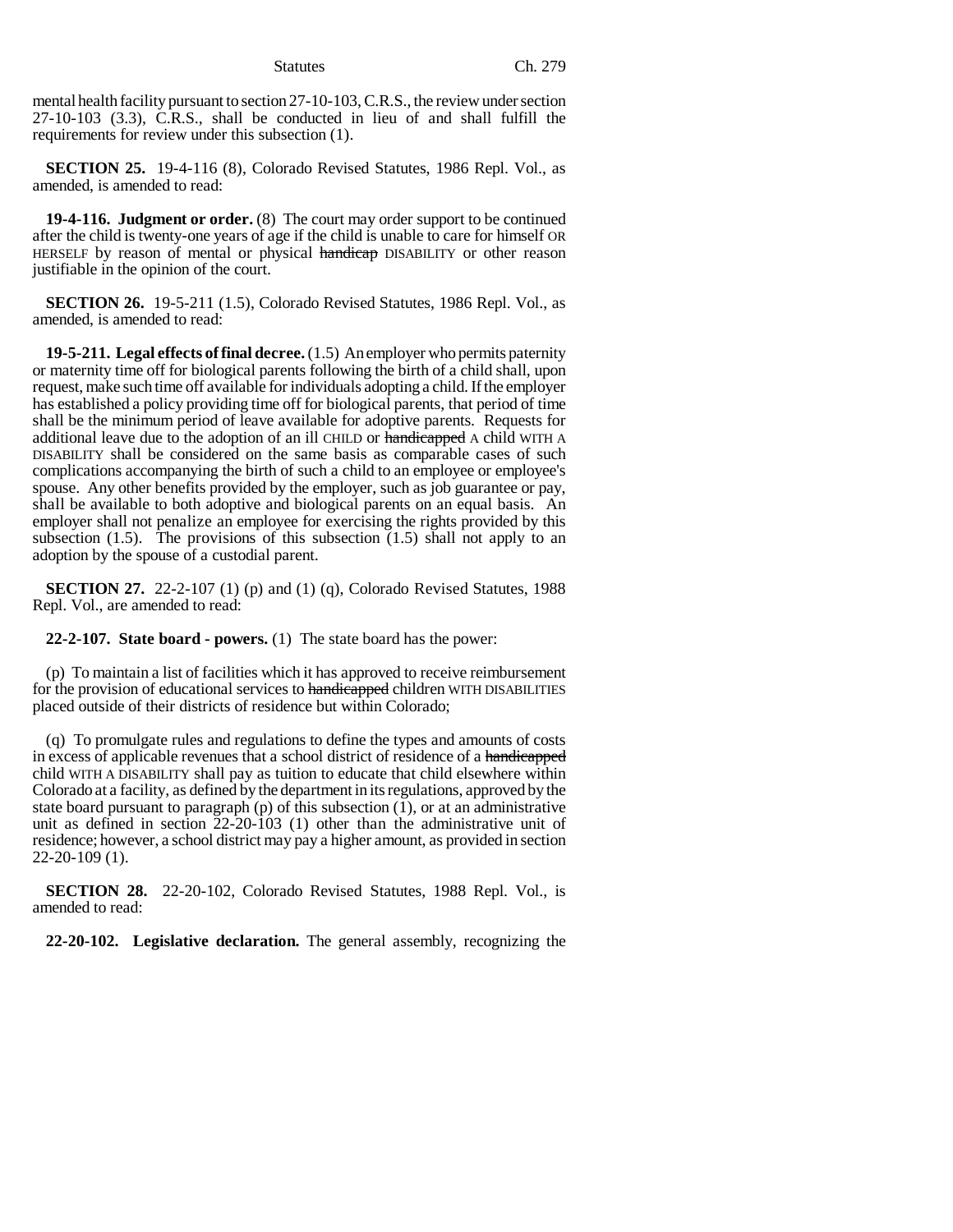mental health facility pursuant to section 27-10-103, C.R.S., the review under section 27-10-103 (3.3), C.R.S., shall be conducted in lieu of and shall fulfill the requirements for review under this subsection (1).

**SECTION 25.** 19-4-116 (8), Colorado Revised Statutes, 1986 Repl. Vol., as amended, is amended to read:

**19-4-116. Judgment or order.** (8) The court may order support to be continued after the child is twenty-one years of age if the child is unable to care for himself OR HERSELF by reason of mental or physical ~~handicap~~ DISABILITY or other reason justifiable in the opinion of the court.

**SECTION 26.** 19-5-211 (1.5), Colorado Revised Statutes, 1986 Repl. Vol., as amended, is amended to read:

**19-5-211. Legal effects of final decree.** (1.5) An employer who permits paternity or maternity time off for biological parents following the birth of a child shall, upon request, make such time off available for individuals adopting a child. If the employer has established a policy providing time off for biological parents, that period of time shall be the minimum period of leave available for adoptive parents. Requests for additional leave due to the adoption of an ill CHILD or ~~handicapped~~ A child WITH A DISABILITY shall be considered on the same basis as comparable cases of such complications accompanying the birth of such a child to an employee or employee's spouse. Any other benefits provided by the employer, such as job guarantee or pay, shall be available to both adoptive and biological parents on an equal basis. An employer shall not penalize an employee for exercising the rights provided by this subsection (1.5). The provisions of this subsection (1.5) shall not apply to an adoption by the spouse of a custodial parent.

**SECTION 27.** 22-2-107 (1) (p) and (1) (q), Colorado Revised Statutes, 1988 Repl. Vol., are amended to read:

**22-2-107. State board - powers.** (1) The state board has the power:

(p) To maintain a list of facilities which it has approved to receive reimbursement for the provision of educational services to ~~handicapped~~ children WITH DISABILITIES placed outside of their districts of residence but within Colorado;

(q) To promulgate rules and regulations to define the types and amounts of costs in excess of applicable revenues that a school district of residence of a ~~handicapped~~ child WITH A DISABILITY shall pay as tuition to educate that child elsewhere within Colorado at a facility, as defined by the department in its regulations, approved by the state board pursuant to paragraph (p) of this subsection (1), or at an administrative unit as defined in section 22-20-103 (1) other than the administrative unit of residence; however, a school district may pay a higher amount, as provided in section 22-20-109 (1).

**SECTION 28.** 22-20-102, Colorado Revised Statutes, 1988 Repl. Vol., is amended to read:

**22-20-102. Legislative declaration.** The general assembly, recognizing the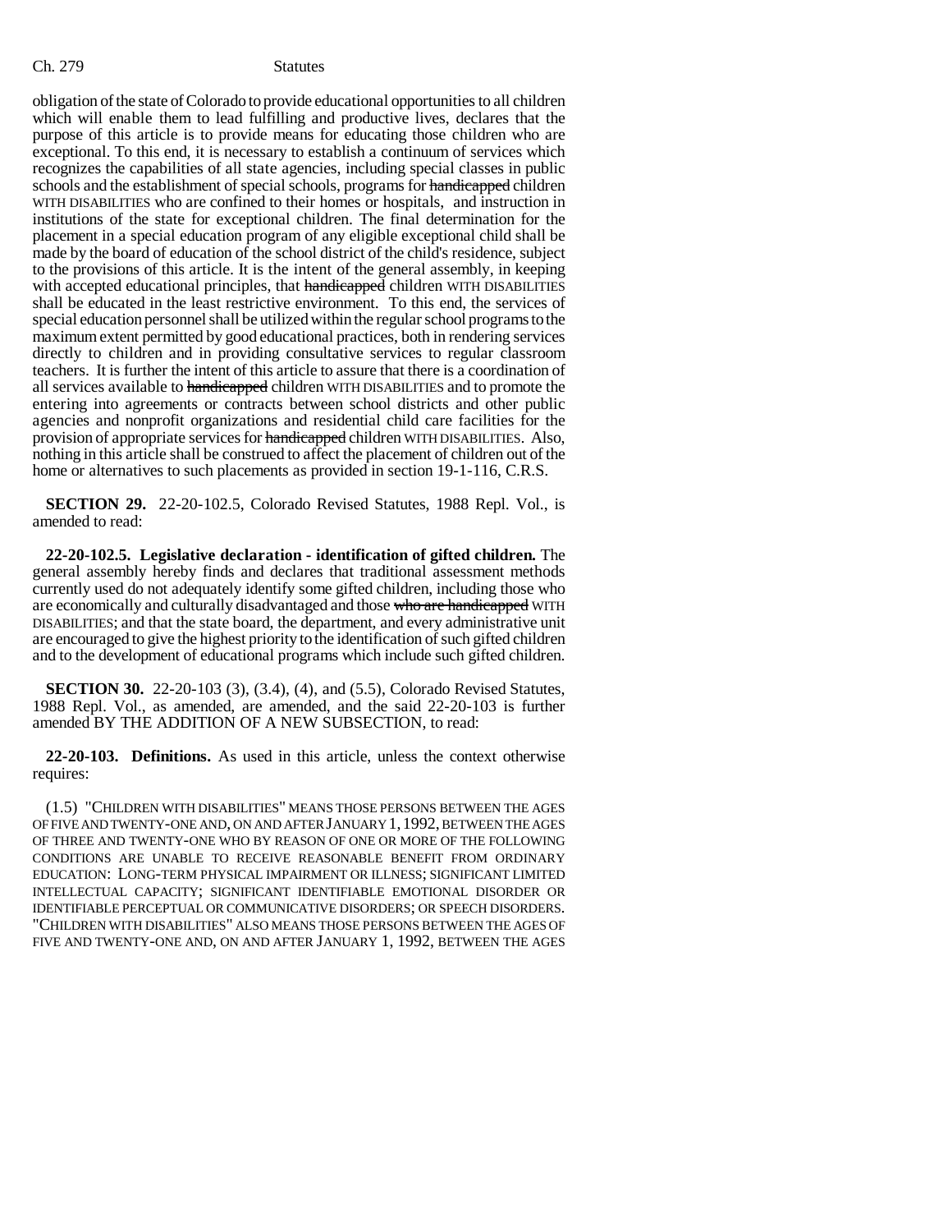obligation of the state of Colorado to provide educational opportunities to all children which will enable them to lead fulfilling and productive lives, declares that the purpose of this article is to provide means for educating those children who are exceptional. To this end, it is necessary to establish a continuum of services which recognizes the capabilities of all state agencies, including special classes in public schools and the establishment of special schools, programs for ~~handicapped~~ children WITH DISABILITIES who are confined to their homes or hospitals, and instruction in institutions of the state for exceptional children. The final determination for the placement in a special education program of any eligible exceptional child shall be made by the board of education of the school district of the child's residence, subject to the provisions of this article. It is the intent of the general assembly, in keeping with accepted educational principles, that ~~handicapped~~ children WITH DISABILITIES shall be educated in the least restrictive environment. To this end, the services of special education personnel shall be utilized within the regular school programs to the maximum extent permitted by good educational practices, both in rendering services directly to children and in providing consultative services to regular classroom teachers. It is further the intent of this article to assure that there is a coordination of all services available to ~~handicapped~~ children WITH DISABILITIES and to promote the entering into agreements or contracts between school districts and other public agencies and nonprofit organizations and residential child care facilities for the provision of appropriate services for ~~handicapped~~ children WITH DISABILITIES. Also, nothing in this article shall be construed to affect the placement of children out of the home or alternatives to such placements as provided in section 19-1-116, C.R.S.

**SECTION 29.** 22-20-102.5, Colorado Revised Statutes, 1988 Repl. Vol., is amended to read:

**22-20-102.5. Legislative declaration - identification of gifted children.** The general assembly hereby finds and declares that traditional assessment methods currently used do not adequately identify some gifted children, including those who are economically and culturally disadvantaged and those ~~who are handicapped~~ WITH DISABILITIES; and that the state board, the department, and every administrative unit are encouraged to give the highest priority to the identification of such gifted children and to the development of educational programs which include such gifted children.

**SECTION 30.** 22-20-103 (3), (3.4), (4), and (5.5), Colorado Revised Statutes, 1988 Repl. Vol., as amended, are amended, and the said 22-20-103 is further amended BY THE ADDITION OF A NEW SUBSECTION, to read:

**22-20-103. Definitions.** As used in this article, unless the context otherwise requires:

(1.5) "CHILDREN WITH DISABILITIES" MEANS THOSE PERSONS BETWEEN THE AGES OF FIVE AND TWENTY-ONE AND, ON AND AFTER JANUARY 1, 1992, BETWEEN THE AGES OF THREE AND TWENTY-ONE WHO BY REASON OF ONE OR MORE OF THE FOLLOWING CONDITIONS ARE UNABLE TO RECEIVE REASONABLE BENEFIT FROM ORDINARY EDUCATION: LONG-TERM PHYSICAL IMPAIRMENT OR ILLNESS; SIGNIFICANT LIMITED INTELLECTUAL CAPACITY; SIGNIFICANT IDENTIFIABLE EMOTIONAL DISORDER OR IDENTIFIABLE PERCEPTUAL OR COMMUNICATIVE DISORDERS; OR SPEECH DISORDERS. "CHILDREN WITH DISABILITIES" ALSO MEANS THOSE PERSONS BETWEEN THE AGES OF FIVE AND TWENTY-ONE AND, ON AND AFTER JANUARY 1, 1992, BETWEEN THE AGES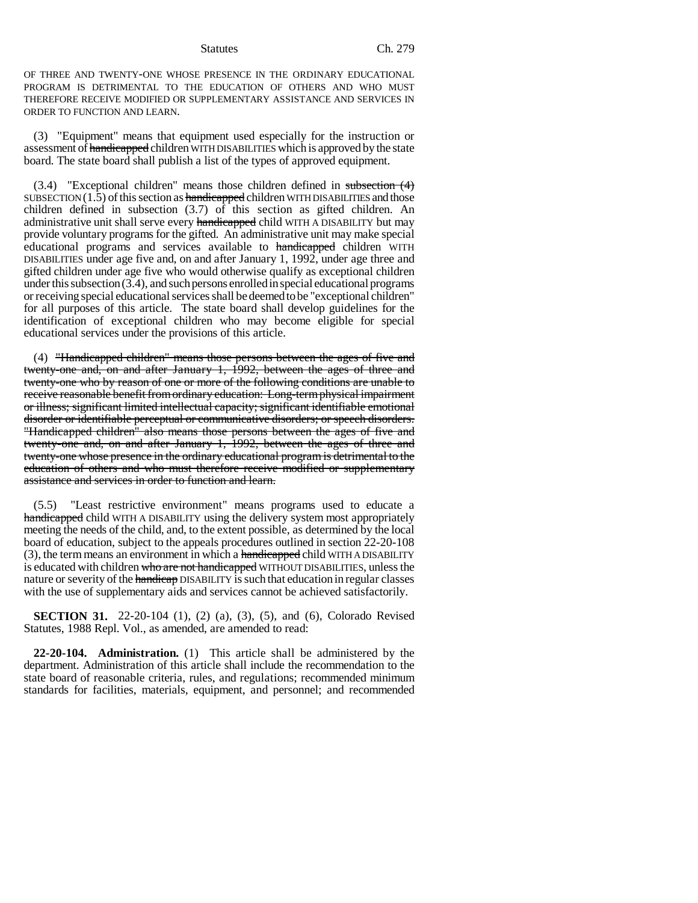OF THREE AND TWENTY-ONE WHOSE PRESENCE IN THE ORDINARY EDUCATIONAL PROGRAM IS DETRIMENTAL TO THE EDUCATION OF OTHERS AND WHO MUST THEREFORE RECEIVE MODIFIED OR SUPPLEMENTARY ASSISTANCE AND SERVICES IN ORDER TO FUNCTION AND LEARN.

(3) "Equipment" means that equipment used especially for the instruction or assessment of ~~handicapped~~ children WITH DISABILITIES which is approved by the state board. The state board shall publish a list of the types of approved equipment.

(3.4) "Exceptional children" means those children defined in ~~subsection (4)~~ SUBSECTION (1.5) of this section as ~~handicapped~~ children WITH DISABILITIES and those children defined in subsection (3.7) of this section as gifted children. An administrative unit shall serve every ~~handicapped~~ child WITH A DISABILITY but may provide voluntary programs for the gifted. An administrative unit may make special educational programs and services available to ~~handicapped~~ children WITH DISABILITIES under age five and, on and after January 1, 1992, under age three and gifted children under age five who would otherwise qualify as exceptional children under this subsection (3.4), and such persons enrolled in special educational programs or receiving special educational services shall be deemed to be "exceptional children" for all purposes of this article. The state board shall develop guidelines for the identification of exceptional children who may become eligible for special educational services under the provisions of this article.

(4) ~~"Handicapped children" means those persons between the ages of five and twenty-one and, on and after January 1, 1992, between the ages of three and twenty-one who by reason of one or more of the following conditions are unable to receive reasonable benefit from ordinary education: Long-term physical impairment or illness; significant limited intellectual capacity; significant identifiable emotional disorder or identifiable perceptual or communicative disorders; or speech disorders. "Handicapped children" also means those persons between the ages of five and twenty-one and, on and after January 1, 1992, between the ages of three and twenty-one whose presence in the ordinary educational program is detrimental to the education of others and who must therefore receive modified or supplementary assistance and services in order to function and learn.~~

(5.5) "Least restrictive environment" means programs used to educate a ~~handicapped~~ child WITH A DISABILITY using the delivery system most appropriately meeting the needs of the child, and, to the extent possible, as determined by the local board of education, subject to the appeals procedures outlined in section 22-20-108 (3), the term means an environment in which a ~~handicapped~~ child WITH A DISABILITY is educated with children ~~who are not handicapped~~ WITHOUT DISABILITIES, unless the nature or severity of the ~~handicap~~ DISABILITY is such that education in regular classes with the use of supplementary aids and services cannot be achieved satisfactorily.

**SECTION 31.** 22-20-104 (1), (2) (a), (3), (5), and (6), Colorado Revised Statutes, 1988 Repl. Vol., as amended, are amended to read:

**22-20-104. Administration.** (1) This article shall be administered by the department. Administration of this article shall include the recommendation to the state board of reasonable criteria, rules, and regulations; recommended minimum standards for facilities, materials, equipment, and personnel; and recommended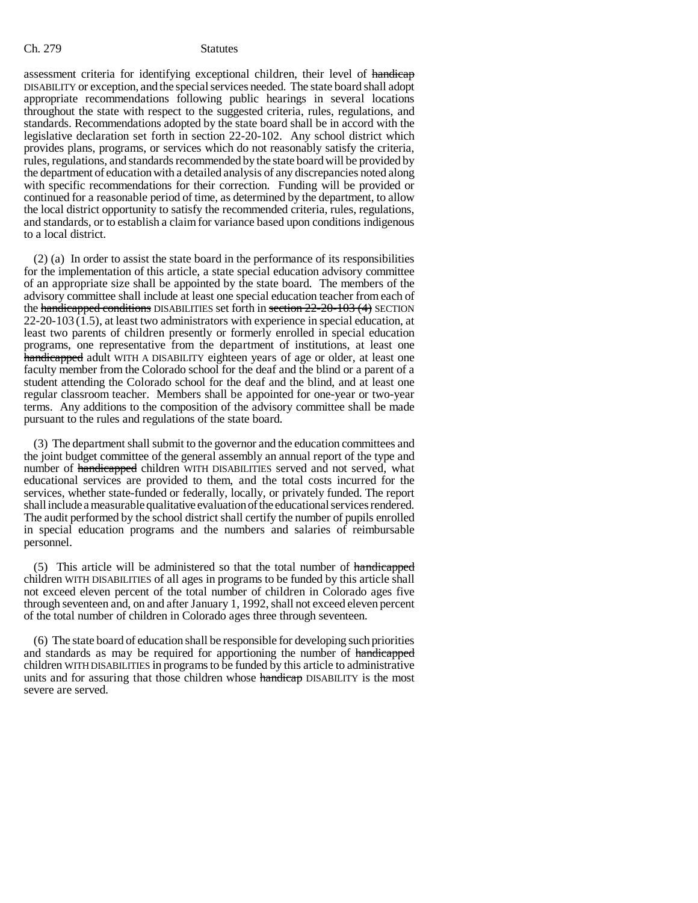assessment criteria for identifying exceptional children, their level of ~~handicap~~ DISABILITY or exception, and the special services needed. The state board shall adopt appropriate recommendations following public hearings in several locations throughout the state with respect to the suggested criteria, rules, regulations, and standards. Recommendations adopted by the state board shall be in accord with the legislative declaration set forth in section 22-20-102. Any school district which provides plans, programs, or services which do not reasonably satisfy the criteria, rules, regulations, and standards recommended by the state board will be provided by the department of education with a detailed analysis of any discrepancies noted along with specific recommendations for their correction. Funding will be provided or continued for a reasonable period of time, as determined by the department, to allow the local district opportunity to satisfy the recommended criteria, rules, regulations, and standards, or to establish a claim for variance based upon conditions indigenous to a local district.

(2) (a) In order to assist the state board in the performance of its responsibilities for the implementation of this article, a state special education advisory committee of an appropriate size shall be appointed by the state board. The members of the advisory committee shall include at least one special education teacher from each of the ~~handicapped conditions~~ DISABILITIES set forth in ~~section 22-20-103 (4)~~ SECTION 22-20-103 (1.5), at least two administrators with experience in special education, at least two parents of children presently or formerly enrolled in special education programs, one representative from the department of institutions, at least one ~~handicapped~~ adult WITH A DISABILITY eighteen years of age or older, at least one faculty member from the Colorado school for the deaf and the blind or a parent of a student attending the Colorado school for the deaf and the blind, and at least one regular classroom teacher. Members shall be appointed for one-year or two-year terms. Any additions to the composition of the advisory committee shall be made pursuant to the rules and regulations of the state board.

(3) The department shall submit to the governor and the education committees and the joint budget committee of the general assembly an annual report of the type and number of ~~handicapped~~ children WITH DISABILITIES served and not served, what educational services are provided to them, and the total costs incurred for the services, whether state-funded or federally, locally, or privately funded. The report shall include a measurable qualitative evaluation of the educational services rendered. The audit performed by the school district shall certify the number of pupils enrolled in special education programs and the numbers and salaries of reimbursable personnel.

(5) This article will be administered so that the total number of ~~handicapped~~ children WITH DISABILITIES of all ages in programs to be funded by this article shall not exceed eleven percent of the total number of children in Colorado ages five through seventeen and, on and after January 1, 1992, shall not exceed eleven percent of the total number of children in Colorado ages three through seventeen.

(6) The state board of education shall be responsible for developing such priorities and standards as may be required for apportioning the number of ~~handicapped~~ children WITH DISABILITIES in programs to be funded by this article to administrative units and for assuring that those children whose ~~handicap~~ DISABILITY is the most severe are served.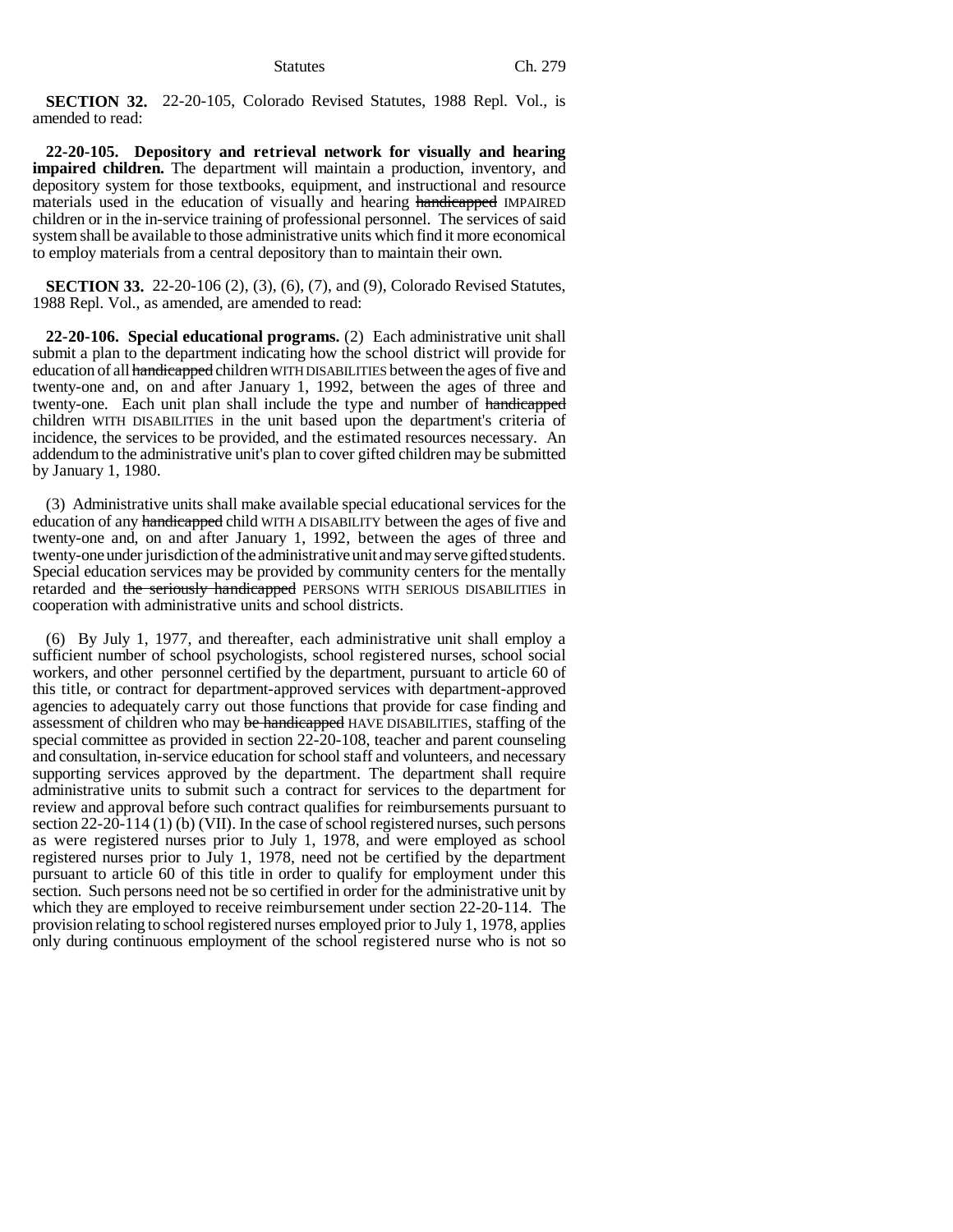**SECTION 32.** 22-20-105, Colorado Revised Statutes, 1988 Repl. Vol., is amended to read:

**22-20-105. Depository and retrieval network for visually and hearing impaired children.** The department will maintain a production, inventory, and depository system for those textbooks, equipment, and instructional and resource materials used in the education of visually and hearing ~~handicapped~~ IMPAIRED children or in the in-service training of professional personnel. The services of said system shall be available to those administrative units which find it more economical to employ materials from a central depository than to maintain their own.

**SECTION 33.** 22-20-106 (2), (3), (6), (7), and (9), Colorado Revised Statutes, 1988 Repl. Vol., as amended, are amended to read:

**22-20-106. Special educational programs.** (2) Each administrative unit shall submit a plan to the department indicating how the school district will provide for education of all ~~handicapped~~ children WITH DISABILITIES between the ages of five and twenty-one and, on and after January 1, 1992, between the ages of three and twenty-one. Each unit plan shall include the type and number of ~~handicapped~~ children WITH DISABILITIES in the unit based upon the department's criteria of incidence, the services to be provided, and the estimated resources necessary. An addendum to the administrative unit's plan to cover gifted children may be submitted by January 1, 1980.

(3) Administrative units shall make available special educational services for the education of any ~~handicapped~~ child WITH A DISABILITY between the ages of five and twenty-one and, on and after January 1, 1992, between the ages of three and twenty-one under jurisdiction of the administrative unit and may serve gifted students. Special education services may be provided by community centers for the mentally retarded and ~~the seriously handicapped~~ PERSONS WITH SERIOUS DISABILITIES in cooperation with administrative units and school districts.

(6) By July 1, 1977, and thereafter, each administrative unit shall employ a sufficient number of school psychologists, school registered nurses, school social workers, and other personnel certified by the department, pursuant to article 60 of this title, or contract for department-approved services with department-approved agencies to adequately carry out those functions that provide for case finding and assessment of children who may ~~be handicapped~~ HAVE DISABILITIES, staffing of the special committee as provided in section 22-20-108, teacher and parent counseling and consultation, in-service education for school staff and volunteers, and necessary supporting services approved by the department. The department shall require administrative units to submit such a contract for services to the department for review and approval before such contract qualifies for reimbursements pursuant to section 22-20-114 (1) (b) (VII). In the case of school registered nurses, such persons as were registered nurses prior to July 1, 1978, and were employed as school registered nurses prior to July 1, 1978, need not be certified by the department pursuant to article 60 of this title in order to qualify for employment under this section. Such persons need not be so certified in order for the administrative unit by which they are employed to receive reimbursement under section 22-20-114. The provision relating to school registered nurses employed prior to July 1, 1978, applies only during continuous employment of the school registered nurse who is not so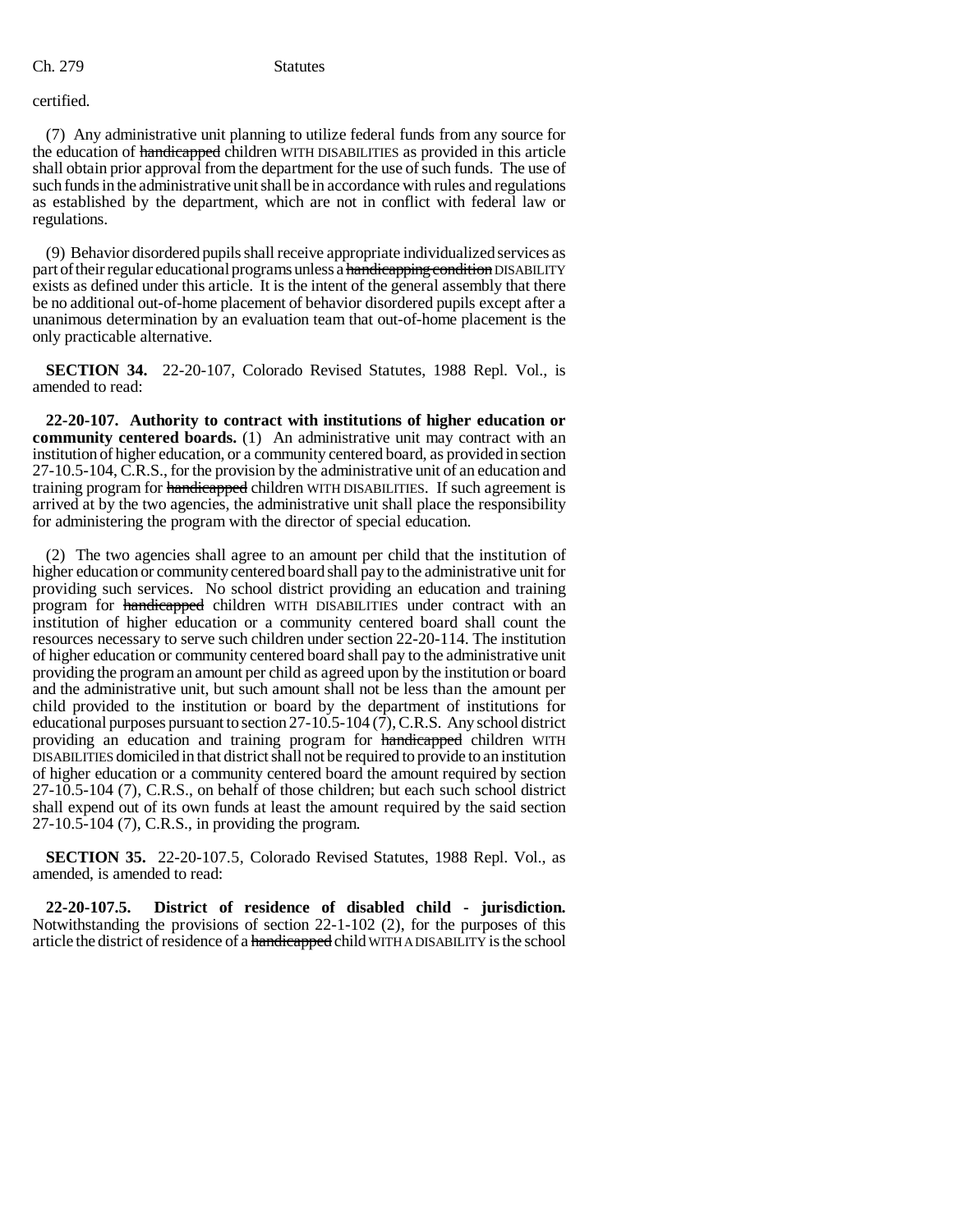certified.

(7) Any administrative unit planning to utilize federal funds from any source for the education of ~~handicapped~~ children WITH DISABILITIES as provided in this article shall obtain prior approval from the department for the use of such funds. The use of such funds in the administrative unit shall be in accordance with rules and regulations as established by the department, which are not in conflict with federal law or regulations.

(9) Behavior disordered pupils shall receive appropriate individualized services as part of their regular educational programs unless a ~~handicapping condition~~ DISABILITY exists as defined under this article. It is the intent of the general assembly that there be no additional out-of-home placement of behavior disordered pupils except after a unanimous determination by an evaluation team that out-of-home placement is the only practicable alternative.

**SECTION 34.** 22-20-107, Colorado Revised Statutes, 1988 Repl. Vol., is amended to read:

**22-20-107. Authority to contract with institutions of higher education or community centered boards.** (1) An administrative unit may contract with an institution of higher education, or a community centered board, as provided in section 27-10.5-104, C.R.S., for the provision by the administrative unit of an education and training program for ~~handicapped~~ children WITH DISABILITIES. If such agreement is arrived at by the two agencies, the administrative unit shall place the responsibility for administering the program with the director of special education.

(2) The two agencies shall agree to an amount per child that the institution of higher education or community centered board shall pay to the administrative unit for providing such services. No school district providing an education and training program for ~~handicapped~~ children WITH DISABILITIES under contract with an institution of higher education or a community centered board shall count the resources necessary to serve such children under section 22-20-114. The institution of higher education or community centered board shall pay to the administrative unit providing the program an amount per child as agreed upon by the institution or board and the administrative unit, but such amount shall not be less than the amount per child provided to the institution or board by the department of institutions for educational purposes pursuant to section 27-10.5-104 (7), C.R.S. Any school district providing an education and training program for ~~handicapped~~ children WITH DISABILITIES domiciled in that district shall not be required to provide to an institution of higher education or a community centered board the amount required by section 27-10.5-104 (7), C.R.S., on behalf of those children; but each such school district shall expend out of its own funds at least the amount required by the said section 27-10.5-104 (7), C.R.S., in providing the program.

**SECTION 35.** 22-20-107.5, Colorado Revised Statutes, 1988 Repl. Vol., as amended, is amended to read:

**22-20-107.5. District of residence of disabled child - jurisdiction.** Notwithstanding the provisions of section 22-1-102 (2), for the purposes of this article the district of residence of a ~~handicapped~~ child WITH A DISABILITY is the school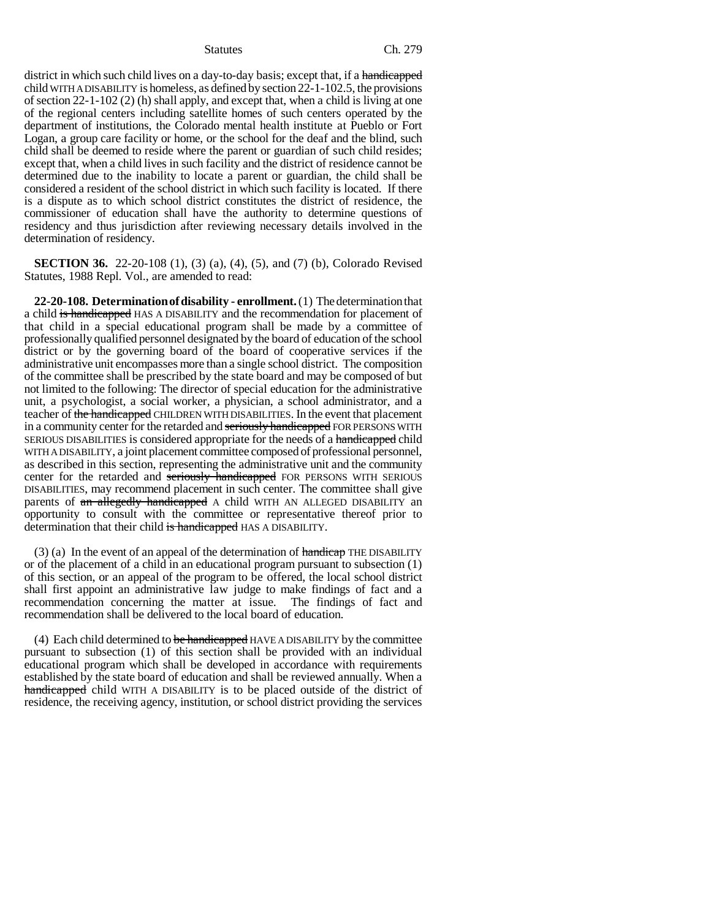district in which such child lives on a day-to-day basis; except that, if a ~~handicapped~~ child WITH A DISABILITY is homeless, as defined by section 22-1-102.5, the provisions of section 22-1-102 (2) (h) shall apply, and except that, when a child is living at one of the regional centers including satellite homes of such centers operated by the department of institutions, the Colorado mental health institute at Pueblo or Fort Logan, a group care facility or home, or the school for the deaf and the blind, such child shall be deemed to reside where the parent or guardian of such child resides; except that, when a child lives in such facility and the district of residence cannot be determined due to the inability to locate a parent or guardian, the child shall be considered a resident of the school district in which such facility is located. If there is a dispute as to which school district constitutes the district of residence, the commissioner of education shall have the authority to determine questions of residency and thus jurisdiction after reviewing necessary details involved in the determination of residency.

**SECTION 36.** 22-20-108 (1), (3) (a), (4), (5), and (7) (b), Colorado Revised Statutes, 1988 Repl. Vol., are amended to read:

**22-20-108. Determination of disability - enrollment.** (1) The determination that a child ~~is handicapped~~ HAS A DISABILITY and the recommendation for placement of that child in a special educational program shall be made by a committee of professionally qualified personnel designated by the board of education of the school district or by the governing board of the board of cooperative services if the administrative unit encompasses more than a single school district. The composition of the committee shall be prescribed by the state board and may be composed of but not limited to the following: The director of special education for the administrative unit, a psychologist, a social worker, a physician, a school administrator, and a teacher of ~~the handicapped~~ CHILDREN WITH DISABILITIES. In the event that placement in a community center for the retarded and ~~seriously handicapped~~ FOR PERSONS WITH SERIOUS DISABILITIES is considered appropriate for the needs of a ~~handicapped~~ child WITH A DISABILITY, a joint placement committee composed of professional personnel, as described in this section, representing the administrative unit and the community center for the retarded and ~~seriously handicapped~~ FOR PERSONS WITH SERIOUS DISABILITIES, may recommend placement in such center. The committee shall give parents of ~~an allegedly handicapped~~ A child WITH AN ALLEGED DISABILITY an opportunity to consult with the committee or representative thereof prior to determination that their child ~~is handicapped~~ HAS A DISABILITY.

(3) (a) In the event of an appeal of the determination of ~~handicap~~ THE DISABILITY or of the placement of a child in an educational program pursuant to subsection (1) of this section, or an appeal of the program to be offered, the local school district shall first appoint an administrative law judge to make findings of fact and a recommendation concerning the matter at issue. The findings of fact and recommendation shall be delivered to the local board of education.

(4) Each child determined to ~~be handicapped~~ HAVE A DISABILITY by the committee pursuant to subsection (1) of this section shall be provided with an individual educational program which shall be developed in accordance with requirements established by the state board of education and shall be reviewed annually. When a ~~handicapped~~ child WITH A DISABILITY is to be placed outside of the district of residence, the receiving agency, institution, or school district providing the services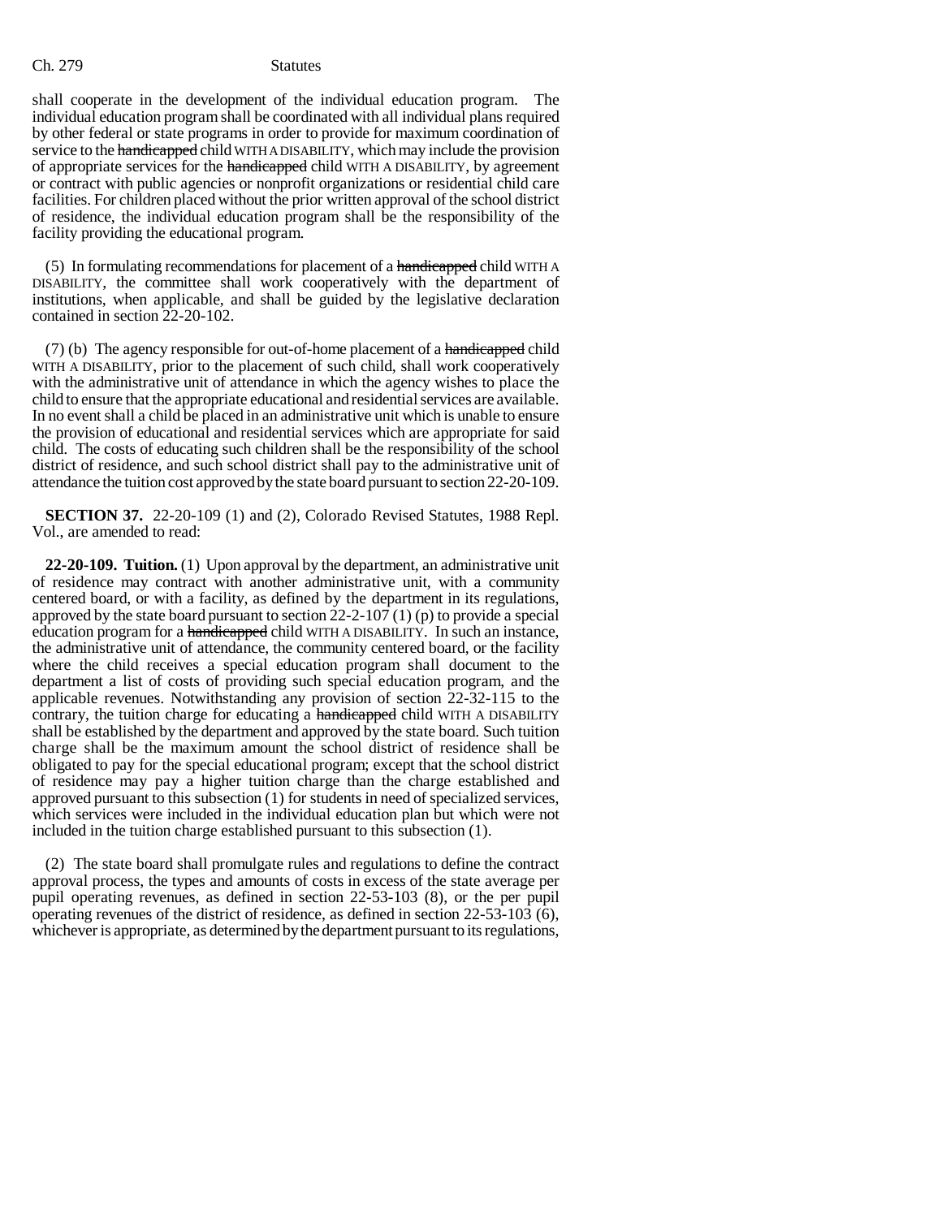shall cooperate in the development of the individual education program. The individual education program shall be coordinated with all individual plans required by other federal or state programs in order to provide for maximum coordination of service to the ~~handicapped~~ child WITH A DISABILITY, which may include the provision of appropriate services for the ~~handicapped~~ child WITH A DISABILITY, by agreement or contract with public agencies or nonprofit organizations or residential child care facilities. For children placed without the prior written approval of the school district of residence, the individual education program shall be the responsibility of the facility providing the educational program.

(5) In formulating recommendations for placement of a ~~handicapped~~ child WITH A DISABILITY, the committee shall work cooperatively with the department of institutions, when applicable, and shall be guided by the legislative declaration contained in section 22-20-102.

(7) (b) The agency responsible for out-of-home placement of a ~~handicapped~~ child WITH A DISABILITY, prior to the placement of such child, shall work cooperatively with the administrative unit of attendance in which the agency wishes to place the child to ensure that the appropriate educational and residential services are available. In no event shall a child be placed in an administrative unit which is unable to ensure the provision of educational and residential services which are appropriate for said child. The costs of educating such children shall be the responsibility of the school district of residence, and such school district shall pay to the administrative unit of attendance the tuition cost approved by the state board pursuant to section 22-20-109.

**SECTION 37.** 22-20-109 (1) and (2), Colorado Revised Statutes, 1988 Repl. Vol., are amended to read:

**22-20-109. Tuition.** (1) Upon approval by the department, an administrative unit of residence may contract with another administrative unit, with a community centered board, or with a facility, as defined by the department in its regulations, approved by the state board pursuant to section 22-2-107 (1) (p) to provide a special education program for a ~~handicapped~~ child WITH A DISABILITY. In such an instance, the administrative unit of attendance, the community centered board, or the facility where the child receives a special education program shall document to the department a list of costs of providing such special education program, and the applicable revenues. Notwithstanding any provision of section 22-32-115 to the contrary, the tuition charge for educating a ~~handicapped~~ child WITH A DISABILITY shall be established by the department and approved by the state board. Such tuition charge shall be the maximum amount the school district of residence shall be obligated to pay for the special educational program; except that the school district of residence may pay a higher tuition charge than the charge established and approved pursuant to this subsection (1) for students in need of specialized services, which services were included in the individual education plan but which were not included in the tuition charge established pursuant to this subsection (1).

(2) The state board shall promulgate rules and regulations to define the contract approval process, the types and amounts of costs in excess of the state average per pupil operating revenues, as defined in section 22-53-103 (8), or the per pupil operating revenues of the district of residence, as defined in section 22-53-103 (6), whichever is appropriate, as determined by the department pursuant to its regulations,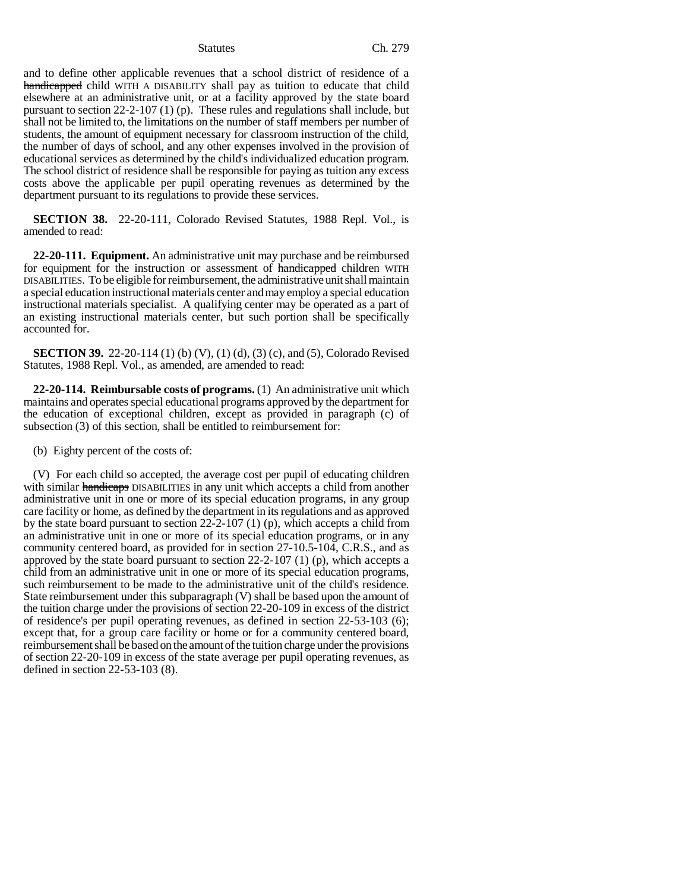and to define other applicable revenues that a school district of residence of a ~~handicapped~~ child WITH A DISABILITY shall pay as tuition to educate that child elsewhere at an administrative unit, or at a facility approved by the state board pursuant to section 22-2-107 (1) (p). These rules and regulations shall include, but shall not be limited to, the limitations on the number of staff members per number of students, the amount of equipment necessary for classroom instruction of the child, the number of days of school, and any other expenses involved in the provision of educational services as determined by the child's individualized education program. The school district of residence shall be responsible for paying as tuition any excess costs above the applicable per pupil operating revenues as determined by the department pursuant to its regulations to provide these services.

**SECTION 38.** 22-20-111, Colorado Revised Statutes, 1988 Repl. Vol., is amended to read:

**22-20-111. Equipment.** An administrative unit may purchase and be reimbursed for equipment for the instruction or assessment of ~~handicapped~~ children WITH DISABILITIES. To be eligible for reimbursement, the administrative unit shall maintain a special education instructional materials center and may employ a special education instructional materials specialist. A qualifying center may be operated as a part of an existing instructional materials center, but such portion shall be specifically accounted for.

**SECTION 39.** 22-20-114 (1) (b) (V), (1) (d), (3) (c), and (5), Colorado Revised Statutes, 1988 Repl. Vol., as amended, are amended to read:

**22-20-114. Reimbursable costs of programs.** (1) An administrative unit which maintains and operates special educational programs approved by the department for the education of exceptional children, except as provided in paragraph (c) of subsection (3) of this section, shall be entitled to reimbursement for:

(b) Eighty percent of the costs of:

(V) For each child so accepted, the average cost per pupil of educating children with similar ~~handicaps~~ DISABILITIES in any unit which accepts a child from another administrative unit in one or more of its special education programs, in any group care facility or home, as defined by the department in its regulations and as approved by the state board pursuant to section 22-2-107 (1) (p), which accepts a child from an administrative unit in one or more of its special education programs, or in any community centered board, as provided for in section 27-10.5-104, C.R.S., and as approved by the state board pursuant to section 22-2-107 (1) (p), which accepts a child from an administrative unit in one or more of its special education programs, such reimbursement to be made to the administrative unit of the child's residence. State reimbursement under this subparagraph (V) shall be based upon the amount of the tuition charge under the provisions of section 22-20-109 in excess of the district of residence's per pupil operating revenues, as defined in section 22-53-103 (6); except that, for a group care facility or home or for a community centered board, reimbursement shall be based on the amount of the tuition charge under the provisions of section 22-20-109 in excess of the state average per pupil operating revenues, as defined in section 22-53-103 (8).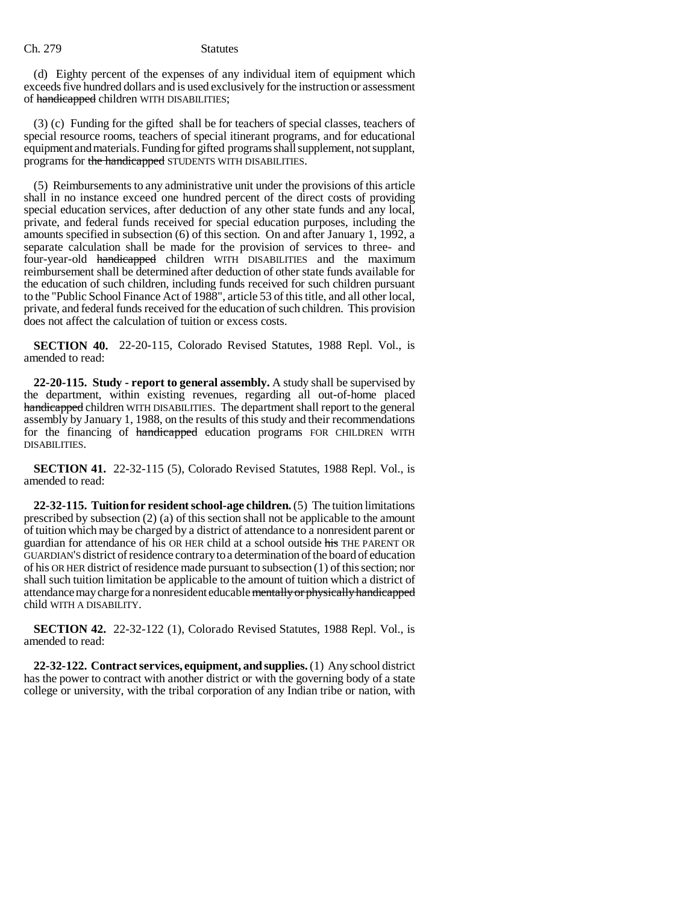(d) Eighty percent of the expenses of any individual item of equipment which exceeds five hundred dollars and is used exclusively for the instruction or assessment of ~~handicapped~~ children WITH DISABILITIES;

(3) (c) Funding for the gifted shall be for teachers of special classes, teachers of special resource rooms, teachers of special itinerant programs, and for educational equipment and materials. Funding for gifted programs shall supplement, not supplant, programs for ~~the handicapped~~ STUDENTS WITH DISABILITIES.

(5) Reimbursements to any administrative unit under the provisions of this article shall in no instance exceed one hundred percent of the direct costs of providing special education services, after deduction of any other state funds and any local, private, and federal funds received for special education purposes, including the amounts specified in subsection (6) of this section. On and after January 1, 1992, a separate calculation shall be made for the provision of services to three- and four-year-old ~~handicapped~~ children WITH DISABILITIES and the maximum reimbursement shall be determined after deduction of other state funds available for the education of such children, including funds received for such children pursuant to the "Public School Finance Act of 1988", article 53 of this title, and all other local, private, and federal funds received for the education of such children. This provision does not affect the calculation of tuition or excess costs.

**SECTION 40.** 22-20-115, Colorado Revised Statutes, 1988 Repl. Vol., is amended to read:

**22-20-115. Study - report to general assembly.** A study shall be supervised by the department, within existing revenues, regarding all out-of-home placed ~~handicapped~~ children WITH DISABILITIES. The department shall report to the general assembly by January 1, 1988, on the results of this study and their recommendations for the financing of ~~handicapped~~ education programs FOR CHILDREN WITH DISABILITIES.

**SECTION 41.** 22-32-115 (5), Colorado Revised Statutes, 1988 Repl. Vol., is amended to read:

**22-32-115. Tuition for resident school-age children.** (5) The tuition limitations prescribed by subsection (2) (a) of this section shall not be applicable to the amount of tuition which may be charged by a district of attendance to a nonresident parent or guardian for attendance of his OR HER child at a school outside ~~his~~ THE PARENT OR GUARDIAN'S district of residence contrary to a determination of the board of education of his OR HER district of residence made pursuant to subsection (1) of this section; nor shall such tuition limitation be applicable to the amount of tuition which a district of attendance may charge for a nonresident educable ~~mentally or physically handicapped~~ child WITH A DISABILITY.

**SECTION 42.** 22-32-122 (1), Colorado Revised Statutes, 1988 Repl. Vol., is amended to read:

**22-32-122. Contract services, equipment, and supplies.** (1) Any school district has the power to contract with another district or with the governing body of a state college or university, with the tribal corporation of any Indian tribe or nation, with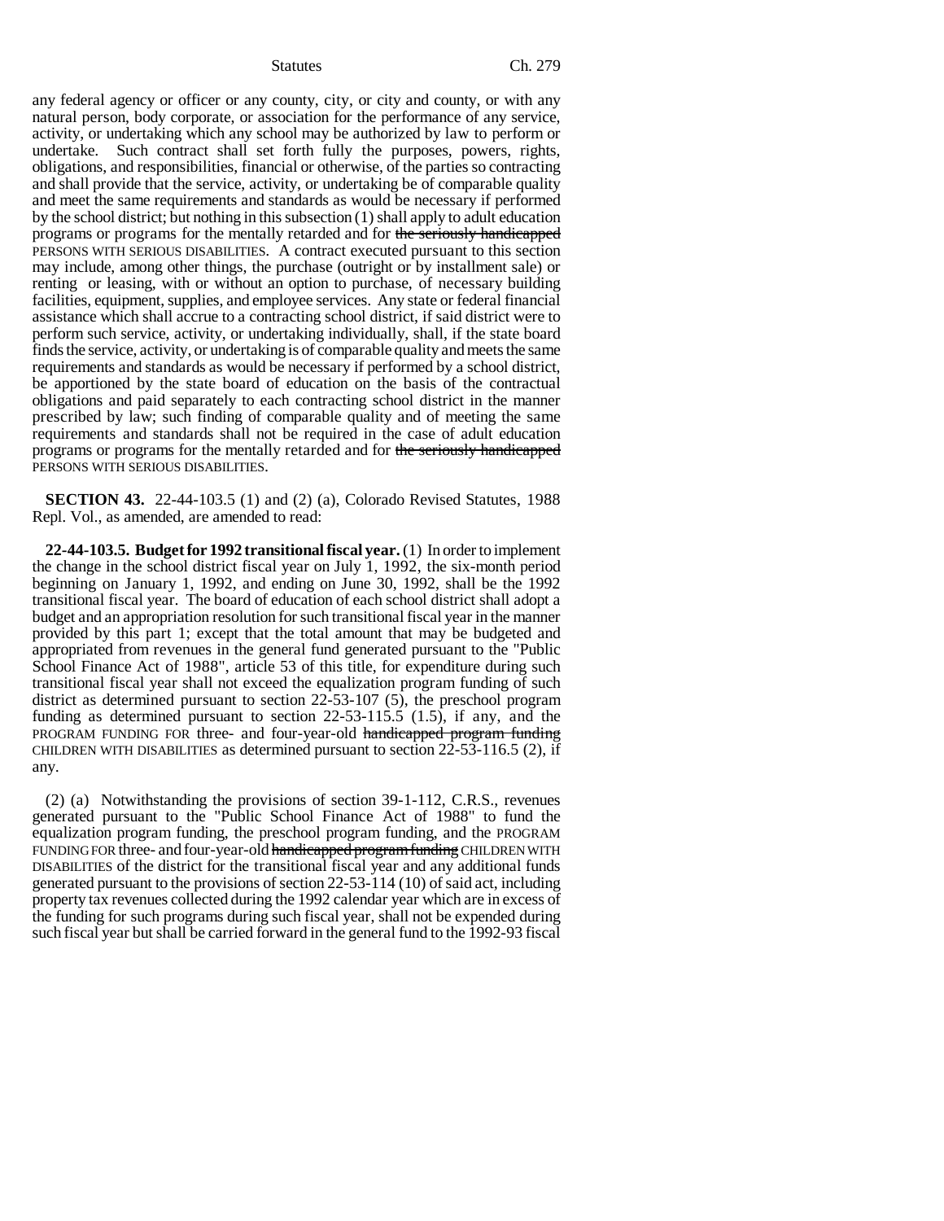any federal agency or officer or any county, city, or city and county, or with any natural person, body corporate, or association for the performance of any service, activity, or undertaking which any school may be authorized by law to perform or undertake. Such contract shall set forth fully the purposes, powers, rights, obligations, and responsibilities, financial or otherwise, of the parties so contracting and shall provide that the service, activity, or undertaking be of comparable quality and meet the same requirements and standards as would be necessary if performed by the school district; but nothing in this subsection (1) shall apply to adult education programs or programs for the mentally retarded and for ~~the seriously handicapped~~ PERSONS WITH SERIOUS DISABILITIES. A contract executed pursuant to this section may include, among other things, the purchase (outright or by installment sale) or renting or leasing, with or without an option to purchase, of necessary building facilities, equipment, supplies, and employee services. Any state or federal financial assistance which shall accrue to a contracting school district, if said district were to perform such service, activity, or undertaking individually, shall, if the state board finds the service, activity, or undertaking is of comparable quality and meets the same requirements and standards as would be necessary if performed by a school district, be apportioned by the state board of education on the basis of the contractual obligations and paid separately to each contracting school district in the manner prescribed by law; such finding of comparable quality and of meeting the same requirements and standards shall not be required in the case of adult education programs or programs for the mentally retarded and for ~~the seriously handicapped~~ PERSONS WITH SERIOUS DISABILITIES.

**SECTION 43.** 22-44-103.5 (1) and (2) (a), Colorado Revised Statutes, 1988 Repl. Vol., as amended, are amended to read:

**22-44-103.5. Budget for 1992 transitional fiscal year.** (1) In order to implement the change in the school district fiscal year on July 1, 1992, the six-month period beginning on January 1, 1992, and ending on June 30, 1992, shall be the 1992 transitional fiscal year. The board of education of each school district shall adopt a budget and an appropriation resolution for such transitional fiscal year in the manner provided by this part 1; except that the total amount that may be budgeted and appropriated from revenues in the general fund generated pursuant to the "Public School Finance Act of 1988", article 53 of this title, for expenditure during such transitional fiscal year shall not exceed the equalization program funding of such district as determined pursuant to section 22-53-107 (5), the preschool program funding as determined pursuant to section 22-53-115.5 (1.5), if any, and the PROGRAM FUNDING FOR three- and four-year-old ~~handicapped program funding~~ CHILDREN WITH DISABILITIES as determined pursuant to section 22-53-116.5 (2), if any.

(2) (a) Notwithstanding the provisions of section 39-1-112, C.R.S., revenues generated pursuant to the "Public School Finance Act of 1988" to fund the equalization program funding, the preschool program funding, and the PROGRAM FUNDING FOR three- and four-year-old ~~handicapped program funding~~ CHILDREN WITH DISABILITIES of the district for the transitional fiscal year and any additional funds generated pursuant to the provisions of section 22-53-114 (10) of said act, including property tax revenues collected during the 1992 calendar year which are in excess of the funding for such programs during such fiscal year, shall not be expended during such fiscal year but shall be carried forward in the general fund to the 1992-93 fiscal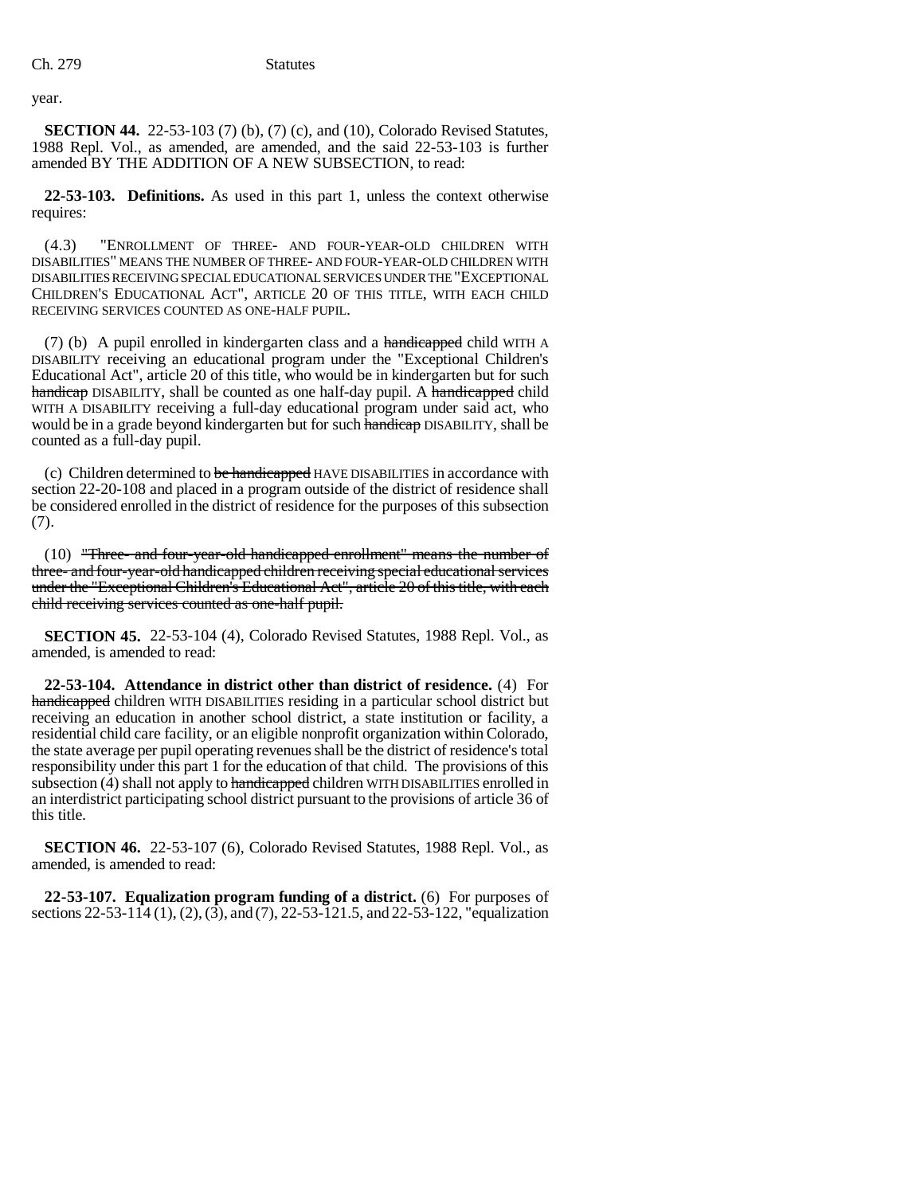year.

**SECTION 44.** 22-53-103 (7) (b), (7) (c), and (10), Colorado Revised Statutes, 1988 Repl. Vol., as amended, are amended, and the said 22-53-103 is further amended BY THE ADDITION OF A NEW SUBSECTION, to read:

**22-53-103. Definitions.** As used in this part 1, unless the context otherwise requires:

(4.3) "ENROLLMENT OF THREE- AND FOUR-YEAR-OLD CHILDREN WITH DISABILITIES" MEANS THE NUMBER OF THREE- AND FOUR-YEAR-OLD CHILDREN WITH DISABILITIES RECEIVING SPECIAL EDUCATIONAL SERVICES UNDER THE "EXCEPTIONAL CHILDREN'S EDUCATIONAL ACT", ARTICLE 20 OF THIS TITLE, WITH EACH CHILD RECEIVING SERVICES COUNTED AS ONE-HALF PUPIL.

(7) (b) A pupil enrolled in kindergarten class and a ~~handicapped~~ child WITH A DISABILITY receiving an educational program under the "Exceptional Children's Educational Act", article 20 of this title, who would be in kindergarten but for such ~~handicap~~ DISABILITY, shall be counted as one half-day pupil. A ~~handicapped~~ child WITH A DISABILITY receiving a full-day educational program under said act, who would be in a grade beyond kindergarten but for such ~~handicap~~ DISABILITY, shall be counted as a full-day pupil.

(c) Children determined to ~~be handicapped~~ HAVE DISABILITIES in accordance with section 22-20-108 and placed in a program outside of the district of residence shall be considered enrolled in the district of residence for the purposes of this subsection (7).

(10) ~~"Three- and four-year-old handicapped enrollment" means the number of three- and four-year-old handicapped children receiving special educational services under the "Exceptional Children's Educational Act", article 20 of this title, with each child receiving services counted as one-half pupil.~~

**SECTION 45.** 22-53-104 (4), Colorado Revised Statutes, 1988 Repl. Vol., as amended, is amended to read:

**22-53-104. Attendance in district other than district of residence.** (4) For ~~handicapped~~ children WITH DISABILITIES residing in a particular school district but receiving an education in another school district, a state institution or facility, a residential child care facility, or an eligible nonprofit organization within Colorado, the state average per pupil operating revenues shall be the district of residence's total responsibility under this part 1 for the education of that child. The provisions of this subsection (4) shall not apply to ~~handicapped~~ children WITH DISABILITIES enrolled in an interdistrict participating school district pursuant to the provisions of article 36 of this title.

**SECTION 46.** 22-53-107 (6), Colorado Revised Statutes, 1988 Repl. Vol., as amended, is amended to read:

**22-53-107. Equalization program funding of a district.** (6) For purposes of sections 22-53-114 (1), (2), (3), and (7), 22-53-121.5, and 22-53-122, "equalization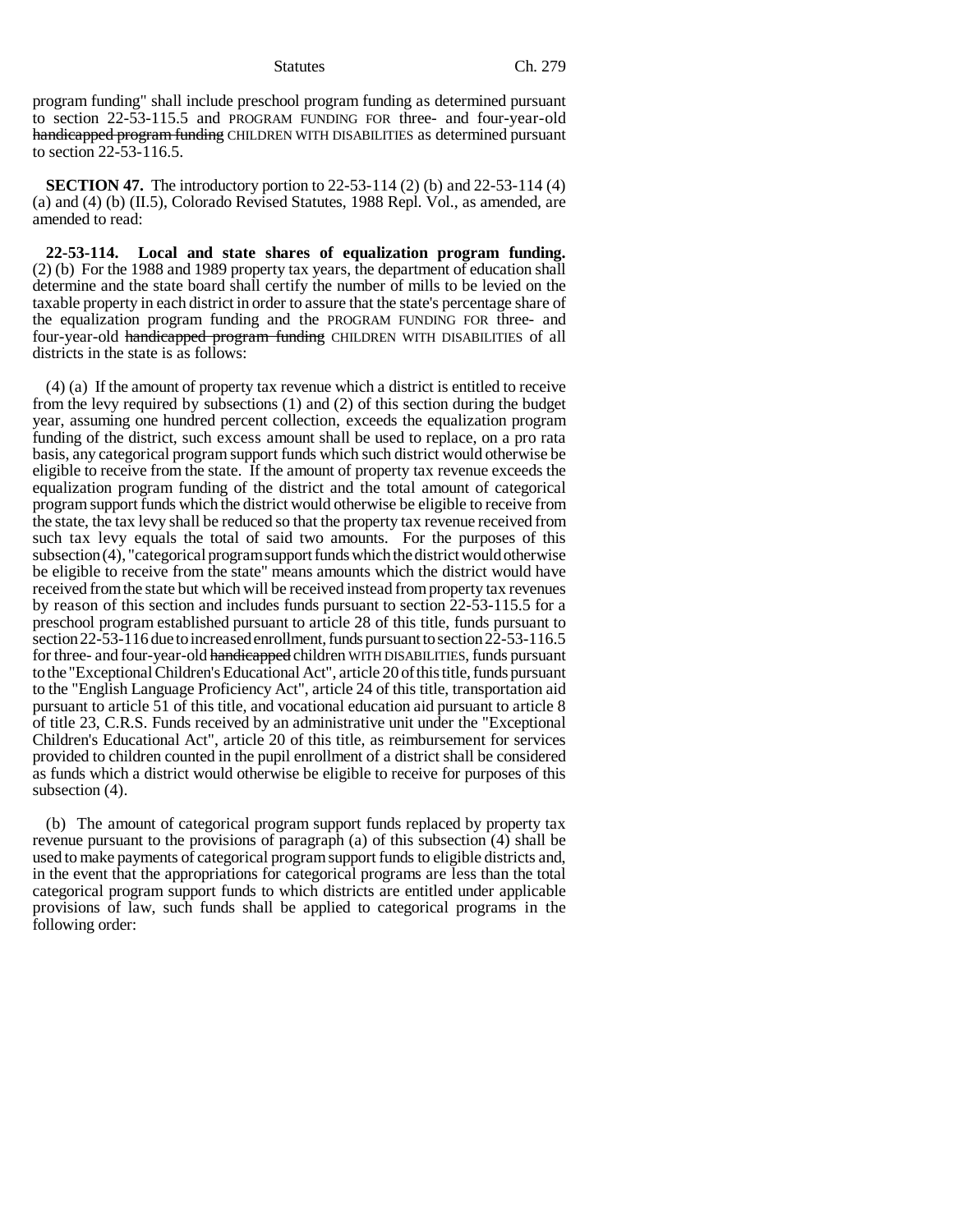program funding" shall include preschool program funding as determined pursuant to section 22-53-115.5 and PROGRAM FUNDING FOR three- and four-year-old ~~handicapped program funding~~ CHILDREN WITH DISABILITIES as determined pursuant to section 22-53-116.5.

**SECTION 47.** The introductory portion to 22-53-114 (2) (b) and 22-53-114 (4) (a) and (4) (b) (II.5), Colorado Revised Statutes, 1988 Repl. Vol., as amended, are amended to read:

**22-53-114. Local and state shares of equalization program funding.** (2) (b) For the 1988 and 1989 property tax years, the department of education shall determine and the state board shall certify the number of mills to be levied on the taxable property in each district in order to assure that the state's percentage share of the equalization program funding and the PROGRAM FUNDING FOR three- and four-year-old ~~handicapped program funding~~ CHILDREN WITH DISABILITIES of all districts in the state is as follows:

(4) (a) If the amount of property tax revenue which a district is entitled to receive from the levy required by subsections (1) and (2) of this section during the budget year, assuming one hundred percent collection, exceeds the equalization program funding of the district, such excess amount shall be used to replace, on a pro rata basis, any categorical program support funds which such district would otherwise be eligible to receive from the state. If the amount of property tax revenue exceeds the equalization program funding of the district and the total amount of categorical program support funds which the district would otherwise be eligible to receive from the state, the tax levy shall be reduced so that the property tax revenue received from such tax levy equals the total of said two amounts. For the purposes of this subsection (4), "categorical program support funds which the district would otherwise be eligible to receive from the state" means amounts which the district would have received from the state but which will be received instead from property tax revenues by reason of this section and includes funds pursuant to section 22-53-115.5 for a preschool program established pursuant to article 28 of this title, funds pursuant to section 22-53-116 due to increased enrollment, funds pursuant to section 22-53-116.5 for three- and four-year-old ~~handicapped~~ children WITH DISABILITIES, funds pursuant to the "Exceptional Children's Educational Act", article 20 of this title, funds pursuant to the "English Language Proficiency Act", article 24 of this title, transportation aid pursuant to article 51 of this title, and vocational education aid pursuant to article 8 of title 23, C.R.S. Funds received by an administrative unit under the "Exceptional Children's Educational Act", article 20 of this title, as reimbursement for services provided to children counted in the pupil enrollment of a district shall be considered as funds which a district would otherwise be eligible to receive for purposes of this subsection (4).

(b) The amount of categorical program support funds replaced by property tax revenue pursuant to the provisions of paragraph (a) of this subsection (4) shall be used to make payments of categorical program support funds to eligible districts and, in the event that the appropriations for categorical programs are less than the total categorical program support funds to which districts are entitled under applicable provisions of law, such funds shall be applied to categorical programs in the following order: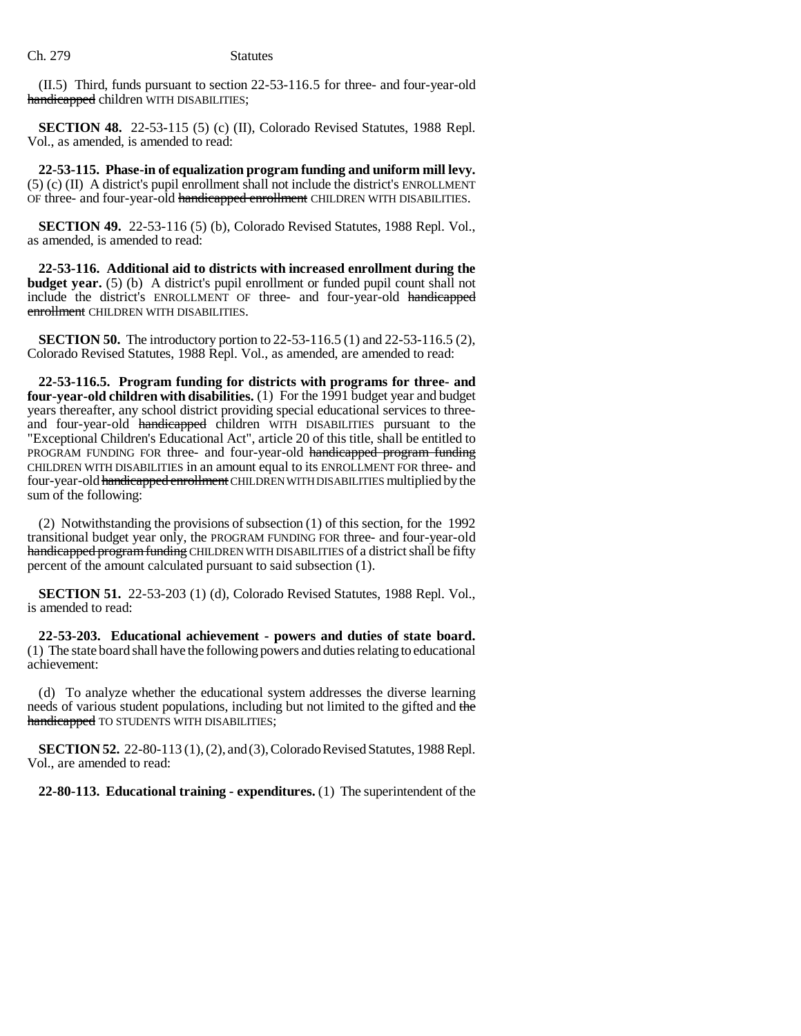(II.5) Third, funds pursuant to section 22-53-116.5 for three- and four-year-old ~~handicapped~~ children WITH DISABILITIES;

**SECTION 48.** 22-53-115 (5) (c) (II), Colorado Revised Statutes, 1988 Repl. Vol., as amended, is amended to read:

**22-53-115. Phase-in of equalization program funding and uniform mill levy.** (5) (c) (II) A district's pupil enrollment shall not include the district's ENROLLMENT OF three- and four-year-old ~~handicapped enrollment~~ CHILDREN WITH DISABILITIES.

**SECTION 49.** 22-53-116 (5) (b), Colorado Revised Statutes, 1988 Repl. Vol., as amended, is amended to read:

**22-53-116. Additional aid to districts with increased enrollment during the budget year.** (5) (b) A district's pupil enrollment or funded pupil count shall not include the district's ENROLLMENT OF three- and four-year-old ~~handicapped enrollment~~ CHILDREN WITH DISABILITIES.

**SECTION 50.** The introductory portion to 22-53-116.5 (1) and 22-53-116.5 (2), Colorado Revised Statutes, 1988 Repl. Vol., as amended, are amended to read:

**22-53-116.5. Program funding for districts with programs for three- and four-year-old children with disabilities.** (1) For the 1991 budget year and budget years thereafter, any school district providing special educational services to three- and four-year-old ~~handicapped~~ children WITH DISABILITIES pursuant to the "Exceptional Children's Educational Act", article 20 of this title, shall be entitled to PROGRAM FUNDING FOR three- and four-year-old ~~handicapped program funding~~ CHILDREN WITH DISABILITIES in an amount equal to its ENROLLMENT FOR three- and four-year-old ~~handicapped enrollment~~ CHILDREN WITH DISABILITIES multiplied by the sum of the following:

(2) Notwithstanding the provisions of subsection (1) of this section, for the 1992 transitional budget year only, the PROGRAM FUNDING FOR three- and four-year-old ~~handicapped program funding~~ CHILDREN WITH DISABILITIES of a district shall be fifty percent of the amount calculated pursuant to said subsection (1).

**SECTION 51.** 22-53-203 (1) (d), Colorado Revised Statutes, 1988 Repl. Vol., is amended to read:

**22-53-203. Educational achievement - powers and duties of state board.** (1) The state board shall have the following powers and duties relating to educational achievement:

(d) To analyze whether the educational system addresses the diverse learning needs of various student populations, including but not limited to the gifted and ~~the handicapped~~ TO STUDENTS WITH DISABILITIES;

**SECTION 52.** 22-80-113 (1), (2), and (3), Colorado Revised Statutes, 1988 Repl. Vol., are amended to read:

**22-80-113. Educational training - expenditures.** (1) The superintendent of the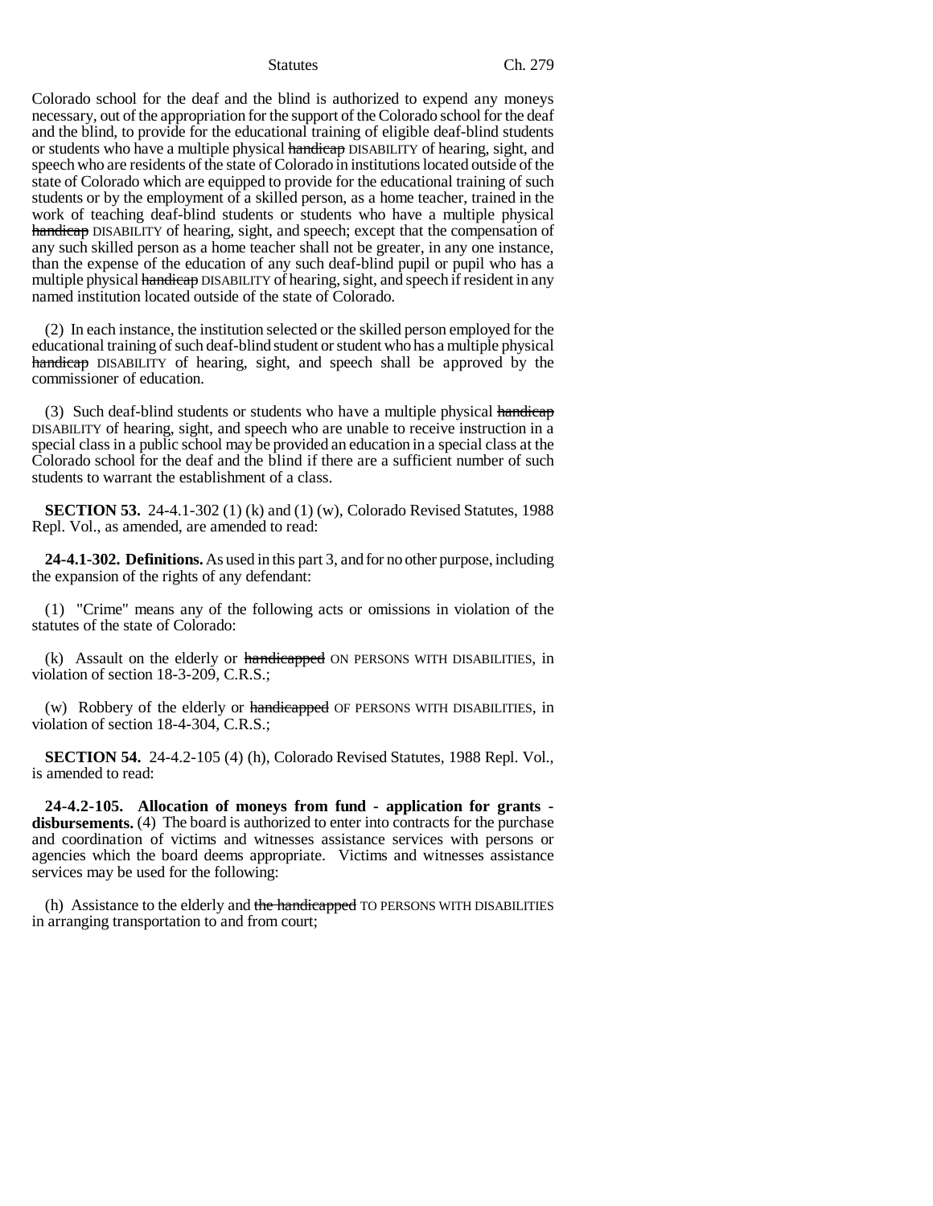Colorado school for the deaf and the blind is authorized to expend any moneys necessary, out of the appropriation for the support of the Colorado school for the deaf and the blind, to provide for the educational training of eligible deaf-blind students or students who have a multiple physical ~~handicap~~ DISABILITY of hearing, sight, and speech who are residents of the state of Colorado in institutions located outside of the state of Colorado which are equipped to provide for the educational training of such students or by the employment of a skilled person, as a home teacher, trained in the work of teaching deaf-blind students or students who have a multiple physical ~~handicap~~ DISABILITY of hearing, sight, and speech; except that the compensation of any such skilled person as a home teacher shall not be greater, in any one instance, than the expense of the education of any such deaf-blind pupil or pupil who has a multiple physical ~~handicap~~ DISABILITY of hearing, sight, and speech if resident in any named institution located outside of the state of Colorado.

(2) In each instance, the institution selected or the skilled person employed for the educational training of such deaf-blind student or student who has a multiple physical ~~handicap~~ DISABILITY of hearing, sight, and speech shall be approved by the commissioner of education.

(3) Such deaf-blind students or students who have a multiple physical ~~handicap~~ DISABILITY of hearing, sight, and speech who are unable to receive instruction in a special class in a public school may be provided an education in a special class at the Colorado school for the deaf and the blind if there are a sufficient number of such students to warrant the establishment of a class.

**SECTION 53.** 24-4.1-302 (1) (k) and (1) (w), Colorado Revised Statutes, 1988 Repl. Vol., as amended, are amended to read:

**24-4.1-302. Definitions.** As used in this part 3, and for no other purpose, including the expansion of the rights of any defendant:

(1) "Crime" means any of the following acts or omissions in violation of the statutes of the state of Colorado:

(k) Assault on the elderly or ~~handicapped~~ ON PERSONS WITH DISABILITIES, in violation of section 18-3-209, C.R.S.;

(w) Robbery of the elderly or ~~handicapped~~ OF PERSONS WITH DISABILITIES, in violation of section 18-4-304, C.R.S.;

**SECTION 54.** 24-4.2-105 (4) (h), Colorado Revised Statutes, 1988 Repl. Vol., is amended to read:

**24-4.2-105. Allocation of moneys from fund - application for grants - disbursements.** (4) The board is authorized to enter into contracts for the purchase and coordination of victims and witnesses assistance services with persons or agencies which the board deems appropriate. Victims and witnesses assistance services may be used for the following:

(h) Assistance to the elderly and ~~the handicapped~~ TO PERSONS WITH DISABILITIES in arranging transportation to and from court;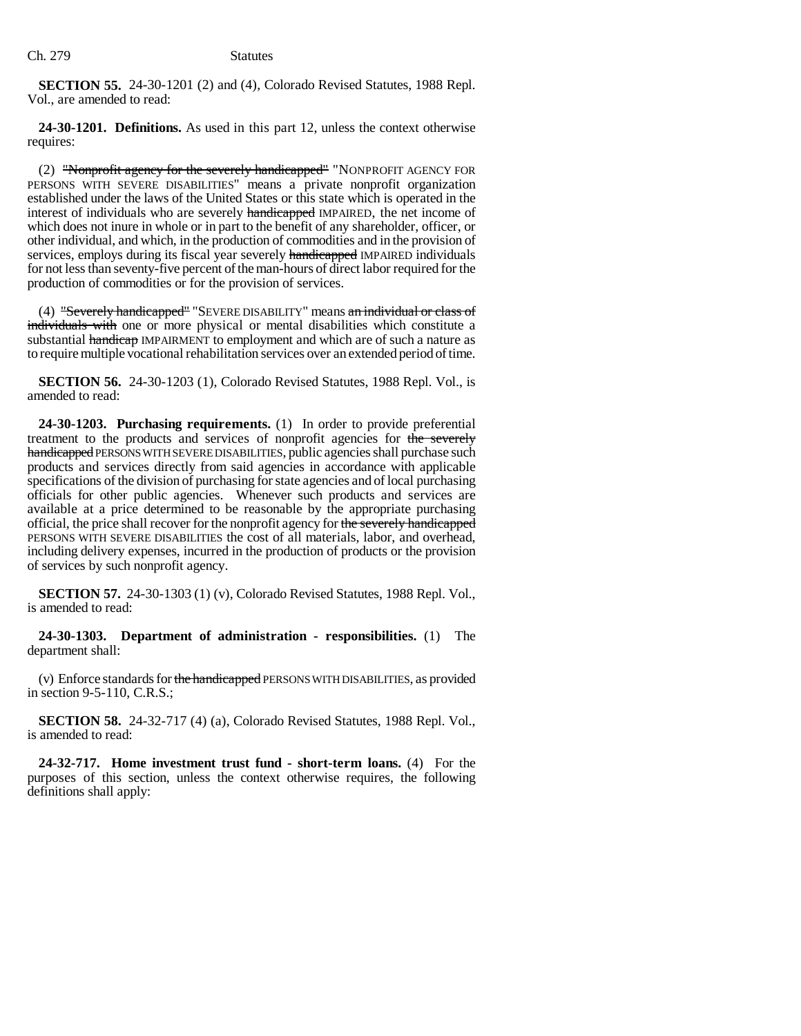**SECTION 55.** 24-30-1201 (2) and (4), Colorado Revised Statutes, 1988 Repl. Vol., are amended to read:

**24-30-1201. Definitions.** As used in this part 12, unless the context otherwise requires:

(2) ~~"Nonprofit agency for the severely handicapped"~~ "NONPROFIT AGENCY FOR PERSONS WITH SEVERE DISABILITIES" means a private nonprofit organization established under the laws of the United States or this state which is operated in the interest of individuals who are severely ~~handicapped~~ IMPAIRED, the net income of which does not inure in whole or in part to the benefit of any shareholder, officer, or other individual, and which, in the production of commodities and in the provision of services, employs during its fiscal year severely ~~handicapped~~ IMPAIRED individuals for not less than seventy-five percent of the man-hours of direct labor required for the production of commodities or for the provision of services.

(4) ~~"Severely handicapped"~~ "SEVERE DISABILITY" means ~~an individual or class of individuals with~~ one or more physical or mental disabilities which constitute a substantial ~~handicap~~ IMPAIRMENT to employment and which are of such a nature as to require multiple vocational rehabilitation services over an extended period of time.

**SECTION 56.** 24-30-1203 (1), Colorado Revised Statutes, 1988 Repl. Vol., is amended to read:

**24-30-1203. Purchasing requirements.** (1) In order to provide preferential treatment to the products and services of nonprofit agencies for ~~the severely handicapped~~ PERSONS WITH SEVERE DISABILITIES, public agencies shall purchase such products and services directly from said agencies in accordance with applicable specifications of the division of purchasing for state agencies and of local purchasing officials for other public agencies. Whenever such products and services are available at a price determined to be reasonable by the appropriate purchasing official, the price shall recover for the nonprofit agency for ~~the severely handicapped~~ PERSONS WITH SEVERE DISABILITIES the cost of all materials, labor, and overhead, including delivery expenses, incurred in the production of products or the provision of services by such nonprofit agency.

**SECTION 57.** 24-30-1303 (1) (v), Colorado Revised Statutes, 1988 Repl. Vol., is amended to read:

**24-30-1303. Department of administration - responsibilities.** (1) The department shall:

(v) Enforce standards for ~~the handicapped~~ PERSONS WITH DISABILITIES, as provided in section 9-5-110, C.R.S.;

**SECTION 58.** 24-32-717 (4) (a), Colorado Revised Statutes, 1988 Repl. Vol., is amended to read:

**24-32-717. Home investment trust fund - short-term loans.** (4) For the purposes of this section, unless the context otherwise requires, the following definitions shall apply: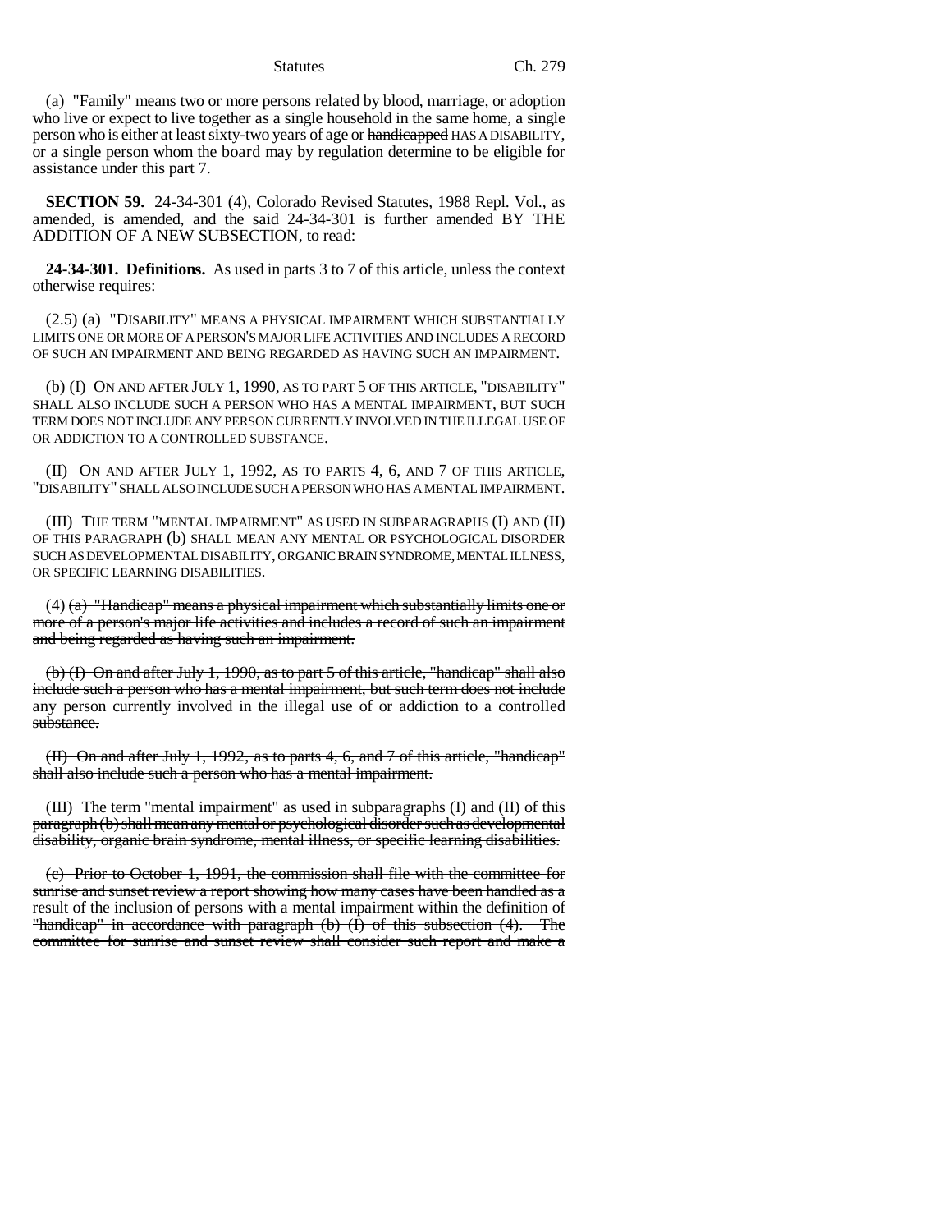(a) "Family" means two or more persons related by blood, marriage, or adoption who live or expect to live together as a single household in the same home, a single person who is either at least sixty-two years of age or ~~handicapped~~ HAS A DISABILITY, or a single person whom the board may by regulation determine to be eligible for assistance under this part 7.

**SECTION 59.** 24-34-301 (4), Colorado Revised Statutes, 1988 Repl. Vol., as amended, is amended, and the said 24-34-301 is further amended BY THE ADDITION OF A NEW SUBSECTION, to read:

**24-34-301. Definitions.** As used in parts 3 to 7 of this article, unless the context otherwise requires:

(2.5) (a) "DISABILITY" MEANS A PHYSICAL IMPAIRMENT WHICH SUBSTANTIALLY LIMITS ONE OR MORE OF A PERSON'S MAJOR LIFE ACTIVITIES AND INCLUDES A RECORD OF SUCH AN IMPAIRMENT AND BEING REGARDED AS HAVING SUCH AN IMPAIRMENT.

(b) (I) ON AND AFTER JULY 1, 1990, AS TO PART 5 OF THIS ARTICLE, "DISABILITY" SHALL ALSO INCLUDE SUCH A PERSON WHO HAS A MENTAL IMPAIRMENT, BUT SUCH TERM DOES NOT INCLUDE ANY PERSON CURRENTLY INVOLVED IN THE ILLEGAL USE OF OR ADDICTION TO A CONTROLLED SUBSTANCE.

(II) ON AND AFTER JULY 1, 1992, AS TO PARTS 4, 6, AND 7 OF THIS ARTICLE, "DISABILITY" SHALL ALSO INCLUDE SUCH A PERSON WHO HAS A MENTAL IMPAIRMENT.

(III) THE TERM "MENTAL IMPAIRMENT" AS USED IN SUBPARAGRAPHS (I) AND (II) OF THIS PARAGRAPH (b) SHALL MEAN ANY MENTAL OR PSYCHOLOGICAL DISORDER SUCH AS DEVELOPMENTAL DISABILITY, ORGANIC BRAIN SYNDROME, MENTAL ILLNESS, OR SPECIFIC LEARNING DISABILITIES.

(4) ~~(a) "Handicap" means a physical impairment which substantially limits one or more of a person's major life activities and includes a record of such an impairment and being regarded as having such an impairment.~~

~~(b) (I) On and after July 1, 1990, as to part 5 of this article, "handicap" shall also include such a person who has a mental impairment, but such term does not include any person currently involved in the illegal use of or addiction to a controlled substance.~~

~~(II) On and after July 1, 1992, as to parts 4, 6, and 7 of this article, "handicap" shall also include such a person who has a mental impairment.~~

~~(III) The term "mental impairment" as used in subparagraphs (I) and (II) of this paragraph (b) shall mean any mental or psychological disorder such as developmental disability, organic brain syndrome, mental illness, or specific learning disabilities.~~

~~(c) Prior to October 1, 1991, the commission shall file with the committee for sunrise and sunset review a report showing how many cases have been handled as a result of the inclusion of persons with a mental impairment within the definition of "handicap" in accordance with paragraph (b) (I) of this subsection (4). The committee for sunrise and sunset review shall consider such report and make a~~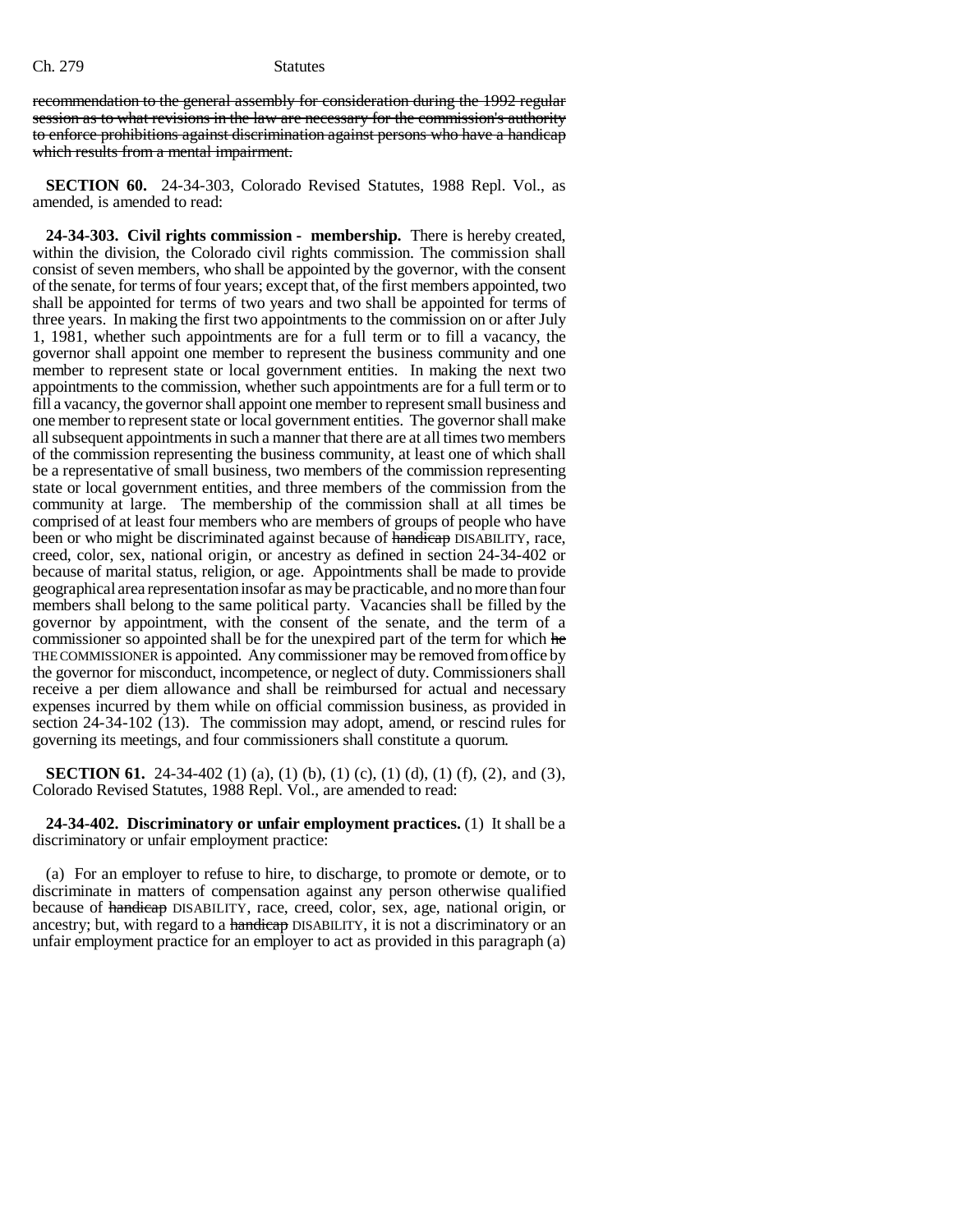~~recommendation to the general assembly for consideration during the 1992 regular session as to what revisions in the law are necessary for the commission's authority to enforce prohibitions against discrimination against persons who have a handicap which results from a mental impairment.~~

**SECTION 60.** 24-34-303, Colorado Revised Statutes, 1988 Repl. Vol., as amended, is amended to read:

**24-34-303. Civil rights commission - membership.** There is hereby created, within the division, the Colorado civil rights commission. The commission shall consist of seven members, who shall be appointed by the governor, with the consent of the senate, for terms of four years; except that, of the first members appointed, two shall be appointed for terms of two years and two shall be appointed for terms of three years. In making the first two appointments to the commission on or after July 1, 1981, whether such appointments are for a full term or to fill a vacancy, the governor shall appoint one member to represent the business community and one member to represent state or local government entities. In making the next two appointments to the commission, whether such appointments are for a full term or to fill a vacancy, the governor shall appoint one member to represent small business and one member to represent state or local government entities. The governor shall make all subsequent appointments in such a manner that there are at all times two members of the commission representing the business community, at least one of which shall be a representative of small business, two members of the commission representing state or local government entities, and three members of the commission from the community at large. The membership of the commission shall at all times be comprised of at least four members who are members of groups of people who have been or who might be discriminated against because of ~~handicap~~ DISABILITY, race, creed, color, sex, national origin, or ancestry as defined in section 24-34-402 or because of marital status, religion, or age. Appointments shall be made to provide geographical area representation insofar as may be practicable, and no more than four members shall belong to the same political party. Vacancies shall be filled by the governor by appointment, with the consent of the senate, and the term of a commissioner so appointed shall be for the unexpired part of the term for which ~~he~~ THE COMMISSIONER is appointed. Any commissioner may be removed from office by the governor for misconduct, incompetence, or neglect of duty. Commissioners shall receive a per diem allowance and shall be reimbursed for actual and necessary expenses incurred by them while on official commission business, as provided in section 24-34-102 (13). The commission may adopt, amend, or rescind rules for governing its meetings, and four commissioners shall constitute a quorum.

**SECTION 61.** 24-34-402 (1) (a), (1) (b), (1) (c), (1) (d), (1) (f), (2), and (3), Colorado Revised Statutes, 1988 Repl. Vol., are amended to read:

**24-34-402. Discriminatory or unfair employment practices.** (1) It shall be a discriminatory or unfair employment practice:

(a) For an employer to refuse to hire, to discharge, to promote or demote, or to discriminate in matters of compensation against any person otherwise qualified because of ~~handicap~~ DISABILITY, race, creed, color, sex, age, national origin, or ancestry; but, with regard to a ~~handicap~~ DISABILITY, it is not a discriminatory or an unfair employment practice for an employer to act as provided in this paragraph (a)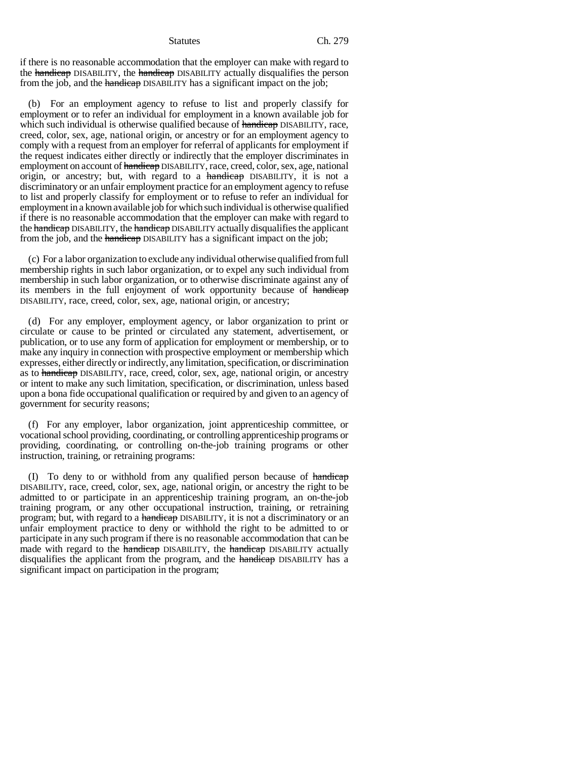if there is no reasonable accommodation that the employer can make with regard to the ~~handicap~~ DISABILITY, the ~~handicap~~ DISABILITY actually disqualifies the person from the job, and the ~~handicap~~ DISABILITY has a significant impact on the job;

(b) For an employment agency to refuse to list and properly classify for employment or to refer an individual for employment in a known available job for which such individual is otherwise qualified because of ~~handicap~~ DISABILITY, race, creed, color, sex, age, national origin, or ancestry or for an employment agency to comply with a request from an employer for referral of applicants for employment if the request indicates either directly or indirectly that the employer discriminates in employment on account of ~~handicap~~ DISABILITY, race, creed, color, sex, age, national origin, or ancestry; but, with regard to a ~~handicap~~ DISABILITY, it is not a discriminatory or an unfair employment practice for an employment agency to refuse to list and properly classify for employment or to refuse to refer an individual for employment in a known available job for which such individual is otherwise qualified if there is no reasonable accommodation that the employer can make with regard to the ~~handicap~~ DISABILITY, the ~~handicap~~ DISABILITY actually disqualifies the applicant from the job, and the ~~handicap~~ DISABILITY has a significant impact on the job;

(c) For a labor organization to exclude any individual otherwise qualified from full membership rights in such labor organization, or to expel any such individual from membership in such labor organization, or to otherwise discriminate against any of its members in the full enjoyment of work opportunity because of ~~handicap~~ DISABILITY, race, creed, color, sex, age, national origin, or ancestry;

(d) For any employer, employment agency, or labor organization to print or circulate or cause to be printed or circulated any statement, advertisement, or publication, or to use any form of application for employment or membership, or to make any inquiry in connection with prospective employment or membership which expresses, either directly or indirectly, any limitation, specification, or discrimination as to ~~handicap~~ DISABILITY, race, creed, color, sex, age, national origin, or ancestry or intent to make any such limitation, specification, or discrimination, unless based upon a bona fide occupational qualification or required by and given to an agency of government for security reasons;

(f) For any employer, labor organization, joint apprenticeship committee, or vocational school providing, coordinating, or controlling apprenticeship programs or providing, coordinating, or controlling on-the-job training programs or other instruction, training, or retraining programs:

(I) To deny to or withhold from any qualified person because of ~~handicap~~ DISABILITY, race, creed, color, sex, age, national origin, or ancestry the right to be admitted to or participate in an apprenticeship training program, an on-the-job training program, or any other occupational instruction, training, or retraining program; but, with regard to a ~~handicap~~ DISABILITY, it is not a discriminatory or an unfair employment practice to deny or withhold the right to be admitted to or participate in any such program if there is no reasonable accommodation that can be made with regard to the ~~handicap~~ DISABILITY, the ~~handicap~~ DISABILITY actually disqualifies the applicant from the program, and the ~~handicap~~ DISABILITY has a significant impact on participation in the program;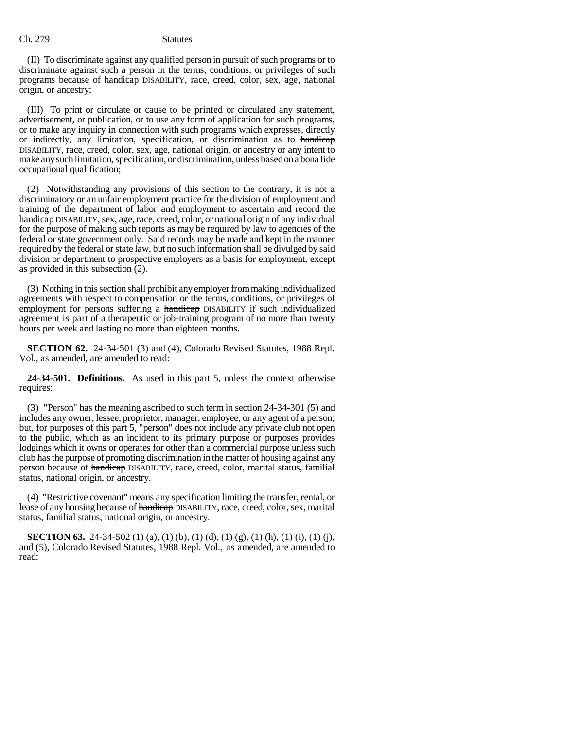(II) To discriminate against any qualified person in pursuit of such programs or to discriminate against such a person in the terms, conditions, or privileges of such programs because of ~~handicap~~ DISABILITY, race, creed, color, sex, age, national origin, or ancestry;

(III) To print or circulate or cause to be printed or circulated any statement, advertisement, or publication, or to use any form of application for such programs, or to make any inquiry in connection with such programs which expresses, directly or indirectly, any limitation, specification, or discrimination as to ~~handicap~~ DISABILITY, race, creed, color, sex, age, national origin, or ancestry or any intent to make any such limitation, specification, or discrimination, unless based on a bona fide occupational qualification;

(2) Notwithstanding any provisions of this section to the contrary, it is not a discriminatory or an unfair employment practice for the division of employment and training of the department of labor and employment to ascertain and record the ~~handicap~~ DISABILITY, sex, age, race, creed, color, or national origin of any individual for the purpose of making such reports as may be required by law to agencies of the federal or state government only. Said records may be made and kept in the manner required by the federal or state law, but no such information shall be divulged by said division or department to prospective employers as a basis for employment, except as provided in this subsection (2).

(3) Nothing in this section shall prohibit any employer from making individualized agreements with respect to compensation or the terms, conditions, or privileges of employment for persons suffering a ~~handicap~~ DISABILITY if such individualized agreement is part of a therapeutic or job-training program of no more than twenty hours per week and lasting no more than eighteen months.

**SECTION 62.** 24-34-501 (3) and (4), Colorado Revised Statutes, 1988 Repl. Vol., as amended, are amended to read:

**24-34-501. Definitions.** As used in this part 5, unless the context otherwise requires:

(3) "Person" has the meaning ascribed to such term in section 24-34-301 (5) and includes any owner, lessee, proprietor, manager, employee, or any agent of a person; but, for purposes of this part 5, "person" does not include any private club not open to the public, which as an incident to its primary purpose or purposes provides lodgings which it owns or operates for other than a commercial purpose unless such club has the purpose of promoting discrimination in the matter of housing against any person because of ~~handicap~~ DISABILITY, race, creed, color, marital status, familial status, national origin, or ancestry.

(4) "Restrictive covenant" means any specification limiting the transfer, rental, or lease of any housing because of ~~handicap~~ DISABILITY, race, creed, color, sex, marital status, familial status, national origin, or ancestry.

**SECTION 63.** 24-34-502 (1) (a), (1) (b), (1) (d), (1) (g), (1) (h), (1) (i), (1) (j), and (5), Colorado Revised Statutes, 1988 Repl. Vol., as amended, are amended to read: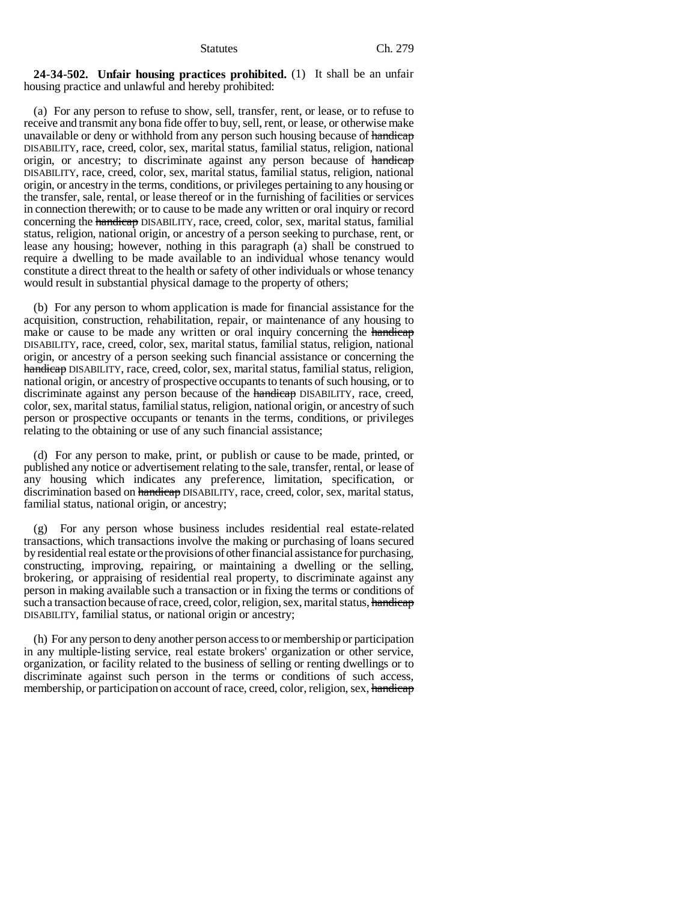**24-34-502. Unfair housing practices prohibited.** (1) It shall be an unfair housing practice and unlawful and hereby prohibited:

(a) For any person to refuse to show, sell, transfer, rent, or lease, or to refuse to receive and transmit any bona fide offer to buy, sell, rent, or lease, or otherwise make unavailable or deny or withhold from any person such housing because of ~~handicap~~ DISABILITY, race, creed, color, sex, marital status, familial status, religion, national origin, or ancestry; to discriminate against any person because of ~~handicap~~ DISABILITY, race, creed, color, sex, marital status, familial status, religion, national origin, or ancestry in the terms, conditions, or privileges pertaining to any housing or the transfer, sale, rental, or lease thereof or in the furnishing of facilities or services in connection therewith; or to cause to be made any written or oral inquiry or record concerning the ~~handicap~~ DISABILITY, race, creed, color, sex, marital status, familial status, religion, national origin, or ancestry of a person seeking to purchase, rent, or lease any housing; however, nothing in this paragraph (a) shall be construed to require a dwelling to be made available to an individual whose tenancy would constitute a direct threat to the health or safety of other individuals or whose tenancy would result in substantial physical damage to the property of others;

(b) For any person to whom application is made for financial assistance for the acquisition, construction, rehabilitation, repair, or maintenance of any housing to make or cause to be made any written or oral inquiry concerning the ~~handicap~~ DISABILITY, race, creed, color, sex, marital status, familial status, religion, national origin, or ancestry of a person seeking such financial assistance or concerning the ~~handicap~~ DISABILITY, race, creed, color, sex, marital status, familial status, religion, national origin, or ancestry of prospective occupants to tenants of such housing, or to discriminate against any person because of the ~~handicap~~ DISABILITY, race, creed, color, sex, marital status, familial status, religion, national origin, or ancestry of such person or prospective occupants or tenants in the terms, conditions, or privileges relating to the obtaining or use of any such financial assistance;

(d) For any person to make, print, or publish or cause to be made, printed, or published any notice or advertisement relating to the sale, transfer, rental, or lease of any housing which indicates any preference, limitation, specification, or discrimination based on ~~handicap~~ DISABILITY, race, creed, color, sex, marital status, familial status, national origin, or ancestry;

(g) For any person whose business includes residential real estate-related transactions, which transactions involve the making or purchasing of loans secured by residential real estate or the provisions of other financial assistance for purchasing, constructing, improving, repairing, or maintaining a dwelling or the selling, brokering, or appraising of residential real property, to discriminate against any person in making available such a transaction or in fixing the terms or conditions of such a transaction because of race, creed, color, religion, sex, marital status, ~~handicap~~ DISABILITY, familial status, or national origin or ancestry;

(h) For any person to deny another person access to or membership or participation in any multiple-listing service, real estate brokers' organization or other service, organization, or facility related to the business of selling or renting dwellings or to discriminate against such person in the terms or conditions of such access, membership, or participation on account of race, creed, color, religion, sex, ~~handicap~~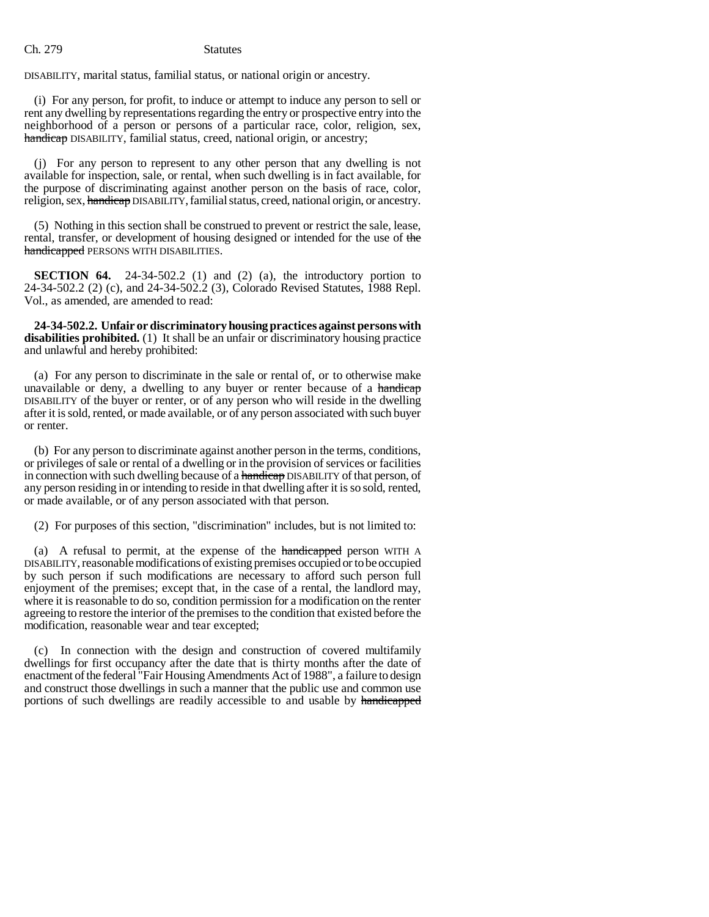DISABILITY, marital status, familial status, or national origin or ancestry.

(i) For any person, for profit, to induce or attempt to induce any person to sell or rent any dwelling by representations regarding the entry or prospective entry into the neighborhood of a person or persons of a particular race, color, religion, sex, ~~handicap~~ DISABILITY, familial status, creed, national origin, or ancestry;

(j) For any person to represent to any other person that any dwelling is not available for inspection, sale, or rental, when such dwelling is in fact available, for the purpose of discriminating against another person on the basis of race, color, religion, sex, ~~handicap~~ DISABILITY, familial status, creed, national origin, or ancestry.

(5) Nothing in this section shall be construed to prevent or restrict the sale, lease, rental, transfer, or development of housing designed or intended for the use of ~~the handicapped~~ PERSONS WITH DISABILITIES.

**SECTION 64.** 24-34-502.2 (1) and (2) (a), the introductory portion to 24-34-502.2 (2) (c), and 24-34-502.2 (3), Colorado Revised Statutes, 1988 Repl. Vol., as amended, are amended to read:

**24-34-502.2. Unfair or discriminatory housing practices against persons with disabilities prohibited.** (1) It shall be an unfair or discriminatory housing practice and unlawful and hereby prohibited:

(a) For any person to discriminate in the sale or rental of, or to otherwise make unavailable or deny, a dwelling to any buyer or renter because of a ~~handicap~~ DISABILITY of the buyer or renter, or of any person who will reside in the dwelling after it is sold, rented, or made available, or of any person associated with such buyer or renter.

(b) For any person to discriminate against another person in the terms, conditions, or privileges of sale or rental of a dwelling or in the provision of services or facilities in connection with such dwelling because of a ~~handicap~~ DISABILITY of that person, of any person residing in or intending to reside in that dwelling after it is so sold, rented, or made available, or of any person associated with that person.

(2) For purposes of this section, "discrimination" includes, but is not limited to:

(a) A refusal to permit, at the expense of the ~~handicapped~~ person WITH A DISABILITY, reasonable modifications of existing premises occupied or to be occupied by such person if such modifications are necessary to afford such person full enjoyment of the premises; except that, in the case of a rental, the landlord may, where it is reasonable to do so, condition permission for a modification on the renter agreeing to restore the interior of the premises to the condition that existed before the modification, reasonable wear and tear excepted;

(c) In connection with the design and construction of covered multifamily dwellings for first occupancy after the date that is thirty months after the date of enactment of the federal "Fair Housing Amendments Act of 1988", a failure to design and construct those dwellings in such a manner that the public use and common use portions of such dwellings are readily accessible to and usable by ~~handicapped~~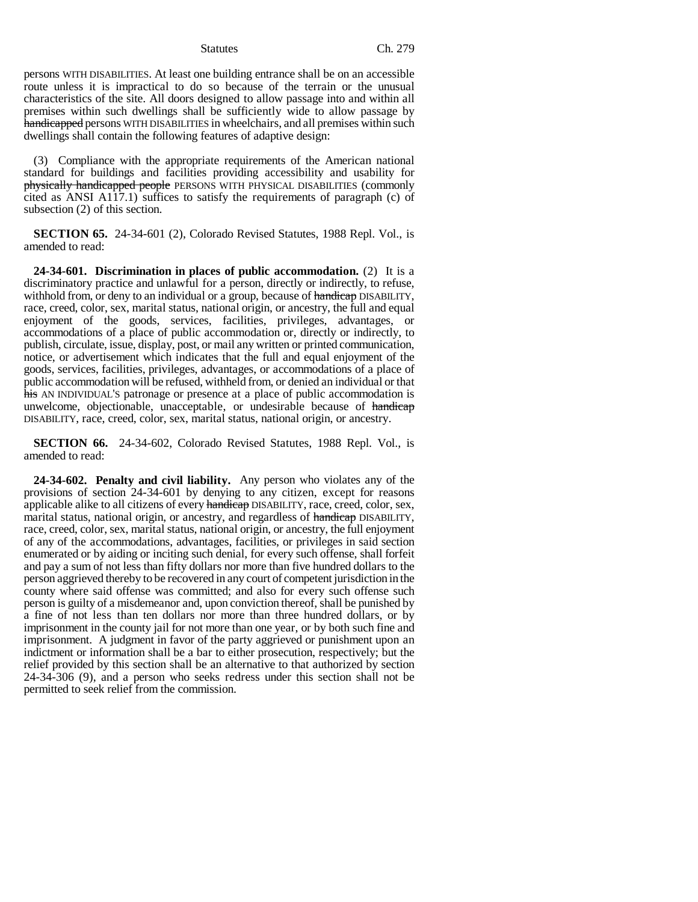persons WITH DISABILITIES. At least one building entrance shall be on an accessible route unless it is impractical to do so because of the terrain or the unusual characteristics of the site. All doors designed to allow passage into and within all premises within such dwellings shall be sufficiently wide to allow passage by ~~handicapped~~ persons WITH DISABILITIES in wheelchairs, and all premises within such dwellings shall contain the following features of adaptive design:

(3) Compliance with the appropriate requirements of the American national standard for buildings and facilities providing accessibility and usability for ~~physically handicapped people~~ PERSONS WITH PHYSICAL DISABILITIES (commonly cited as ANSI A117.1) suffices to satisfy the requirements of paragraph (c) of subsection (2) of this section.

**SECTION 65.** 24-34-601 (2), Colorado Revised Statutes, 1988 Repl. Vol., is amended to read:

**24-34-601. Discrimination in places of public accommodation.** (2) It is a discriminatory practice and unlawful for a person, directly or indirectly, to refuse, withhold from, or deny to an individual or a group, because of ~~handicap~~ DISABILITY, race, creed, color, sex, marital status, national origin, or ancestry, the full and equal enjoyment of the goods, services, facilities, privileges, advantages, or accommodations of a place of public accommodation or, directly or indirectly, to publish, circulate, issue, display, post, or mail any written or printed communication, notice, or advertisement which indicates that the full and equal enjoyment of the goods, services, facilities, privileges, advantages, or accommodations of a place of public accommodation will be refused, withheld from, or denied an individual or that ~~his~~ AN INDIVIDUAL'S patronage or presence at a place of public accommodation is unwelcome, objectionable, unacceptable, or undesirable because of ~~handicap~~ DISABILITY, race, creed, color, sex, marital status, national origin, or ancestry.

**SECTION 66.** 24-34-602, Colorado Revised Statutes, 1988 Repl. Vol., is amended to read:

**24-34-602. Penalty and civil liability.** Any person who violates any of the provisions of section 24-34-601 by denying to any citizen, except for reasons applicable alike to all citizens of every ~~handicap~~ DISABILITY, race, creed, color, sex, marital status, national origin, or ancestry, and regardless of ~~handicap~~ DISABILITY, race, creed, color, sex, marital status, national origin, or ancestry, the full enjoyment of any of the accommodations, advantages, facilities, or privileges in said section enumerated or by aiding or inciting such denial, for every such offense, shall forfeit and pay a sum of not less than fifty dollars nor more than five hundred dollars to the person aggrieved thereby to be recovered in any court of competent jurisdiction in the county where said offense was committed; and also for every such offense such person is guilty of a misdemeanor and, upon conviction thereof, shall be punished by a fine of not less than ten dollars nor more than three hundred dollars, or by imprisonment in the county jail for not more than one year, or by both such fine and imprisonment. A judgment in favor of the party aggrieved or punishment upon an indictment or information shall be a bar to either prosecution, respectively; but the relief provided by this section shall be an alternative to that authorized by section 24-34-306 (9), and a person who seeks redress under this section shall not be permitted to seek relief from the commission.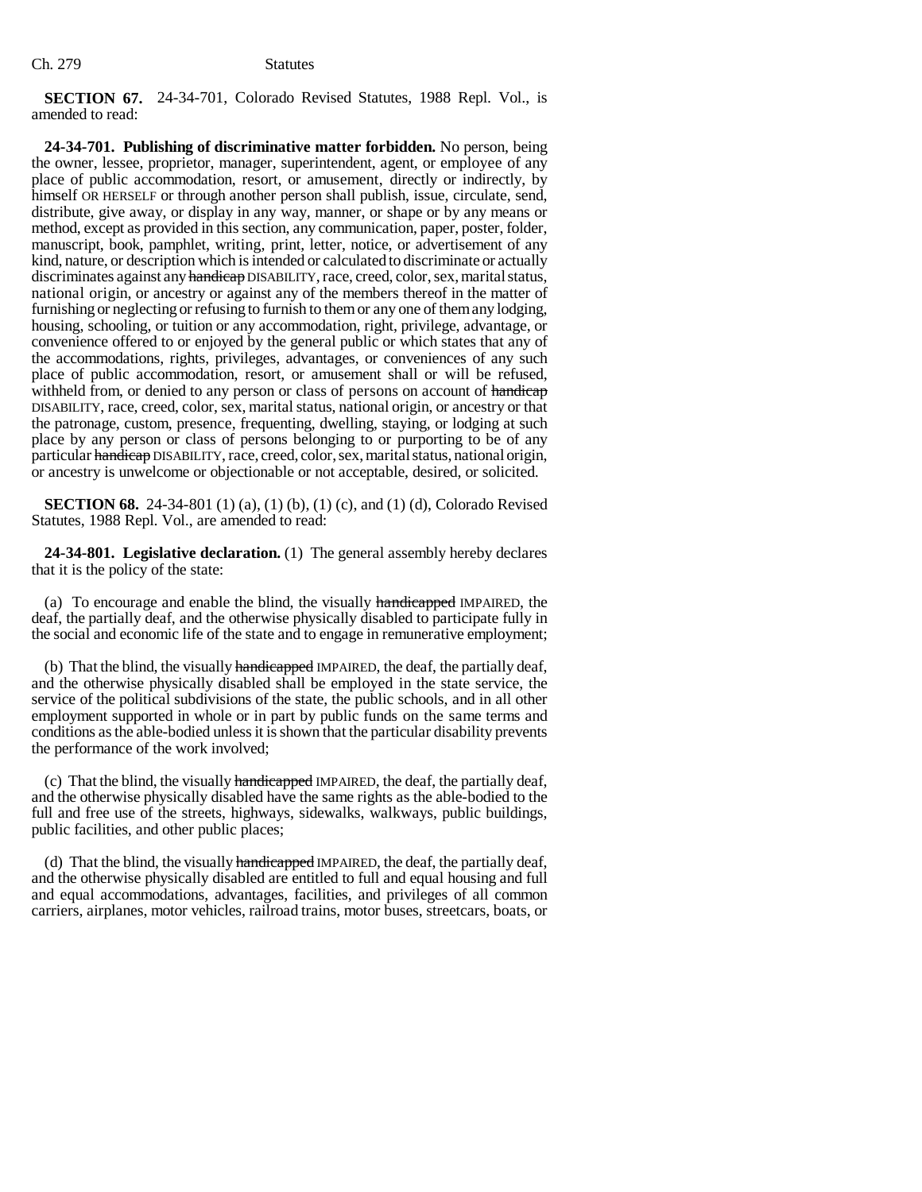**SECTION 67.** 24-34-701, Colorado Revised Statutes, 1988 Repl. Vol., is amended to read:

**24-34-701. Publishing of discriminative matter forbidden.** No person, being the owner, lessee, proprietor, manager, superintendent, agent, or employee of any place of public accommodation, resort, or amusement, directly or indirectly, by himself OR HERSELF or through another person shall publish, issue, circulate, send, distribute, give away, or display in any way, manner, or shape or by any means or method, except as provided in this section, any communication, paper, poster, folder, manuscript, book, pamphlet, writing, print, letter, notice, or advertisement of any kind, nature, or description which is intended or calculated to discriminate or actually discriminates against any ~~handicap~~ DISABILITY, race, creed, color, sex, marital status, national origin, or ancestry or against any of the members thereof in the matter of furnishing or neglecting or refusing to furnish to them or any one of them any lodging, housing, schooling, or tuition or any accommodation, right, privilege, advantage, or convenience offered to or enjoyed by the general public or which states that any of the accommodations, rights, privileges, advantages, or conveniences of any such place of public accommodation, resort, or amusement shall or will be refused, withheld from, or denied to any person or class of persons on account of ~~handicap~~ DISABILITY, race, creed, color, sex, marital status, national origin, or ancestry or that the patronage, custom, presence, frequenting, dwelling, staying, or lodging at such place by any person or class of persons belonging to or purporting to be of any particular ~~handicap~~ DISABILITY, race, creed, color, sex, marital status, national origin, or ancestry is unwelcome or objectionable or not acceptable, desired, or solicited.

**SECTION 68.** 24-34-801 (1) (a), (1) (b), (1) (c), and (1) (d), Colorado Revised Statutes, 1988 Repl. Vol., are amended to read:

**24-34-801. Legislative declaration.** (1) The general assembly hereby declares that it is the policy of the state:

(a) To encourage and enable the blind, the visually ~~handicapped~~ IMPAIRED, the deaf, the partially deaf, and the otherwise physically disabled to participate fully in the social and economic life of the state and to engage in remunerative employment;

(b) That the blind, the visually ~~handicapped~~ IMPAIRED, the deaf, the partially deaf, and the otherwise physically disabled shall be employed in the state service, the service of the political subdivisions of the state, the public schools, and in all other employment supported in whole or in part by public funds on the same terms and conditions as the able-bodied unless it is shown that the particular disability prevents the performance of the work involved;

(c) That the blind, the visually ~~handicapped~~ IMPAIRED, the deaf, the partially deaf, and the otherwise physically disabled have the same rights as the able-bodied to the full and free use of the streets, highways, sidewalks, walkways, public buildings, public facilities, and other public places;

(d) That the blind, the visually ~~handicapped~~ IMPAIRED, the deaf, the partially deaf, and the otherwise physically disabled are entitled to full and equal housing and full and equal accommodations, advantages, facilities, and privileges of all common carriers, airplanes, motor vehicles, railroad trains, motor buses, streetcars, boats, or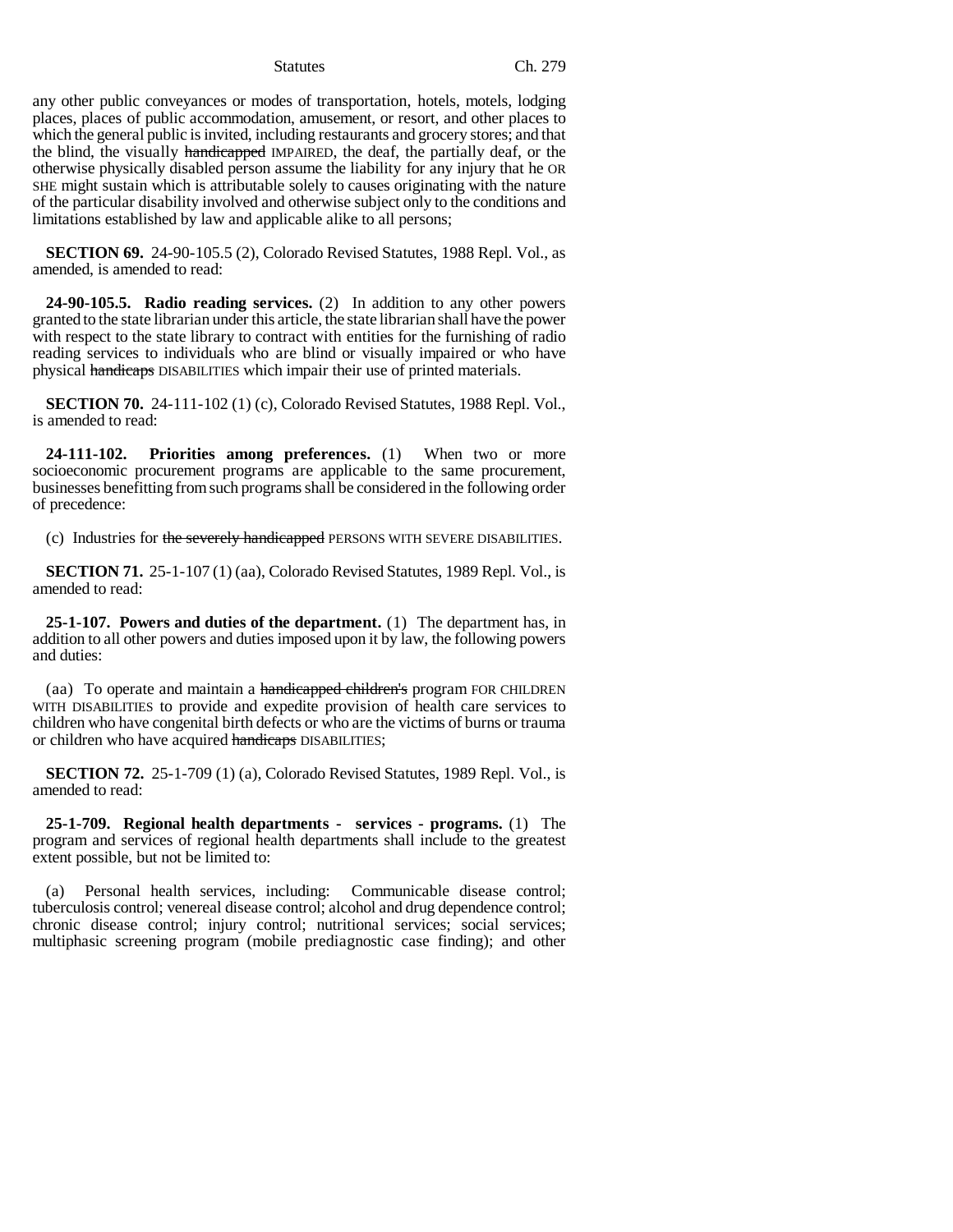any other public conveyances or modes of transportation, hotels, motels, lodging places, places of public accommodation, amusement, or resort, and other places to which the general public is invited, including restaurants and grocery stores; and that the blind, the visually ~~handicapped~~ IMPAIRED, the deaf, the partially deaf, or the otherwise physically disabled person assume the liability for any injury that he OR SHE might sustain which is attributable solely to causes originating with the nature of the particular disability involved and otherwise subject only to the conditions and limitations established by law and applicable alike to all persons;

**SECTION 69.** 24-90-105.5 (2), Colorado Revised Statutes, 1988 Repl. Vol., as amended, is amended to read:

**24-90-105.5. Radio reading services.** (2) In addition to any other powers granted to the state librarian under this article, the state librarian shall have the power with respect to the state library to contract with entities for the furnishing of radio reading services to individuals who are blind or visually impaired or who have physical ~~handicaps~~ DISABILITIES which impair their use of printed materials.

**SECTION 70.** 24-111-102 (1) (c), Colorado Revised Statutes, 1988 Repl. Vol., is amended to read:

**24-111-102. Priorities among preferences.** (1) When two or more socioeconomic procurement programs are applicable to the same procurement, businesses benefitting from such programs shall be considered in the following order of precedence:

(c) Industries for ~~the severely handicapped~~ PERSONS WITH SEVERE DISABILITIES.

**SECTION 71.** 25-1-107 (1) (aa), Colorado Revised Statutes, 1989 Repl. Vol., is amended to read:

**25-1-107. Powers and duties of the department.** (1) The department has, in addition to all other powers and duties imposed upon it by law, the following powers and duties:

(aa) To operate and maintain a ~~handicapped children's~~ program FOR CHILDREN WITH DISABILITIES to provide and expedite provision of health care services to children who have congenital birth defects or who are the victims of burns or trauma or children who have acquired ~~handicaps~~ DISABILITIES;

**SECTION 72.** 25-1-709 (1) (a), Colorado Revised Statutes, 1989 Repl. Vol., is amended to read:

**25-1-709. Regional health departments - services - programs.** (1) The program and services of regional health departments shall include to the greatest extent possible, but not be limited to:

(a) Personal health services, including: Communicable disease control; tuberculosis control; venereal disease control; alcohol and drug dependence control; chronic disease control; injury control; nutritional services; social services; multiphasic screening program (mobile prediagnostic case finding); and other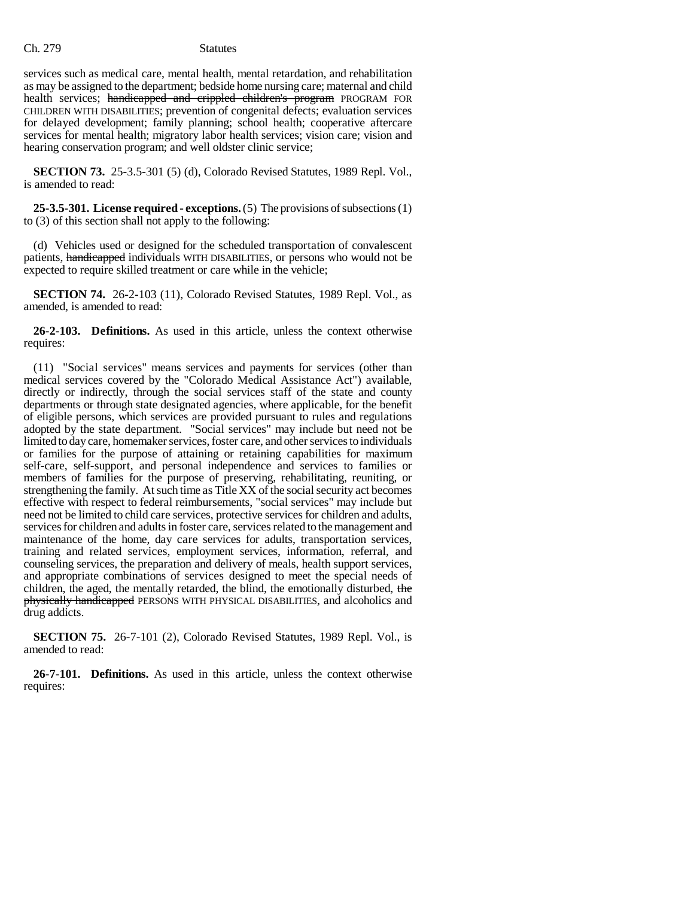services such as medical care, mental health, mental retardation, and rehabilitation as may be assigned to the department; bedside home nursing care; maternal and child health services; ~~handicapped and crippled children's program~~ PROGRAM FOR CHILDREN WITH DISABILITIES; prevention of congenital defects; evaluation services for delayed development; family planning; school health; cooperative aftercare services for mental health; migratory labor health services; vision care; vision and hearing conservation program; and well oldster clinic service;

**SECTION 73.** 25-3.5-301 (5) (d), Colorado Revised Statutes, 1989 Repl. Vol., is amended to read:

**25-3.5-301. License required - exceptions.** (5) The provisions of subsections (1) to (3) of this section shall not apply to the following:

(d) Vehicles used or designed for the scheduled transportation of convalescent patients, ~~handicapped~~ individuals WITH DISABILITIES, or persons who would not be expected to require skilled treatment or care while in the vehicle;

**SECTION 74.** 26-2-103 (11), Colorado Revised Statutes, 1989 Repl. Vol., as amended, is amended to read:

**26-2-103. Definitions.** As used in this article, unless the context otherwise requires:

(11) "Social services" means services and payments for services (other than medical services covered by the "Colorado Medical Assistance Act") available, directly or indirectly, through the social services staff of the state and county departments or through state designated agencies, where applicable, for the benefit of eligible persons, which services are provided pursuant to rules and regulations adopted by the state department. "Social services" may include but need not be limited to day care, homemaker services, foster care, and other services to individuals or families for the purpose of attaining or retaining capabilities for maximum self-care, self-support, and personal independence and services to families or members of families for the purpose of preserving, rehabilitating, reuniting, or strengthening the family. At such time as Title XX of the social security act becomes effective with respect to federal reimbursements, "social services" may include but need not be limited to child care services, protective services for children and adults, services for children and adults in foster care, services related to the management and maintenance of the home, day care services for adults, transportation services, training and related services, employment services, information, referral, and counseling services, the preparation and delivery of meals, health support services, and appropriate combinations of services designed to meet the special needs of children, the aged, the mentally retarded, the blind, the emotionally disturbed, ~~the physically handicapped~~ PERSONS WITH PHYSICAL DISABILITIES, and alcoholics and drug addicts.

**SECTION 75.** 26-7-101 (2), Colorado Revised Statutes, 1989 Repl. Vol., is amended to read:

**26-7-101. Definitions.** As used in this article, unless the context otherwise requires: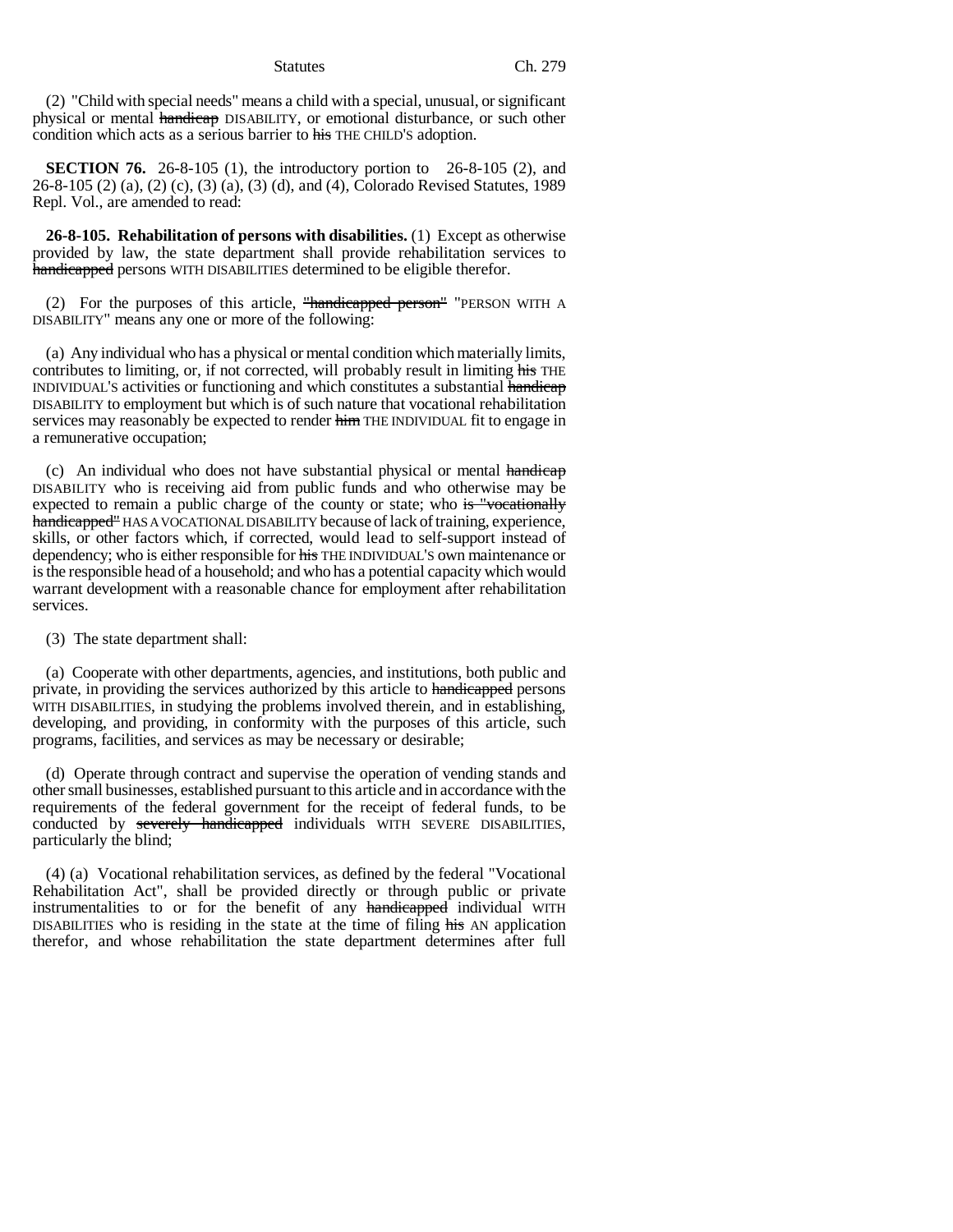(2) "Child with special needs" means a child with a special, unusual, or significant physical or mental ~~handicap~~ DISABILITY, or emotional disturbance, or such other condition which acts as a serious barrier to ~~his~~ THE CHILD'S adoption.

**SECTION 76.** 26-8-105 (1), the introductory portion to 26-8-105 (2), and 26-8-105 (2) (a), (2) (c), (3) (a), (3) (d), and (4), Colorado Revised Statutes, 1989 Repl. Vol., are amended to read:

**26-8-105. Rehabilitation of persons with disabilities.** (1) Except as otherwise provided by law, the state department shall provide rehabilitation services to ~~handicapped~~ persons WITH DISABILITIES determined to be eligible therefor.

(2) For the purposes of this article, ~~"handicapped person"~~ "PERSON WITH A DISABILITY" means any one or more of the following:

(a) Any individual who has a physical or mental condition which materially limits, contributes to limiting, or, if not corrected, will probably result in limiting ~~his~~ THE INDIVIDUAL'S activities or functioning and which constitutes a substantial ~~handicap~~ DISABILITY to employment but which is of such nature that vocational rehabilitation services may reasonably be expected to render ~~him~~ THE INDIVIDUAL fit to engage in a remunerative occupation;

(c) An individual who does not have substantial physical or mental ~~handicap~~ DISABILITY who is receiving aid from public funds and who otherwise may be expected to remain a public charge of the county or state; who ~~is "vocationally handicapped"~~ HAS A VOCATIONAL DISABILITY because of lack of training, experience, skills, or other factors which, if corrected, would lead to self-support instead of dependency; who is either responsible for ~~his~~ THE INDIVIDUAL'S own maintenance or is the responsible head of a household; and who has a potential capacity which would warrant development with a reasonable chance for employment after rehabilitation services.

(3) The state department shall:

(a) Cooperate with other departments, agencies, and institutions, both public and private, in providing the services authorized by this article to ~~handicapped~~ persons WITH DISABILITIES, in studying the problems involved therein, and in establishing, developing, and providing, in conformity with the purposes of this article, such programs, facilities, and services as may be necessary or desirable;

(d) Operate through contract and supervise the operation of vending stands and other small businesses, established pursuant to this article and in accordance with the requirements of the federal government for the receipt of federal funds, to be conducted by ~~severely handicapped~~ individuals WITH SEVERE DISABILITIES, particularly the blind;

(4) (a) Vocational rehabilitation services, as defined by the federal "Vocational Rehabilitation Act", shall be provided directly or through public or private instrumentalities to or for the benefit of any ~~handicapped~~ individual WITH DISABILITIES who is residing in the state at the time of filing ~~his~~ AN application therefor, and whose rehabilitation the state department determines after full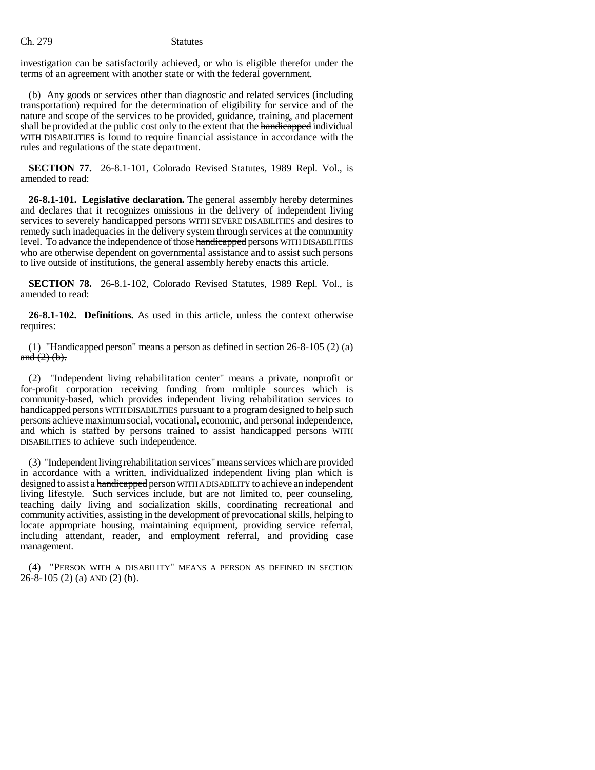investigation can be satisfactorily achieved, or who is eligible therefor under the terms of an agreement with another state or with the federal government.

(b) Any goods or services other than diagnostic and related services (including transportation) required for the determination of eligibility for service and of the nature and scope of the services to be provided, guidance, training, and placement shall be provided at the public cost only to the extent that the ~~handicapped~~ individual WITH DISABILITIES is found to require financial assistance in accordance with the rules and regulations of the state department.

**SECTION 77.** 26-8.1-101, Colorado Revised Statutes, 1989 Repl. Vol., is amended to read:

**26-8.1-101. Legislative declaration.** The general assembly hereby determines and declares that it recognizes omissions in the delivery of independent living services to ~~severely handicapped~~ persons WITH SEVERE DISABILITIES and desires to remedy such inadequacies in the delivery system through services at the community level. To advance the independence of those ~~handicapped~~ persons WITH DISABILITIES who are otherwise dependent on governmental assistance and to assist such persons to live outside of institutions, the general assembly hereby enacts this article.

**SECTION 78.** 26-8.1-102, Colorado Revised Statutes, 1989 Repl. Vol., is amended to read:

**26-8.1-102. Definitions.** As used in this article, unless the context otherwise requires:

(1) ~~"Handicapped person" means a person as defined in section 26-8-105 (2) (a) and (2) (b).~~

(2) "Independent living rehabilitation center" means a private, nonprofit or for-profit corporation receiving funding from multiple sources which is community-based, which provides independent living rehabilitation services to ~~handicapped~~ persons WITH DISABILITIES pursuant to a program designed to help such persons achieve maximum social, vocational, economic, and personal independence, and which is staffed by persons trained to assist ~~handicapped~~ persons WITH DISABILITIES to achieve such independence.

(3) "Independent living rehabilitation services" means services which are provided in accordance with a written, individualized independent living plan which is designed to assist a ~~handicapped~~ person WITH A DISABILITY to achieve an independent living lifestyle. Such services include, but are not limited to, peer counseling, teaching daily living and socialization skills, coordinating recreational and community activities, assisting in the development of prevocational skills, helping to locate appropriate housing, maintaining equipment, providing service referral, including attendant, reader, and employment referral, and providing case management.

(4) "PERSON WITH A DISABILITY" MEANS A PERSON AS DEFINED IN SECTION 26-8-105 (2) (a) AND (2) (b).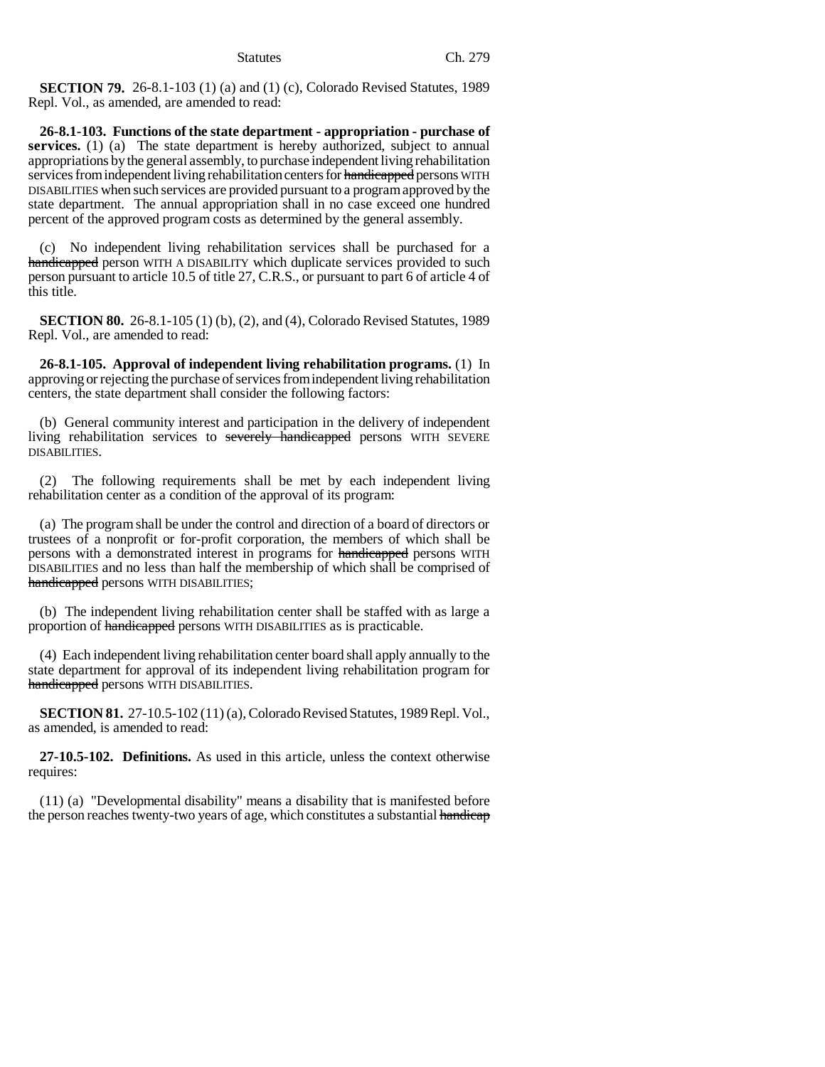**SECTION 79.** 26-8.1-103 (1) (a) and (1) (c), Colorado Revised Statutes, 1989 Repl. Vol., as amended, are amended to read:

**26-8.1-103. Functions of the state department - appropriation - purchase of services.** (1) (a) The state department is hereby authorized, subject to annual appropriations by the general assembly, to purchase independent living rehabilitation services from independent living rehabilitation centers for ~~handicapped~~ persons WITH DISABILITIES when such services are provided pursuant to a program approved by the state department. The annual appropriation shall in no case exceed one hundred percent of the approved program costs as determined by the general assembly.

(c) No independent living rehabilitation services shall be purchased for a ~~handicapped~~ person WITH A DISABILITY which duplicate services provided to such person pursuant to article 10.5 of title 27, C.R.S., or pursuant to part 6 of article 4 of this title.

**SECTION 80.** 26-8.1-105 (1) (b), (2), and (4), Colorado Revised Statutes, 1989 Repl. Vol., are amended to read:

**26-8.1-105. Approval of independent living rehabilitation programs.** (1) In approving or rejecting the purchase of services from independent living rehabilitation centers, the state department shall consider the following factors:

(b) General community interest and participation in the delivery of independent living rehabilitation services to ~~severely handicapped~~ persons WITH SEVERE DISABILITIES.

(2) The following requirements shall be met by each independent living rehabilitation center as a condition of the approval of its program:

(a) The program shall be under the control and direction of a board of directors or trustees of a nonprofit or for-profit corporation, the members of which shall be persons with a demonstrated interest in programs for ~~handicapped~~ persons WITH DISABILITIES and no less than half the membership of which shall be comprised of ~~handicapped~~ persons WITH DISABILITIES;

(b) The independent living rehabilitation center shall be staffed with as large a proportion of ~~handicapped~~ persons WITH DISABILITIES as is practicable.

(4) Each independent living rehabilitation center board shall apply annually to the state department for approval of its independent living rehabilitation program for ~~handicapped~~ persons WITH DISABILITIES.

**SECTION 81.** 27-10.5-102 (11) (a), Colorado Revised Statutes, 1989 Repl. Vol., as amended, is amended to read:

**27-10.5-102. Definitions.** As used in this article, unless the context otherwise requires:

(11) (a) "Developmental disability" means a disability that is manifested before the person reaches twenty-two years of age, which constitutes a substantial ~~handicap~~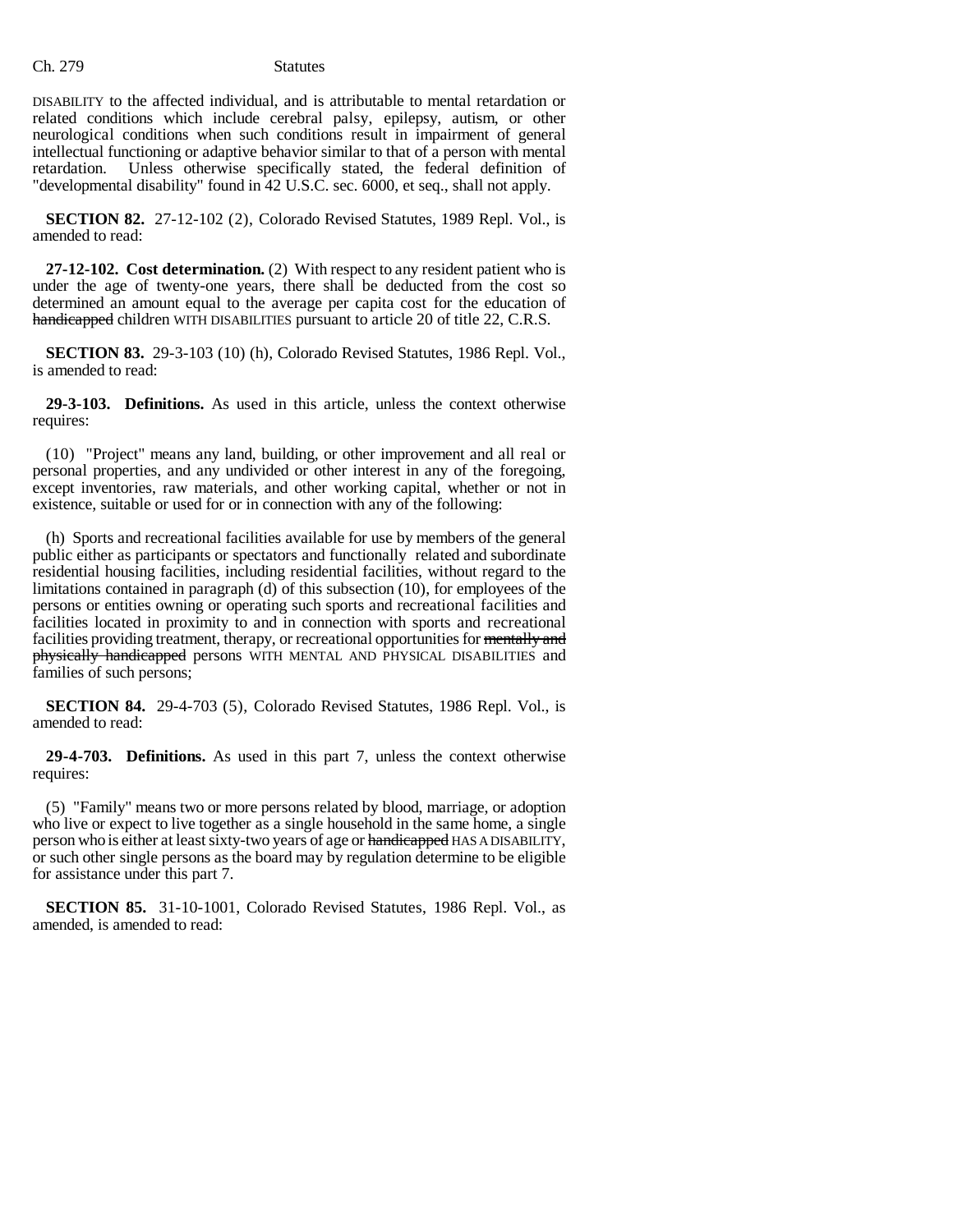DISABILITY to the affected individual, and is attributable to mental retardation or related conditions which include cerebral palsy, epilepsy, autism, or other neurological conditions when such conditions result in impairment of general intellectual functioning or adaptive behavior similar to that of a person with mental retardation. Unless otherwise specifically stated, the federal definition of "developmental disability" found in 42 U.S.C. sec. 6000, et seq., shall not apply.

**SECTION 82.** 27-12-102 (2), Colorado Revised Statutes, 1989 Repl. Vol., is amended to read:

**27-12-102. Cost determination.** (2) With respect to any resident patient who is under the age of twenty-one years, there shall be deducted from the cost so determined an amount equal to the average per capita cost for the education of ~~handicapped~~ children WITH DISABILITIES pursuant to article 20 of title 22, C.R.S.

**SECTION 83.** 29-3-103 (10) (h), Colorado Revised Statutes, 1986 Repl. Vol., is amended to read:

**29-3-103. Definitions.** As used in this article, unless the context otherwise requires:

(10) "Project" means any land, building, or other improvement and all real or personal properties, and any undivided or other interest in any of the foregoing, except inventories, raw materials, and other working capital, whether or not in existence, suitable or used for or in connection with any of the following:

(h) Sports and recreational facilities available for use by members of the general public either as participants or spectators and functionally related and subordinate residential housing facilities, including residential facilities, without regard to the limitations contained in paragraph (d) of this subsection (10), for employees of the persons or entities owning or operating such sports and recreational facilities and facilities located in proximity to and in connection with sports and recreational facilities providing treatment, therapy, or recreational opportunities for ~~mentally and physically handicapped~~ persons WITH MENTAL AND PHYSICAL DISABILITIES and families of such persons;

**SECTION 84.** 29-4-703 (5), Colorado Revised Statutes, 1986 Repl. Vol., is amended to read:

**29-4-703. Definitions.** As used in this part 7, unless the context otherwise requires:

(5) "Family" means two or more persons related by blood, marriage, or adoption who live or expect to live together as a single household in the same home, a single person who is either at least sixty-two years of age or ~~handicapped~~ HAS A DISABILITY, or such other single persons as the board may by regulation determine to be eligible for assistance under this part 7.

**SECTION 85.** 31-10-1001, Colorado Revised Statutes, 1986 Repl. Vol., as amended, is amended to read: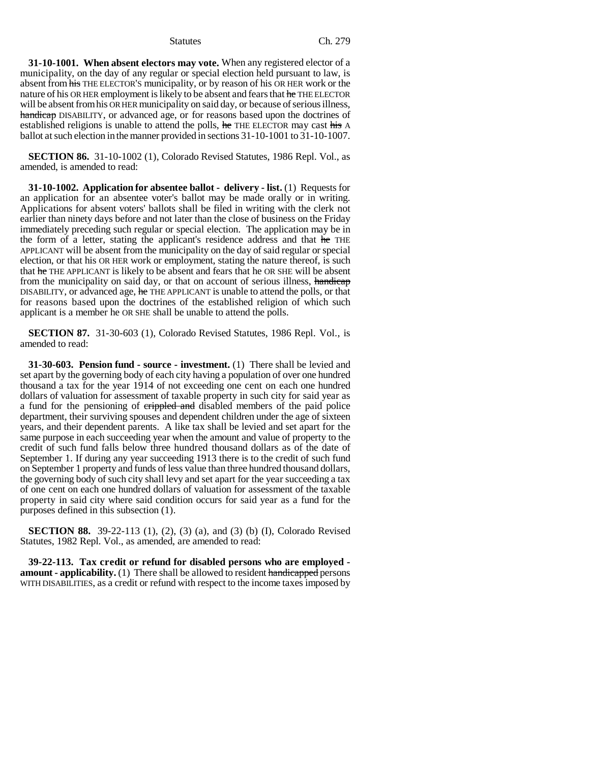**31-10-1001. When absent electors may vote.** When any registered elector of a municipality, on the day of any regular or special election held pursuant to law, is absent from ~~his~~ THE ELECTOR'S municipality, or by reason of his OR HER work or the nature of his OR HER employment is likely to be absent and fears that ~~he~~ THE ELECTOR will be absent from his OR HER municipality on said day, or because of serious illness, ~~handicap~~ DISABILITY, or advanced age, or for reasons based upon the doctrines of established religions is unable to attend the polls, ~~he~~ THE ELECTOR may cast ~~his~~ A ballot at such election in the manner provided in sections 31-10-1001 to 31-10-1007.

**SECTION 86.** 31-10-1002 (1), Colorado Revised Statutes, 1986 Repl. Vol., as amended, is amended to read:

**31-10-1002. Application for absentee ballot - delivery - list.** (1) Requests for an application for an absentee voter's ballot may be made orally or in writing. Applications for absent voters' ballots shall be filed in writing with the clerk not earlier than ninety days before and not later than the close of business on the Friday immediately preceding such regular or special election. The application may be in the form of a letter, stating the applicant's residence address and that ~~he~~ THE APPLICANT will be absent from the municipality on the day of said regular or special election, or that his OR HER work or employment, stating the nature thereof, is such that ~~he~~ THE APPLICANT is likely to be absent and fears that he OR SHE will be absent from the municipality on said day, or that on account of serious illness, ~~handicap~~ DISABILITY, or advanced age, ~~he~~ THE APPLICANT is unable to attend the polls, or that for reasons based upon the doctrines of the established religion of which such applicant is a member he OR SHE shall be unable to attend the polls.

**SECTION 87.** 31-30-603 (1), Colorado Revised Statutes, 1986 Repl. Vol., is amended to read:

**31-30-603. Pension fund - source - investment.** (1) There shall be levied and set apart by the governing body of each city having a population of over one hundred thousand a tax for the year 1914 of not exceeding one cent on each one hundred dollars of valuation for assessment of taxable property in such city for said year as a fund for the pensioning of ~~crippled and~~ disabled members of the paid police department, their surviving spouses and dependent children under the age of sixteen years, and their dependent parents. A like tax shall be levied and set apart for the same purpose in each succeeding year when the amount and value of property to the credit of such fund falls below three hundred thousand dollars as of the date of September 1. If during any year succeeding 1913 there is to the credit of such fund on September 1 property and funds of less value than three hundred thousand dollars, the governing body of such city shall levy and set apart for the year succeeding a tax of one cent on each one hundred dollars of valuation for assessment of the taxable property in said city where said condition occurs for said year as a fund for the purposes defined in this subsection (1).

**SECTION 88.** 39-22-113 (1), (2), (3) (a), and (3) (b) (I), Colorado Revised Statutes, 1982 Repl. Vol., as amended, are amended to read:

**39-22-113. Tax credit or refund for disabled persons who are employed - amount - applicability.** (1) There shall be allowed to resident ~~handicapped~~ persons WITH DISABILITIES, as a credit or refund with respect to the income taxes imposed by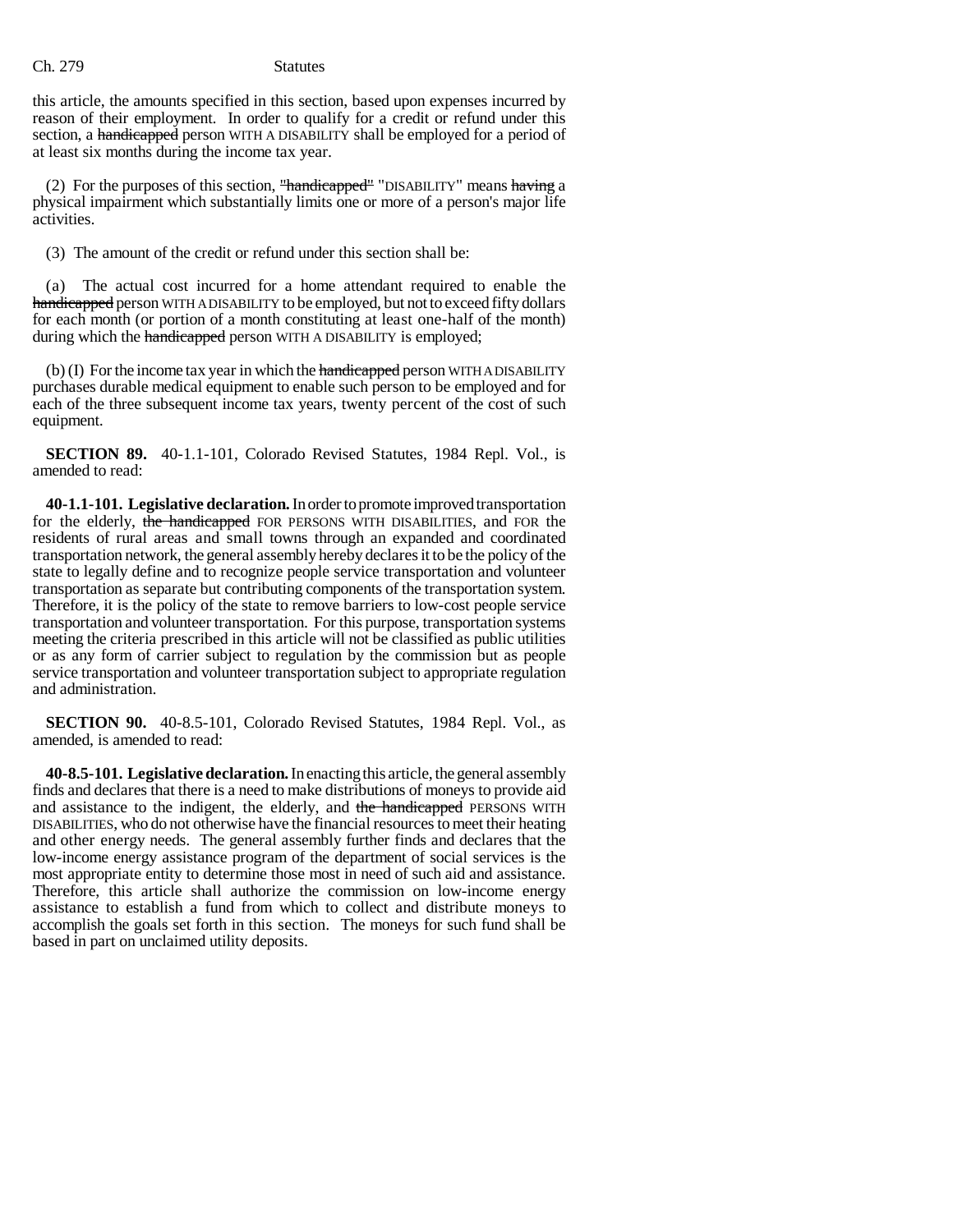this article, the amounts specified in this section, based upon expenses incurred by reason of their employment. In order to qualify for a credit or refund under this section, a ~~handicapped~~ person WITH A DISABILITY shall be employed for a period of at least six months during the income tax year.

(2) For the purposes of this section, ~~"handicapped"~~ "DISABILITY" means ~~having~~ a physical impairment which substantially limits one or more of a person's major life activities.

(3) The amount of the credit or refund under this section shall be:

(a) The actual cost incurred for a home attendant required to enable the ~~handicapped~~ person WITH A DISABILITY to be employed, but not to exceed fifty dollars for each month (or portion of a month constituting at least one-half of the month) during which the ~~handicapped~~ person WITH A DISABILITY is employed;

(b) (I) For the income tax year in which the ~~handicapped~~ person WITH A DISABILITY purchases durable medical equipment to enable such person to be employed and for each of the three subsequent income tax years, twenty percent of the cost of such equipment.

**SECTION 89.** 40-1.1-101, Colorado Revised Statutes, 1984 Repl. Vol., is amended to read:

**40-1.1-101. Legislative declaration.** In order to promote improved transportation for the elderly, ~~the handicapped~~ FOR PERSONS WITH DISABILITIES, and FOR the residents of rural areas and small towns through an expanded and coordinated transportation network, the general assembly hereby declares it to be the policy of the state to legally define and to recognize people service transportation and volunteer transportation as separate but contributing components of the transportation system. Therefore, it is the policy of the state to remove barriers to low-cost people service transportation and volunteer transportation. For this purpose, transportation systems meeting the criteria prescribed in this article will not be classified as public utilities or as any form of carrier subject to regulation by the commission but as people service transportation and volunteer transportation subject to appropriate regulation and administration.

**SECTION 90.** 40-8.5-101, Colorado Revised Statutes, 1984 Repl. Vol., as amended, is amended to read:

**40-8.5-101. Legislative declaration.** In enacting this article, the general assembly finds and declares that there is a need to make distributions of moneys to provide aid and assistance to the indigent, the elderly, and ~~the handicapped~~ PERSONS WITH DISABILITIES, who do not otherwise have the financial resources to meet their heating and other energy needs. The general assembly further finds and declares that the low-income energy assistance program of the department of social services is the most appropriate entity to determine those most in need of such aid and assistance. Therefore, this article shall authorize the commission on low-income energy assistance to establish a fund from which to collect and distribute moneys to accomplish the goals set forth in this section. The moneys for such fund shall be based in part on unclaimed utility deposits.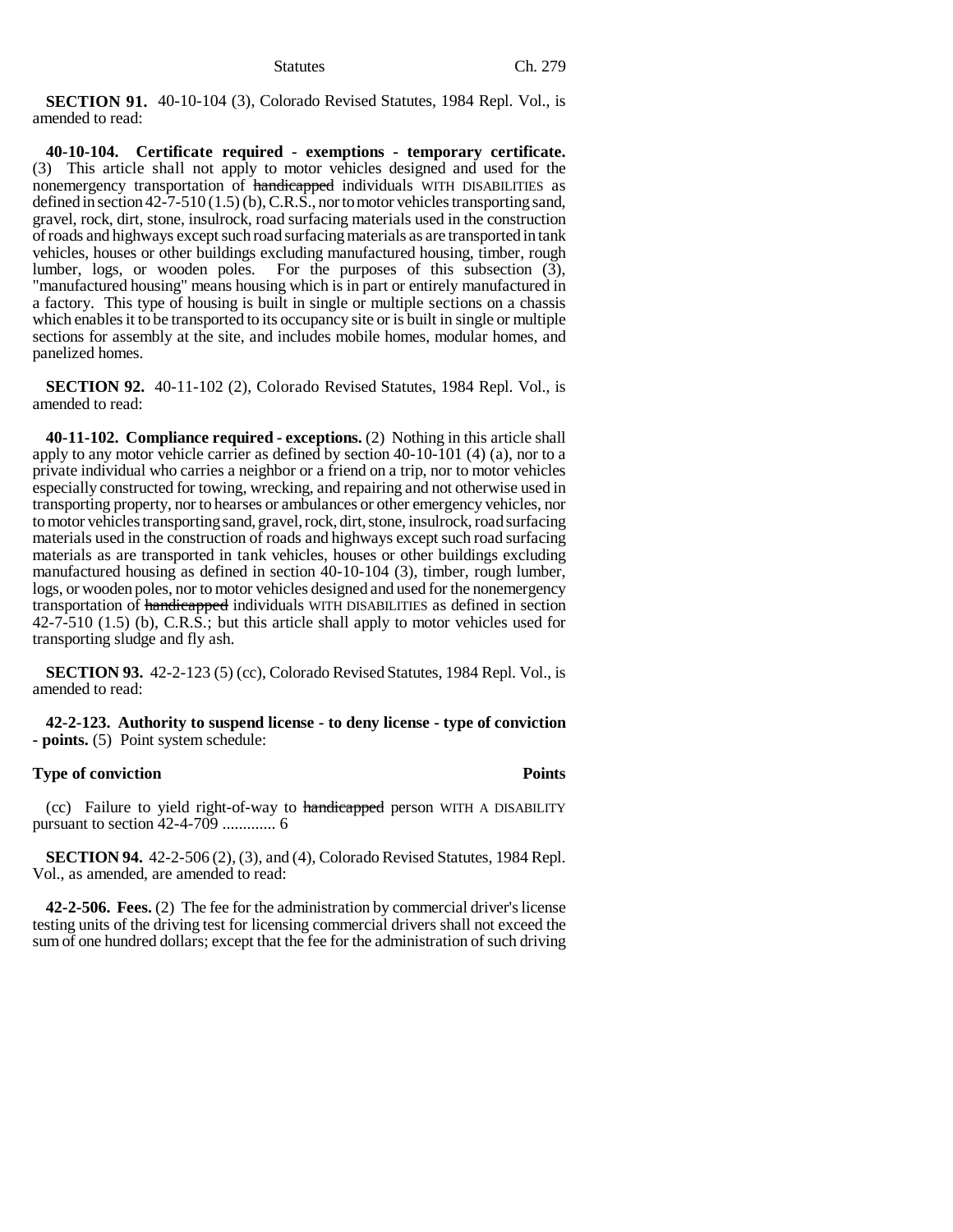**SECTION 91.** 40-10-104 (3), Colorado Revised Statutes, 1984 Repl. Vol., is amended to read:

**40-10-104. Certificate required - exemptions - temporary certificate.** (3) This article shall not apply to motor vehicles designed and used for the nonemergency transportation of ~~handicapped~~ individuals WITH DISABILITIES as defined in section 42-7-510 (1.5) (b), C.R.S., nor to motor vehicles transporting sand, gravel, rock, dirt, stone, insulrock, road surfacing materials used in the construction of roads and highways except such road surfacing materials as are transported in tank vehicles, houses or other buildings excluding manufactured housing, timber, rough lumber, logs, or wooden poles. For the purposes of this subsection (3), "manufactured housing" means housing which is in part or entirely manufactured in a factory. This type of housing is built in single or multiple sections on a chassis which enables it to be transported to its occupancy site or is built in single or multiple sections for assembly at the site, and includes mobile homes, modular homes, and panelized homes.

**SECTION 92.** 40-11-102 (2), Colorado Revised Statutes, 1984 Repl. Vol., is amended to read:

**40-11-102. Compliance required - exceptions.** (2) Nothing in this article shall apply to any motor vehicle carrier as defined by section 40-10-101 (4) (a), nor to a private individual who carries a neighbor or a friend on a trip, nor to motor vehicles especially constructed for towing, wrecking, and repairing and not otherwise used in transporting property, nor to hearses or ambulances or other emergency vehicles, nor to motor vehicles transporting sand, gravel, rock, dirt, stone, insulrock, road surfacing materials used in the construction of roads and highways except such road surfacing materials as are transported in tank vehicles, houses or other buildings excluding manufactured housing as defined in section 40-10-104 (3), timber, rough lumber, logs, or wooden poles, nor to motor vehicles designed and used for the nonemergency transportation of ~~handicapped~~ individuals WITH DISABILITIES as defined in section 42-7-510 (1.5) (b), C.R.S.; but this article shall apply to motor vehicles used for transporting sludge and fly ash.

**SECTION 93.** 42-2-123 (5) (cc), Colorado Revised Statutes, 1984 Repl. Vol., is amended to read:

**42-2-123. Authority to suspend license - to deny license - type of conviction - points.** (5) Point system schedule:

**Type of conviction** **Points**

(cc) Failure to yield right-of-way to ~~handicapped~~ person WITH A DISABILITY pursuant to section 42-4-709 ............. 6

**SECTION 94.** 42-2-506 (2), (3), and (4), Colorado Revised Statutes, 1984 Repl. Vol., as amended, are amended to read:

**42-2-506. Fees.** (2) The fee for the administration by commercial driver's license testing units of the driving test for licensing commercial drivers shall not exceed the sum of one hundred dollars; except that the fee for the administration of such driving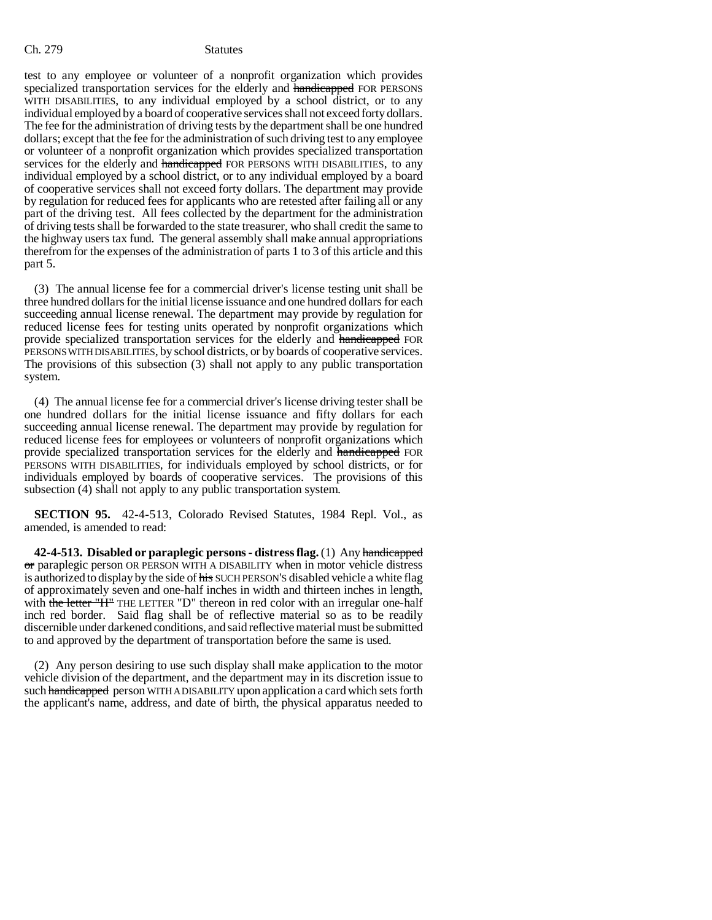test to any employee or volunteer of a nonprofit organization which provides specialized transportation services for the elderly and ~~handicapped~~ FOR PERSONS WITH DISABILITIES, to any individual employed by a school district, or to any individual employed by a board of cooperative services shall not exceed forty dollars. The fee for the administration of driving tests by the department shall be one hundred dollars; except that the fee for the administration of such driving test to any employee or volunteer of a nonprofit organization which provides specialized transportation services for the elderly and ~~handicapped~~ FOR PERSONS WITH DISABILITIES, to any individual employed by a school district, or to any individual employed by a board of cooperative services shall not exceed forty dollars. The department may provide by regulation for reduced fees for applicants who are retested after failing all or any part of the driving test. All fees collected by the department for the administration of driving tests shall be forwarded to the state treasurer, who shall credit the same to the highway users tax fund. The general assembly shall make annual appropriations therefrom for the expenses of the administration of parts 1 to 3 of this article and this part 5.

(3) The annual license fee for a commercial driver's license testing unit shall be three hundred dollars for the initial license issuance and one hundred dollars for each succeeding annual license renewal. The department may provide by regulation for reduced license fees for testing units operated by nonprofit organizations which provide specialized transportation services for the elderly and ~~handicapped~~ FOR PERSONS WITH DISABILITIES, by school districts, or by boards of cooperative services. The provisions of this subsection (3) shall not apply to any public transportation system.

(4) The annual license fee for a commercial driver's license driving tester shall be one hundred dollars for the initial license issuance and fifty dollars for each succeeding annual license renewal. The department may provide by regulation for reduced license fees for employees or volunteers of nonprofit organizations which provide specialized transportation services for the elderly and ~~handicapped~~ FOR PERSONS WITH DISABILITIES, for individuals employed by school districts, or for individuals employed by boards of cooperative services. The provisions of this subsection (4) shall not apply to any public transportation system.

**SECTION 95.** 42-4-513, Colorado Revised Statutes, 1984 Repl. Vol., as amended, is amended to read:

**42-4-513. Disabled or paraplegic persons - distress flag.** (1) Any ~~handicapped or~~ paraplegic person OR PERSON WITH A DISABILITY when in motor vehicle distress is authorized to display by the side of ~~his~~ SUCH PERSON'S disabled vehicle a white flag of approximately seven and one-half inches in width and thirteen inches in length, with ~~the letter "H"~~ THE LETTER "D" thereon in red color with an irregular one-half inch red border. Said flag shall be of reflective material so as to be readily discernible under darkened conditions, and said reflective material must be submitted to and approved by the department of transportation before the same is used.

(2) Any person desiring to use such display shall make application to the motor vehicle division of the department, and the department may in its discretion issue to such ~~handicapped~~ person WITH A DISABILITY upon application a card which sets forth the applicant's name, address, and date of birth, the physical apparatus needed to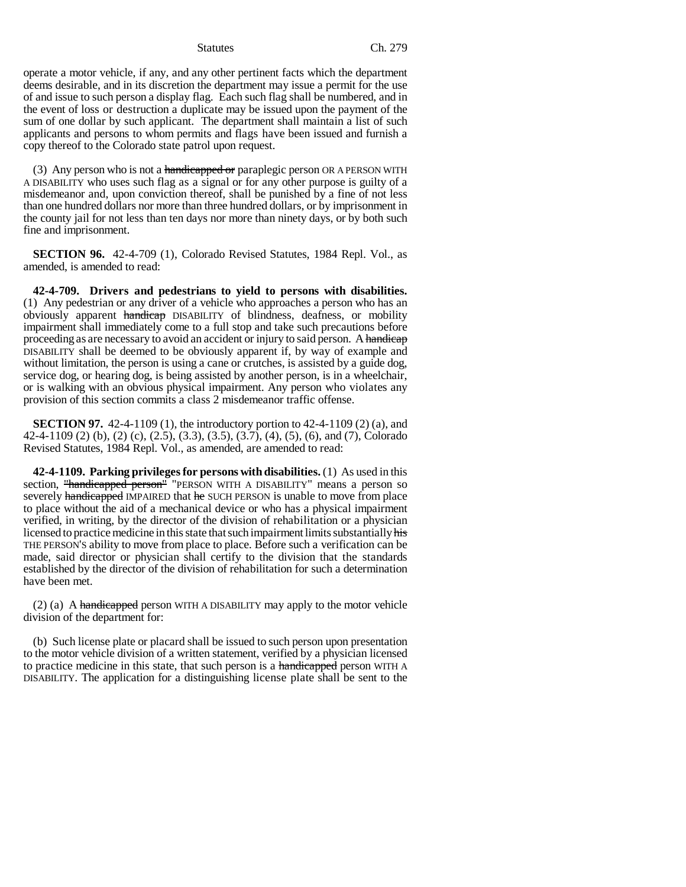operate a motor vehicle, if any, and any other pertinent facts which the department deems desirable, and in its discretion the department may issue a permit for the use of and issue to such person a display flag. Each such flag shall be numbered, and in the event of loss or destruction a duplicate may be issued upon the payment of the sum of one dollar by such applicant. The department shall maintain a list of such applicants and persons to whom permits and flags have been issued and furnish a copy thereof to the Colorado state patrol upon request.

(3) Any person who is not a ~~handicapped or~~ paraplegic person OR A PERSON WITH A DISABILITY who uses such flag as a signal or for any other purpose is guilty of a misdemeanor and, upon conviction thereof, shall be punished by a fine of not less than one hundred dollars nor more than three hundred dollars, or by imprisonment in the county jail for not less than ten days nor more than ninety days, or by both such fine and imprisonment.

**SECTION 96.** 42-4-709 (1), Colorado Revised Statutes, 1984 Repl. Vol., as amended, is amended to read:

**42-4-709. Drivers and pedestrians to yield to persons with disabilities.** (1) Any pedestrian or any driver of a vehicle who approaches a person who has an obviously apparent ~~handicap~~ DISABILITY of blindness, deafness, or mobility impairment shall immediately come to a full stop and take such precautions before proceeding as are necessary to avoid an accident or injury to said person. A ~~handicap~~ DISABILITY shall be deemed to be obviously apparent if, by way of example and without limitation, the person is using a cane or crutches, is assisted by a guide dog, service dog, or hearing dog, is being assisted by another person, is in a wheelchair, or is walking with an obvious physical impairment. Any person who violates any provision of this section commits a class 2 misdemeanor traffic offense.

**SECTION 97.** 42-4-1109 (1), the introductory portion to 42-4-1109 (2) (a), and 42-4-1109 (2) (b), (2) (c), (2.5), (3.3), (3.5), (3.7), (4), (5), (6), and (7), Colorado Revised Statutes, 1984 Repl. Vol., as amended, are amended to read:

**42-4-1109. Parking privileges for persons with disabilities.** (1) As used in this section, ~~"handicapped person"~~ "PERSON WITH A DISABILITY" means a person so severely ~~handicapped~~ IMPAIRED that ~~he~~ SUCH PERSON is unable to move from place to place without the aid of a mechanical device or who has a physical impairment verified, in writing, by the director of the division of rehabilitation or a physician licensed to practice medicine in this state that such impairment limits substantially ~~his~~ THE PERSON'S ability to move from place to place. Before such a verification can be made, said director or physician shall certify to the division that the standards established by the director of the division of rehabilitation for such a determination have been met.

(2) (a) A ~~handicapped~~ person WITH A DISABILITY may apply to the motor vehicle division of the department for:

(b) Such license plate or placard shall be issued to such person upon presentation to the motor vehicle division of a written statement, verified by a physician licensed to practice medicine in this state, that such person is a ~~handicapped~~ person WITH A DISABILITY. The application for a distinguishing license plate shall be sent to the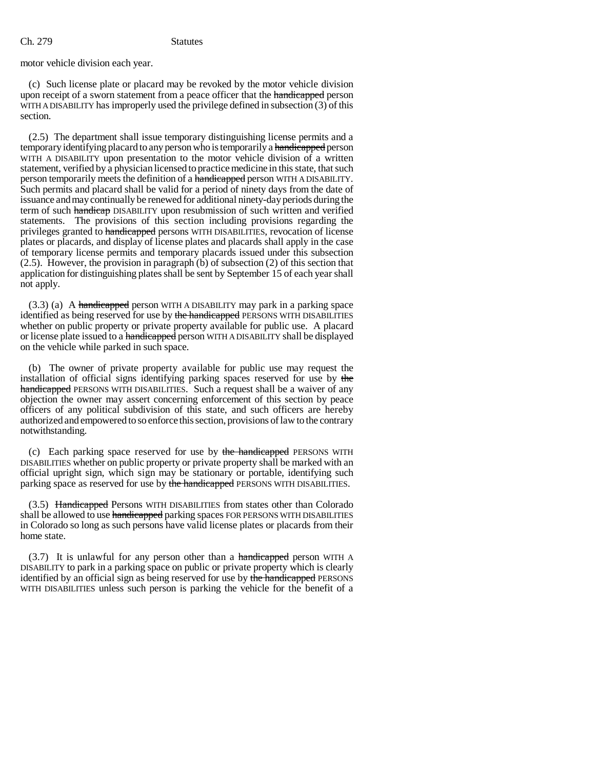motor vehicle division each year.

(c) Such license plate or placard may be revoked by the motor vehicle division upon receipt of a sworn statement from a peace officer that the ~~handicapped~~ person WITH A DISABILITY has improperly used the privilege defined in subsection (3) of this section.

(2.5) The department shall issue temporary distinguishing license permits and a temporary identifying placard to any person who is temporarily a ~~handicapped~~ person WITH A DISABILITY upon presentation to the motor vehicle division of a written statement, verified by a physician licensed to practice medicine in this state, that such person temporarily meets the definition of a ~~handicapped~~ person WITH A DISABILITY. Such permits and placard shall be valid for a period of ninety days from the date of issuance and may continually be renewed for additional ninety-day periods during the term of such ~~handicap~~ DISABILITY upon resubmission of such written and verified statements. The provisions of this section including provisions regarding the privileges granted to ~~handicapped~~ persons WITH DISABILITIES, revocation of license plates or placards, and display of license plates and placards shall apply in the case of temporary license permits and temporary placards issued under this subsection (2.5). However, the provision in paragraph (b) of subsection (2) of this section that application for distinguishing plates shall be sent by September 15 of each year shall not apply.

(3.3) (a) A ~~handicapped~~ person WITH A DISABILITY may park in a parking space identified as being reserved for use by ~~the handicapped~~ PERSONS WITH DISABILITIES whether on public property or private property available for public use. A placard or license plate issued to a ~~handicapped~~ person WITH A DISABILITY shall be displayed on the vehicle while parked in such space.

(b) The owner of private property available for public use may request the installation of official signs identifying parking spaces reserved for use by ~~the handicapped~~ PERSONS WITH DISABILITIES. Such a request shall be a waiver of any objection the owner may assert concerning enforcement of this section by peace officers of any political subdivision of this state, and such officers are hereby authorized and empowered to so enforce this section, provisions of law to the contrary notwithstanding.

(c) Each parking space reserved for use by ~~the handicapped~~ PERSONS WITH DISABILITIES whether on public property or private property shall be marked with an official upright sign, which sign may be stationary or portable, identifying such parking space as reserved for use by ~~the handicapped~~ PERSONS WITH DISABILITIES.

(3.5) ~~Handicapped~~ Persons WITH DISABILITIES from states other than Colorado shall be allowed to use ~~handicapped~~ parking spaces FOR PERSONS WITH DISABILITIES in Colorado so long as such persons have valid license plates or placards from their home state.

(3.7) It is unlawful for any person other than a ~~handicapped~~ person WITH A DISABILITY to park in a parking space on public or private property which is clearly identified by an official sign as being reserved for use by ~~the handicapped~~ PERSONS WITH DISABILITIES unless such person is parking the vehicle for the benefit of a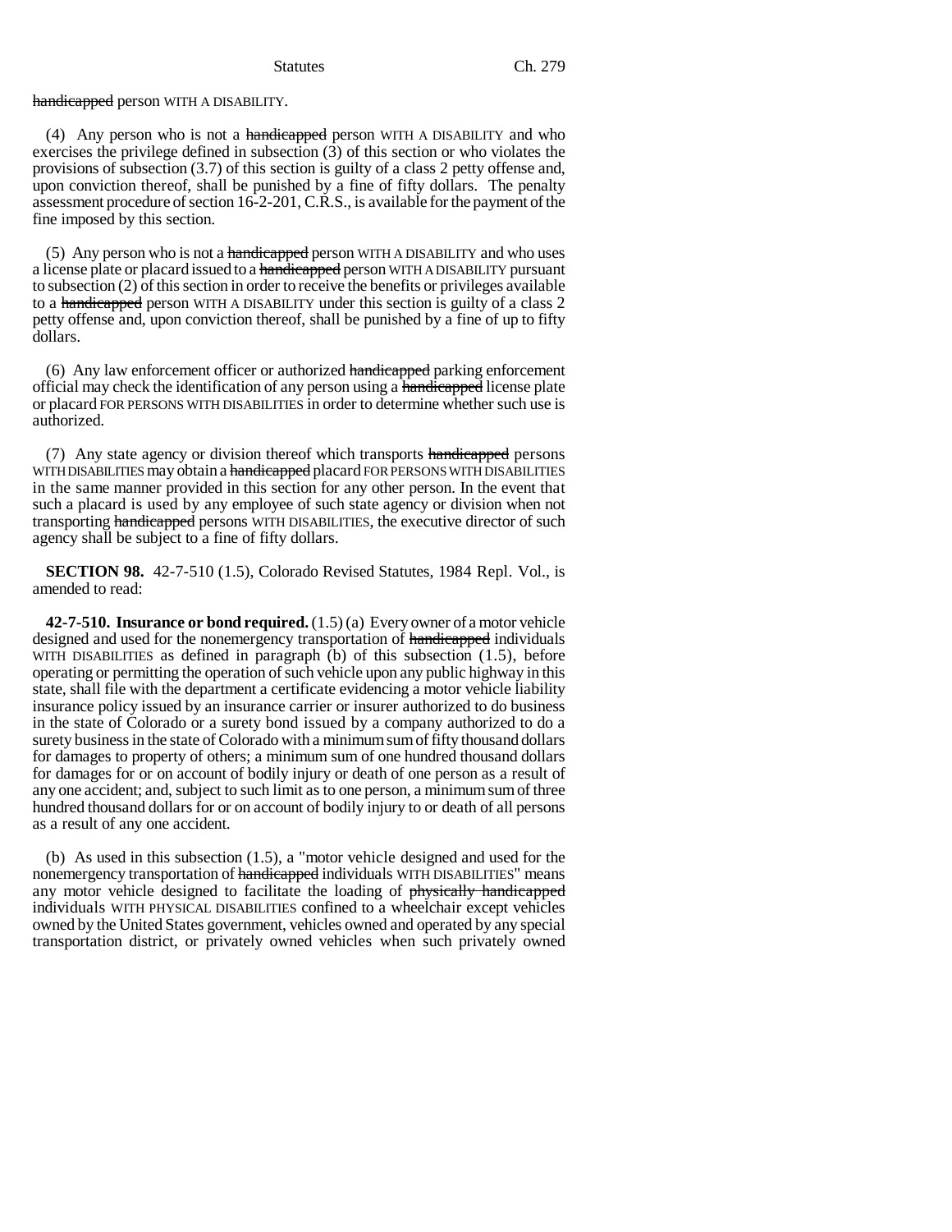handicapped person WITH A DISABILITY.

(4) Any person who is not a handicapped person WITH A DISABILITY and who exercises the privilege defined in subsection (3) of this section or who violates the provisions of subsection (3.7) of this section is guilty of a class 2 petty offense and, upon conviction thereof, shall be punished by a fine of fifty dollars. The penalty assessment procedure of section 16-2-201, C.R.S., is available for the payment of the fine imposed by this section.

(5) Any person who is not a handicapped person WITH A DISABILITY and who uses a license plate or placard issued to a handicapped person WITH A DISABILITY pursuant to subsection (2) of this section in order to receive the benefits or privileges available to a handicapped person WITH A DISABILITY under this section is guilty of a class 2 petty offense and, upon conviction thereof, shall be punished by a fine of up to fifty dollars.

(6) Any law enforcement officer or authorized handicapped parking enforcement official may check the identification of any person using a handicapped license plate or placard FOR PERSONS WITH DISABILITIES in order to determine whether such use is authorized.

(7) Any state agency or division thereof which transports handicapped persons WITH DISABILITIES may obtain a handicapped placard FOR PERSONS WITH DISABILITIES in the same manner provided in this section for any other person. In the event that such a placard is used by any employee of such state agency or division when not transporting handicapped persons WITH DISABILITIES, the executive director of such agency shall be subject to a fine of fifty dollars.

**SECTION 98.** 42-7-510 (1.5), Colorado Revised Statutes, 1984 Repl. Vol., is amended to read:

**42-7-510. Insurance or bond required.** (1.5) (a) Every owner of a motor vehicle designed and used for the nonemergency transportation of handicapped individuals WITH DISABILITIES as defined in paragraph (b) of this subsection (1.5), before operating or permitting the operation of such vehicle upon any public highway in this state, shall file with the department a certificate evidencing a motor vehicle liability insurance policy issued by an insurance carrier or insurer authorized to do business in the state of Colorado or a surety bond issued by a company authorized to do a surety business in the state of Colorado with a minimum sum of fifty thousand dollars for damages to property of others; a minimum sum of one hundred thousand dollars for damages for or on account of bodily injury or death of one person as a result of any one accident; and, subject to such limit as to one person, a minimum sum of three hundred thousand dollars for or on account of bodily injury to or death of all persons as a result of any one accident.

(b) As used in this subsection (1.5), a "motor vehicle designed and used for the nonemergency transportation of handicapped individuals WITH DISABILITIES" means any motor vehicle designed to facilitate the loading of physically handicapped individuals WITH PHYSICAL DISABILITIES confined to a wheelchair except vehicles owned by the United States government, vehicles owned and operated by any special transportation district, or privately owned vehicles when such privately owned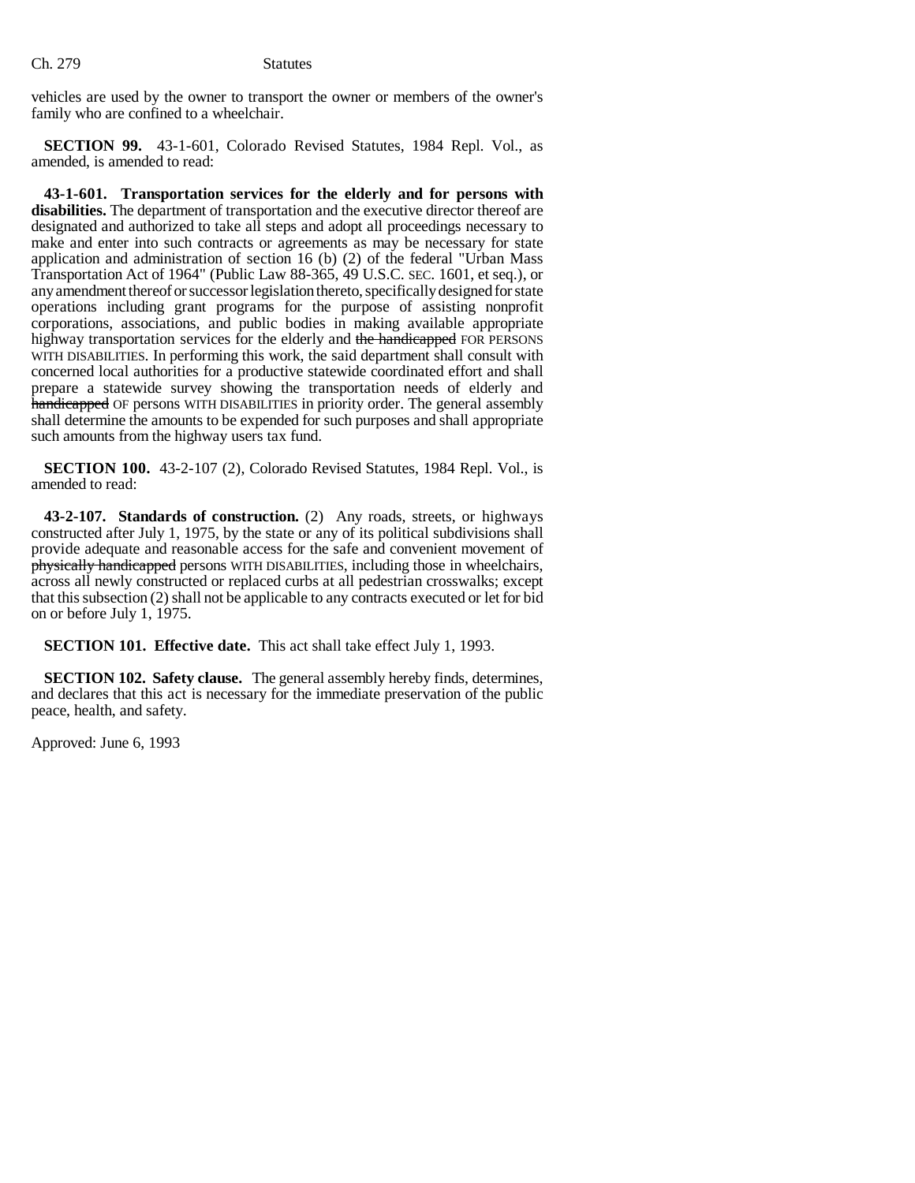vehicles are used by the owner to transport the owner or members of the owner's family who are confined to a wheelchair.

**SECTION 99.** 43-1-601, Colorado Revised Statutes, 1984 Repl. Vol., as amended, is amended to read:

**43-1-601. Transportation services for the elderly and for persons with disabilities.** The department of transportation and the executive director thereof are designated and authorized to take all steps and adopt all proceedings necessary to make and enter into such contracts or agreements as may be necessary for state application and administration of section 16 (b) (2) of the federal "Urban Mass Transportation Act of 1964" (Public Law 88-365, 49 U.S.C. SEC. 1601, et seq.), or any amendment thereof or successor legislation thereto, specifically designed for state operations including grant programs for the purpose of assisting nonprofit corporations, associations, and public bodies in making available appropriate highway transportation services for the elderly and ~~the handicapped~~ FOR PERSONS WITH DISABILITIES. In performing this work, the said department shall consult with concerned local authorities for a productive statewide coordinated effort and shall prepare a statewide survey showing the transportation needs of elderly and ~~handicapped~~ OF persons WITH DISABILITIES in priority order. The general assembly shall determine the amounts to be expended for such purposes and shall appropriate such amounts from the highway users tax fund.

**SECTION 100.** 43-2-107 (2), Colorado Revised Statutes, 1984 Repl. Vol., is amended to read:

**43-2-107. Standards of construction.** (2) Any roads, streets, or highways constructed after July 1, 1975, by the state or any of its political subdivisions shall provide adequate and reasonable access for the safe and convenient movement of ~~physically handicapped~~ persons WITH DISABILITIES, including those in wheelchairs, across all newly constructed or replaced curbs at all pedestrian crosswalks; except that this subsection (2) shall not be applicable to any contracts executed or let for bid on or before July 1, 1975.

**SECTION 101. Effective date.** This act shall take effect July 1, 1993.

**SECTION 102. Safety clause.** The general assembly hereby finds, determines, and declares that this act is necessary for the immediate preservation of the public peace, health, and safety.

Approved: June 6, 1993